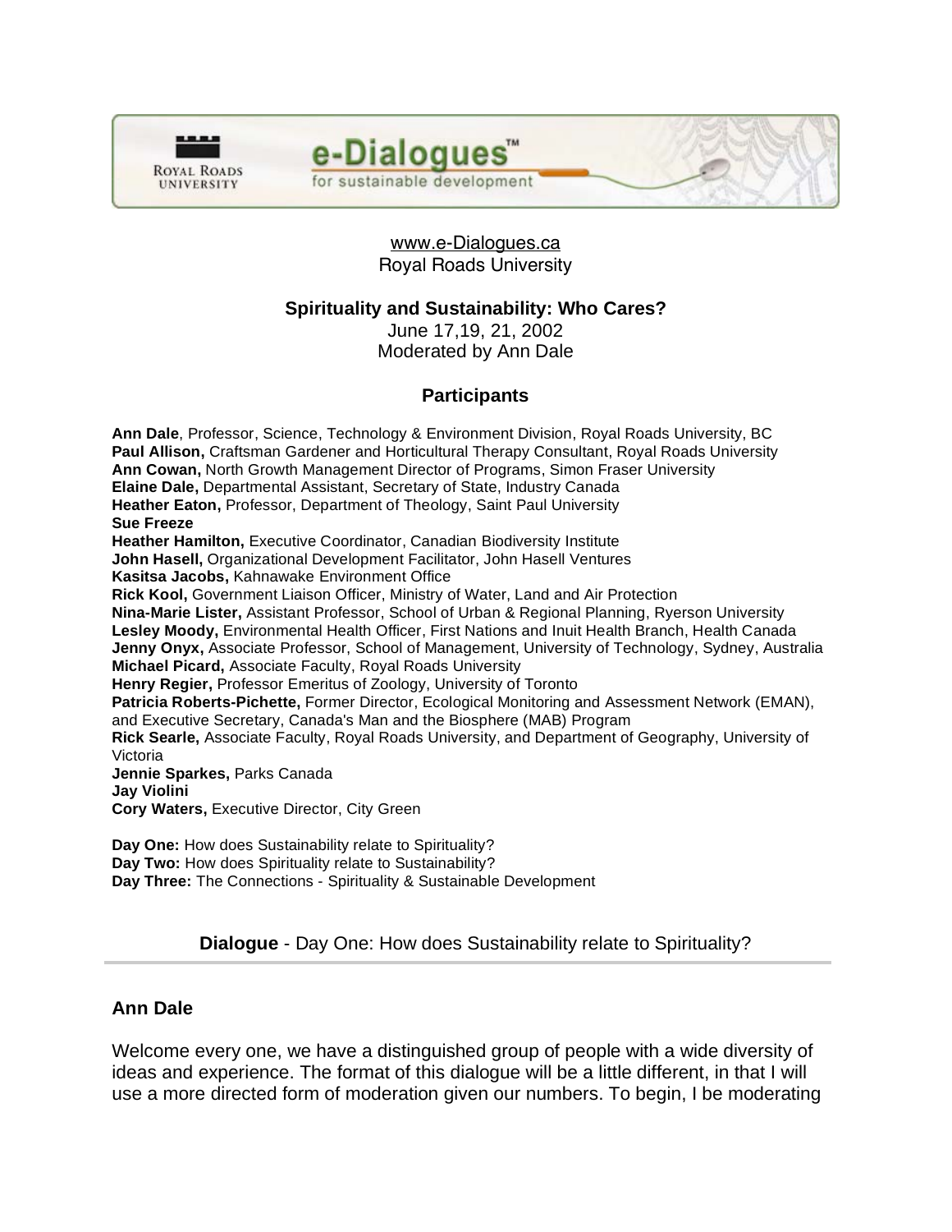Royal Roads University

e-Dialogues™ for sustainable development

www.e-Dialogues.ca
Royal Roads University

## Spirituality and Sustainability: Who Cares?

June 17,19, 21, 2002
Moderated by Ann Dale

### Participants

**Ann Dale**, Professor, Science, Technology & Environment Division, Royal Roads University, BC
**Paul Allison,** Craftsman Gardener and Horticultural Therapy Consultant, Royal Roads University
**Ann Cowan,** North Growth Management Director of Programs, Simon Fraser University
**Elaine Dale,** Departmental Assistant, Secretary of State, Industry Canada
**Heather Eaton,** Professor, Department of Theology, Saint Paul University
**Sue Freeze**
**Heather Hamilton,** Executive Coordinator, Canadian Biodiversity Institute
**John Hasell,** Organizational Development Facilitator, John Hasell Ventures
**Kasitsa Jacobs,** Kahnawake Environment Office
**Rick Kool,** Government Liaison Officer, Ministry of Water, Land and Air Protection
**Nina-Marie Lister,** Assistant Professor, School of Urban & Regional Planning, Ryerson University
**Lesley Moody,** Environmental Health Officer, First Nations and Inuit Health Branch, Health Canada
**Jenny Onyx,** Associate Professor, School of Management, University of Technology, Sydney, Australia
**Michael Picard,** Associate Faculty, Royal Roads University
**Henry Regier,** Professor Emeritus of Zoology, University of Toronto
**Patricia Roberts-Pichette,** Former Director, Ecological Monitoring and Assessment Network (EMAN), and Executive Secretary, Canada's Man and the Biosphere (MAB) Program
**Rick Searle,** Associate Faculty, Royal Roads University, and Department of Geography, University of Victoria
**Jennie Sparkes,** Parks Canada
**Jay Violini**
**Cory Waters,** Executive Director, City Green

**Day One:** How does Sustainability relate to Spirituality?
**Day Two:** How does Spirituality relate to Sustainability?
**Day Three:** The Connections - Spirituality & Sustainable Development

## Dialogue - Day One: How does Sustainability relate to Spirituality?

---

### Ann Dale

Welcome every one, we have a distinguished group of people with a wide diversity of ideas and experience. The format of this dialogue will be a little different, in that I will use a more directed form of moderation given our numbers. To begin, I be moderating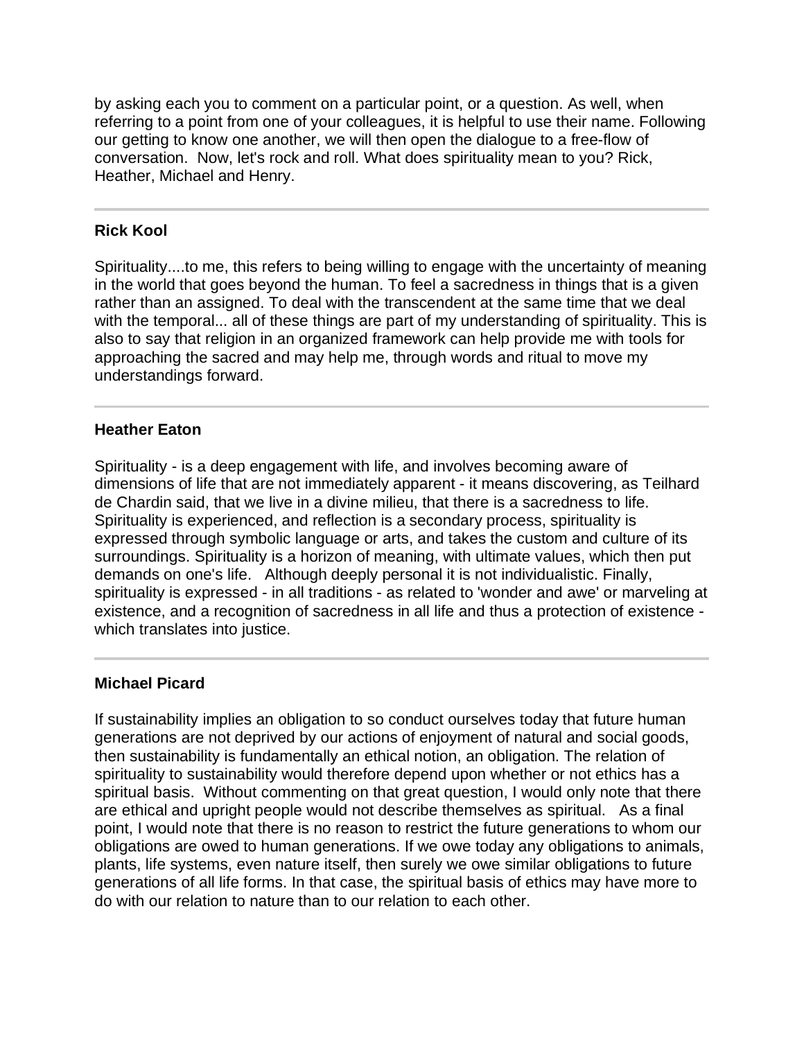by asking each you to comment on a particular point, or a question. As well, when referring to a point from one of your colleagues, it is helpful to use their name. Following our getting to know one another, we will then open the dialogue to a free-flow of conversation. Now, let's rock and roll. What does spirituality mean to you? Rick, Heather, Michael and Henry.

---

**Rick Kool**

Spirituality....to me, this refers to being willing to engage with the uncertainty of meaning in the world that goes beyond the human. To feel a sacredness in things that is a given rather than an assigned. To deal with the transcendent at the same time that we deal with the temporal... all of these things are part of my understanding of spirituality. This is also to say that religion in an organized framework can help provide me with tools for approaching the sacred and may help me, through words and ritual to move my understandings forward.

---

**Heather Eaton**

Spirituality - is a deep engagement with life, and involves becoming aware of dimensions of life that are not immediately apparent - it means discovering, as Teilhard de Chardin said, that we live in a divine milieu, that there is a sacredness to life. Spirituality is experienced, and reflection is a secondary process, spirituality is expressed through symbolic language or arts, and takes the custom and culture of its surroundings. Spirituality is a horizon of meaning, with ultimate values, which then put demands on one's life. Although deeply personal it is not individualistic. Finally, spirituality is expressed - in all traditions - as related to 'wonder and awe' or marveling at existence, and a recognition of sacredness in all life and thus a protection of existence - which translates into justice.

---

**Michael Picard**

If sustainability implies an obligation to so conduct ourselves today that future human generations are not deprived by our actions of enjoyment of natural and social goods, then sustainability is fundamentally an ethical notion, an obligation. The relation of spirituality to sustainability would therefore depend upon whether or not ethics has a spiritual basis. Without commenting on that great question, I would only note that there are ethical and upright people would not describe themselves as spiritual. As a final point, I would note that there is no reason to restrict the future generations to whom our obligations are owed to human generations. If we owe today any obligations to animals, plants, life systems, even nature itself, then surely we owe similar obligations to future generations of all life forms. In that case, the spiritual basis of ethics may have more to do with our relation to nature than to our relation to each other.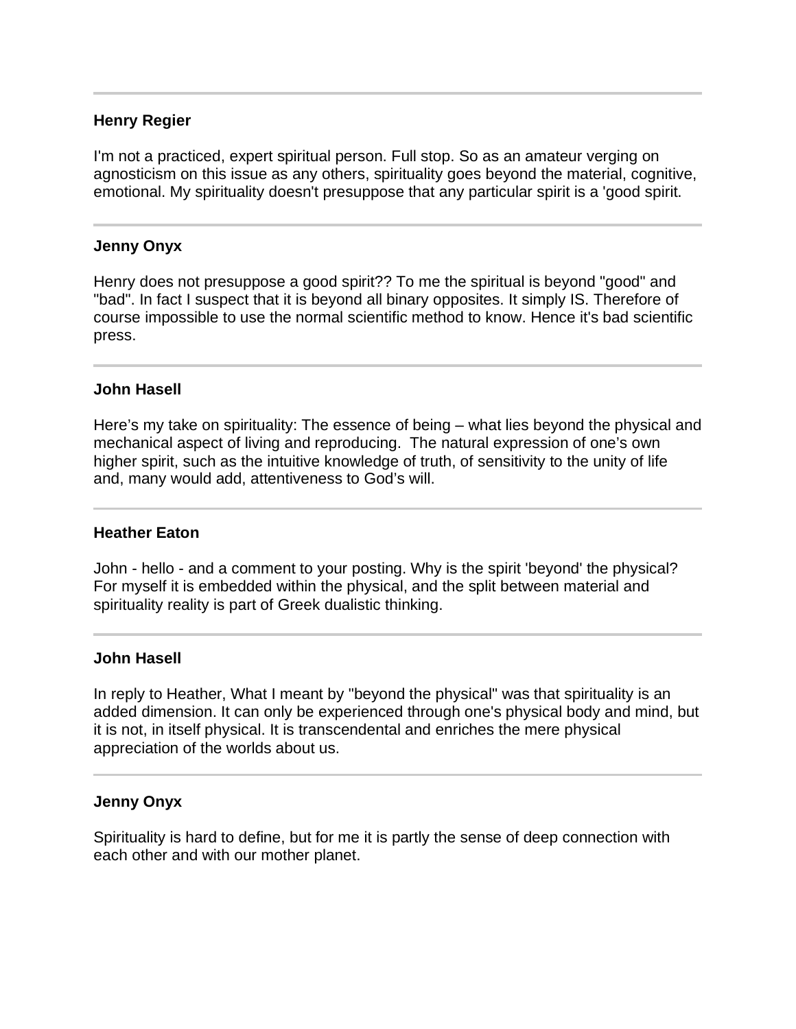---

**Henry Regier**

I'm not a practiced, expert spiritual person. Full stop. So as an amateur verging on agnosticism on this issue as any others, spirituality goes beyond the material, cognitive, emotional. My spirituality doesn't presuppose that any particular spirit is a 'good spirit.

---

**Jenny Onyx**

Henry does not presuppose a good spirit?? To me the spiritual is beyond "good" and "bad". In fact I suspect that it is beyond all binary opposites. It simply IS. Therefore of course impossible to use the normal scientific method to know. Hence it's bad scientific press.

---

**John Hasell**

Here's my take on spirituality: The essence of being – what lies beyond the physical and mechanical aspect of living and reproducing. The natural expression of one's own higher spirit, such as the intuitive knowledge of truth, of sensitivity to the unity of life and, many would add, attentiveness to God's will.

---

**Heather Eaton**

John - hello - and a comment to your posting. Why is the spirit 'beyond' the physical? For myself it is embedded within the physical, and the split between material and spirituality reality is part of Greek dualistic thinking.

---

**John Hasell**

In reply to Heather, What I meant by "beyond the physical" was that spirituality is an added dimension. It can only be experienced through one's physical body and mind, but it is not, in itself physical. It is transcendental and enriches the mere physical appreciation of the worlds about us.

---

**Jenny Onyx**

Spirituality is hard to define, but for me it is partly the sense of deep connection with each other and with our mother planet.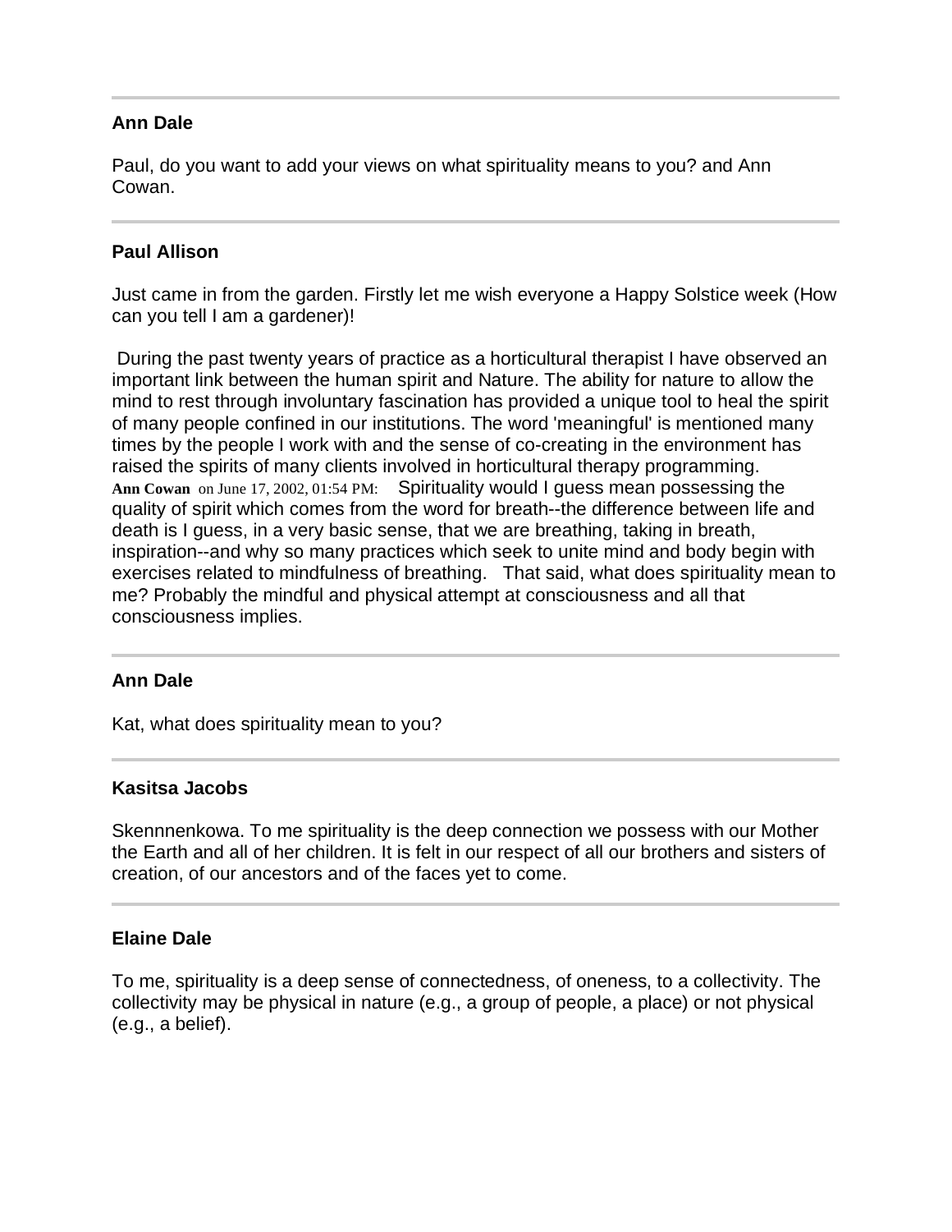---

**Ann Dale**

Paul, do you want to add your views on what spirituality means to you? and Ann Cowan.

---

**Paul Allison**

Just came in from the garden. Firstly let me wish everyone a Happy Solstice week (How can you tell I am a gardener)!

During the past twenty years of practice as a horticultural therapist I have observed an important link between the human spirit and Nature. The ability for nature to allow the mind to rest through involuntary fascination has provided a unique tool to heal the spirit of many people confined in our institutions. The word 'meaningful' is mentioned many times by the people I work with and the sense of co-creating in the environment has raised the spirits of many clients involved in horticultural therapy programming.
**Ann Cowan** on June 17, 2002, 01:54 PM: Spirituality would I guess mean possessing the quality of spirit which comes from the word for breath--the difference between life and death is I guess, in a very basic sense, that we are breathing, taking in breath, inspiration--and why so many practices which seek to unite mind and body begin with exercises related to mindfulness of breathing. That said, what does spirituality mean to me? Probably the mindful and physical attempt at consciousness and all that consciousness implies.

---

**Ann Dale**

Kat, what does spirituality mean to you?

---

**Kasitsa Jacobs**

Skennnenkowa. To me spirituality is the deep connection we possess with our Mother the Earth and all of her children. It is felt in our respect of all our brothers and sisters of creation, of our ancestors and of the faces yet to come.

---

**Elaine Dale**

To me, spirituality is a deep sense of connectedness, of oneness, to a collectivity. The collectivity may be physical in nature (e.g., a group of people, a place) or not physical (e.g., a belief).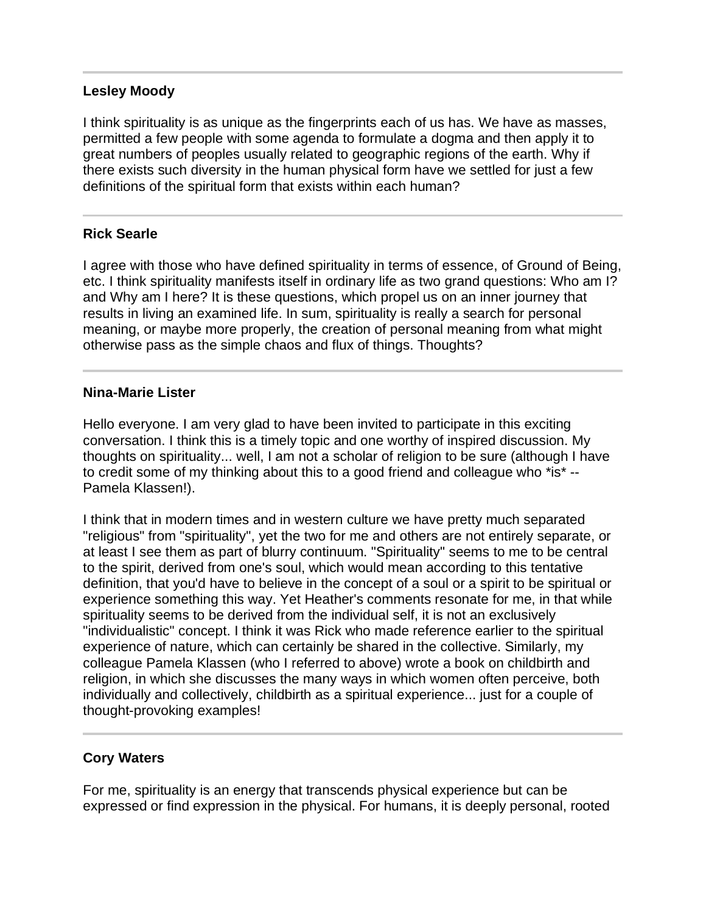---

**Lesley Moody**

I think spirituality is as unique as the fingerprints each of us has. We have as masses, permitted a few people with some agenda to formulate a dogma and then apply it to great numbers of peoples usually related to geographic regions of the earth. Why if there exists such diversity in the human physical form have we settled for just a few definitions of the spiritual form that exists within each human?

---

**Rick Searle**

I agree with those who have defined spirituality in terms of essence, of Ground of Being, etc. I think spirituality manifests itself in ordinary life as two grand questions: Who am I? and Why am I here? It is these questions, which propel us on an inner journey that results in living an examined life. In sum, spirituality is really a search for personal meaning, or maybe more properly, the creation of personal meaning from what might otherwise pass as the simple chaos and flux of things. Thoughts?

---

**Nina-Marie Lister**

Hello everyone. I am very glad to have been invited to participate in this exciting conversation. I think this is a timely topic and one worthy of inspired discussion. My thoughts on spirituality... well, I am not a scholar of religion to be sure (although I have to credit some of my thinking about this to a good friend and colleague who *is* -- Pamela Klassen!).

I think that in modern times and in western culture we have pretty much separated "religious" from "spirituality", yet the two for me and others are not entirely separate, or at least I see them as part of blurry continuum. "Spirituality" seems to me to be central to the spirit, derived from one's soul, which would mean according to this tentative definition, that you'd have to believe in the concept of a soul or a spirit to be spiritual or experience something this way. Yet Heather's comments resonate for me, in that while spirituality seems to be derived from the individual self, it is not an exclusively "individualistic" concept. I think it was Rick who made reference earlier to the spiritual experience of nature, which can certainly be shared in the collective. Similarly, my colleague Pamela Klassen (who I referred to above) wrote a book on childbirth and religion, in which she discusses the many ways in which women often perceive, both individually and collectively, childbirth as a spiritual experience... just for a couple of thought-provoking examples!

---

**Cory Waters**

For me, spirituality is an energy that transcends physical experience but can be expressed or find expression in the physical. For humans, it is deeply personal, rooted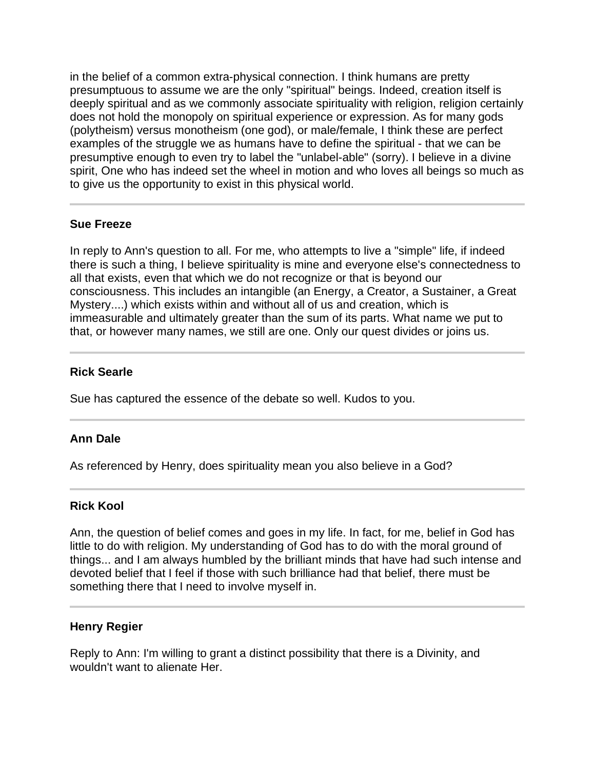in the belief of a common extra-physical connection. I think humans are pretty presumptuous to assume we are the only "spiritual" beings. Indeed, creation itself is deeply spiritual and as we commonly associate spirituality with religion, religion certainly does not hold the monopoly on spiritual experience or expression. As for many gods (polytheism) versus monotheism (one god), or male/female, I think these are perfect examples of the struggle we as humans have to define the spiritual - that we can be presumptive enough to even try to label the "unlabel-able" (sorry). I believe in a divine spirit, One who has indeed set the wheel in motion and who loves all beings so much as to give us the opportunity to exist in this physical world.

---

**Sue Freeze**

In reply to Ann's question to all. For me, who attempts to live a "simple" life, if indeed there is such a thing, I believe spirituality is mine and everyone else's connectedness to all that exists, even that which we do not recognize or that is beyond our consciousness. This includes an intangible (an Energy, a Creator, a Sustainer, a Great Mystery....) which exists within and without all of us and creation, which is immeasurable and ultimately greater than the sum of its parts. What name we put to that, or however many names, we still are one. Only our quest divides or joins us.

---

**Rick Searle**

Sue has captured the essence of the debate so well. Kudos to you.

---

**Ann Dale**

As referenced by Henry, does spirituality mean you also believe in a God?

---

**Rick Kool**

Ann, the question of belief comes and goes in my life. In fact, for me, belief in God has little to do with religion. My understanding of God has to do with the moral ground of things... and I am always humbled by the brilliant minds that have had such intense and devoted belief that I feel if those with such brilliance had that belief, there must be something there that I need to involve myself in.

---

**Henry Regier**

Reply to Ann: I'm willing to grant a distinct possibility that there is a Divinity, and wouldn't want to alienate Her.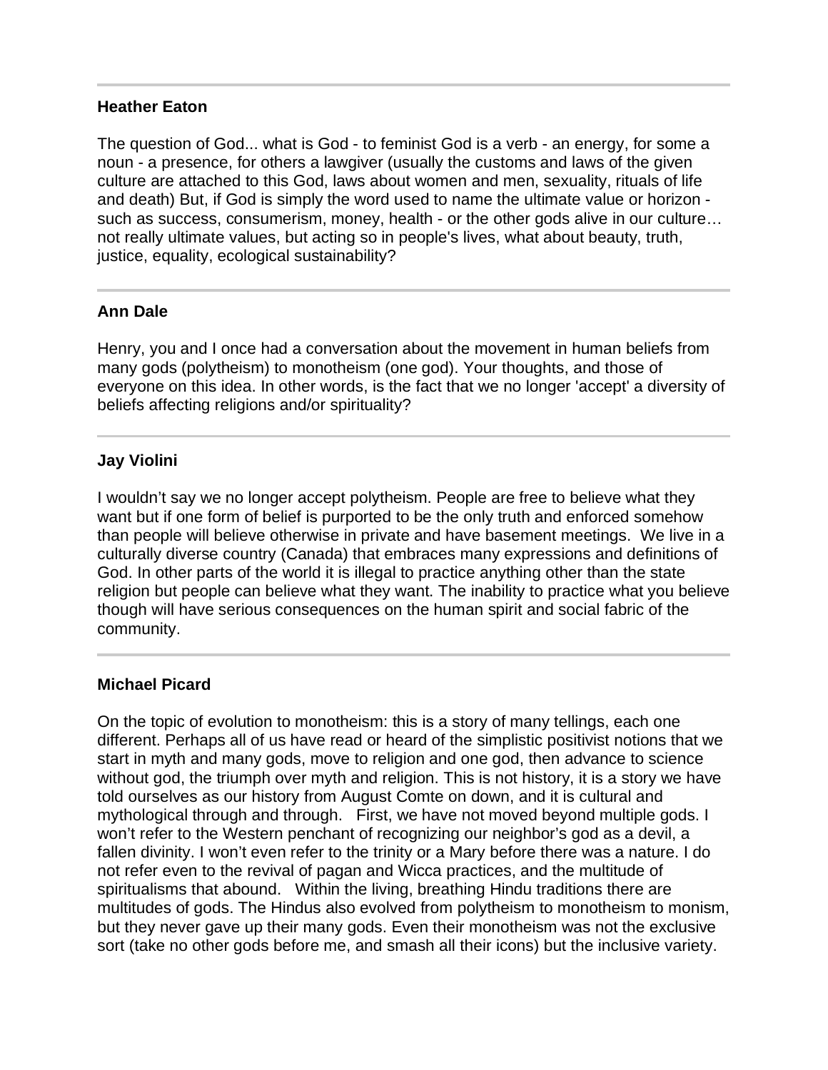---

**Heather Eaton**

The question of God... what is God - to feminist God is a verb - an energy, for some a noun - a presence, for others a lawgiver (usually the customs and laws of the given culture are attached to this God, laws about women and men, sexuality, rituals of life and death) But, if God is simply the word used to name the ultimate value or horizon - such as success, consumerism, money, health - or the other gods alive in our culture… not really ultimate values, but acting so in people's lives, what about beauty, truth, justice, equality, ecological sustainability?

---

**Ann Dale**

Henry, you and I once had a conversation about the movement in human beliefs from many gods (polytheism) to monotheism (one god). Your thoughts, and those of everyone on this idea. In other words, is the fact that we no longer 'accept' a diversity of beliefs affecting religions and/or spirituality?

---

**Jay Violini**

I wouldn't say we no longer accept polytheism. People are free to believe what they want but if one form of belief is purported to be the only truth and enforced somehow than people will believe otherwise in private and have basement meetings. We live in a culturally diverse country (Canada) that embraces many expressions and definitions of God. In other parts of the world it is illegal to practice anything other than the state religion but people can believe what they want. The inability to practice what you believe though will have serious consequences on the human spirit and social fabric of the community.

---

**Michael Picard**

On the topic of evolution to monotheism: this is a story of many tellings, each one different. Perhaps all of us have read or heard of the simplistic positivist notions that we start in myth and many gods, move to religion and one god, then advance to science without god, the triumph over myth and religion. This is not history, it is a story we have told ourselves as our history from August Comte on down, and it is cultural and mythological through and through. First, we have not moved beyond multiple gods. I won't refer to the Western penchant of recognizing our neighbor's god as a devil, a fallen divinity. I won't even refer to the trinity or a Mary before there was a nature. I do not refer even to the revival of pagan and Wicca practices, and the multitude of spiritualisms that abound. Within the living, breathing Hindu traditions there are multitudes of gods. The Hindus also evolved from polytheism to monotheism to monism, but they never gave up their many gods. Even their monotheism was not the exclusive sort (take no other gods before me, and smash all their icons) but the inclusive variety.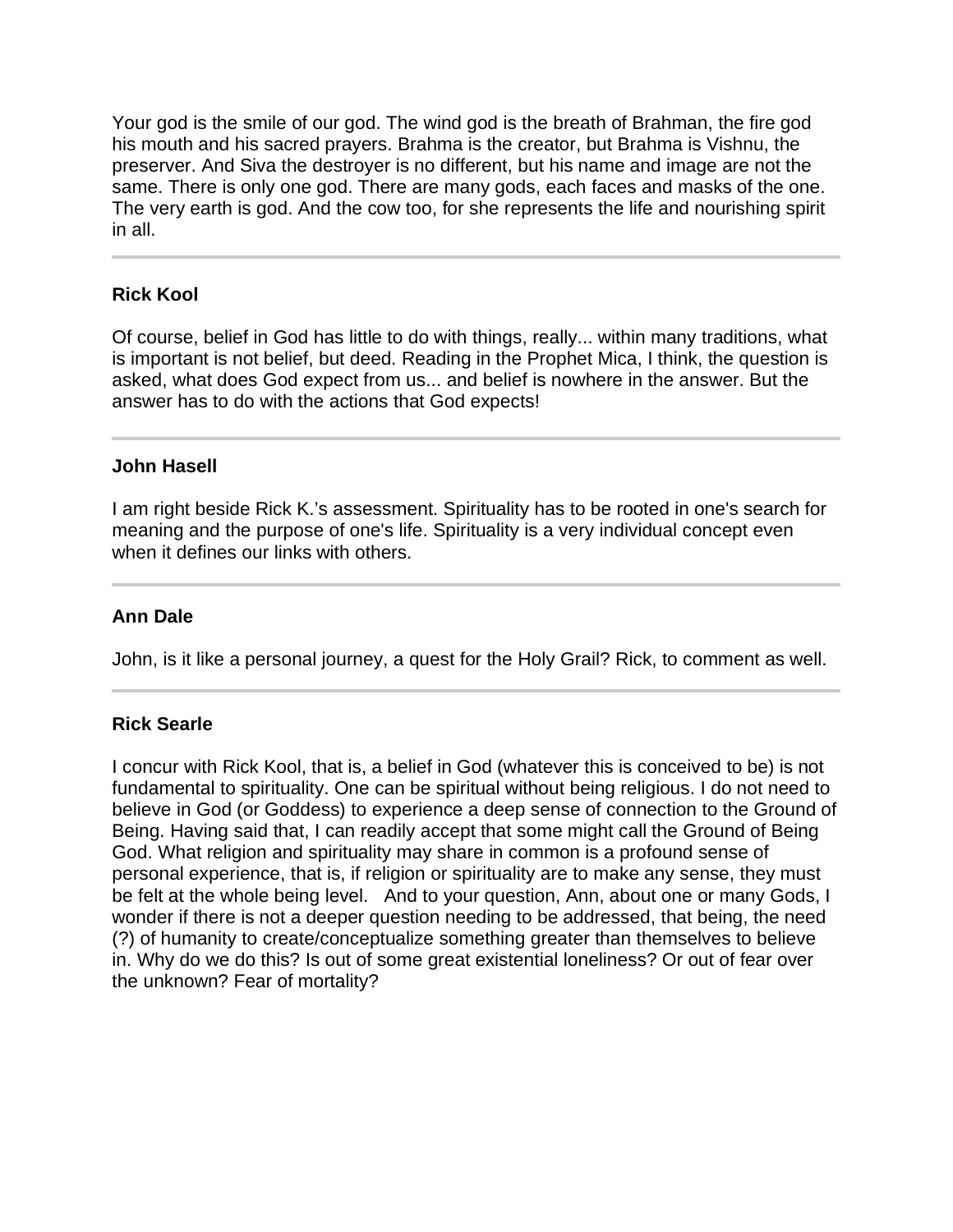Your god is the smile of our god. The wind god is the breath of Brahman, the fire god his mouth and his sacred prayers. Brahma is the creator, but Brahma is Vishnu, the preserver. And Siva the destroyer is no different, but his name and image are not the same. There is only one god. There are many gods, each faces and masks of the one. The very earth is god. And the cow too, for she represents the life and nourishing spirit in all.

---

**Rick Kool**

Of course, belief in God has little to do with things, really... within many traditions, what is important is not belief, but deed. Reading in the Prophet Mica, I think, the question is asked, what does God expect from us... and belief is nowhere in the answer. But the answer has to do with the actions that God expects!

---

**John Hasell**

I am right beside Rick K.'s assessment. Spirituality has to be rooted in one's search for meaning and the purpose of one's life. Spirituality is a very individual concept even when it defines our links with others.

---

**Ann Dale**

John, is it like a personal journey, a quest for the Holy Grail? Rick, to comment as well.

---

**Rick Searle**

I concur with Rick Kool, that is, a belief in God (whatever this is conceived to be) is not fundamental to spirituality. One can be spiritual without being religious. I do not need to believe in God (or Goddess) to experience a deep sense of connection to the Ground of Being. Having said that, I can readily accept that some might call the Ground of Being God. What religion and spirituality may share in common is a profound sense of personal experience, that is, if religion or spirituality are to make any sense, they must be felt at the whole being level. And to your question, Ann, about one or many Gods, I wonder if there is not a deeper question needing to be addressed, that being, the need (?) of humanity to create/conceptualize something greater than themselves to believe in. Why do we do this? Is out of some great existential loneliness? Or out of fear over the unknown? Fear of mortality?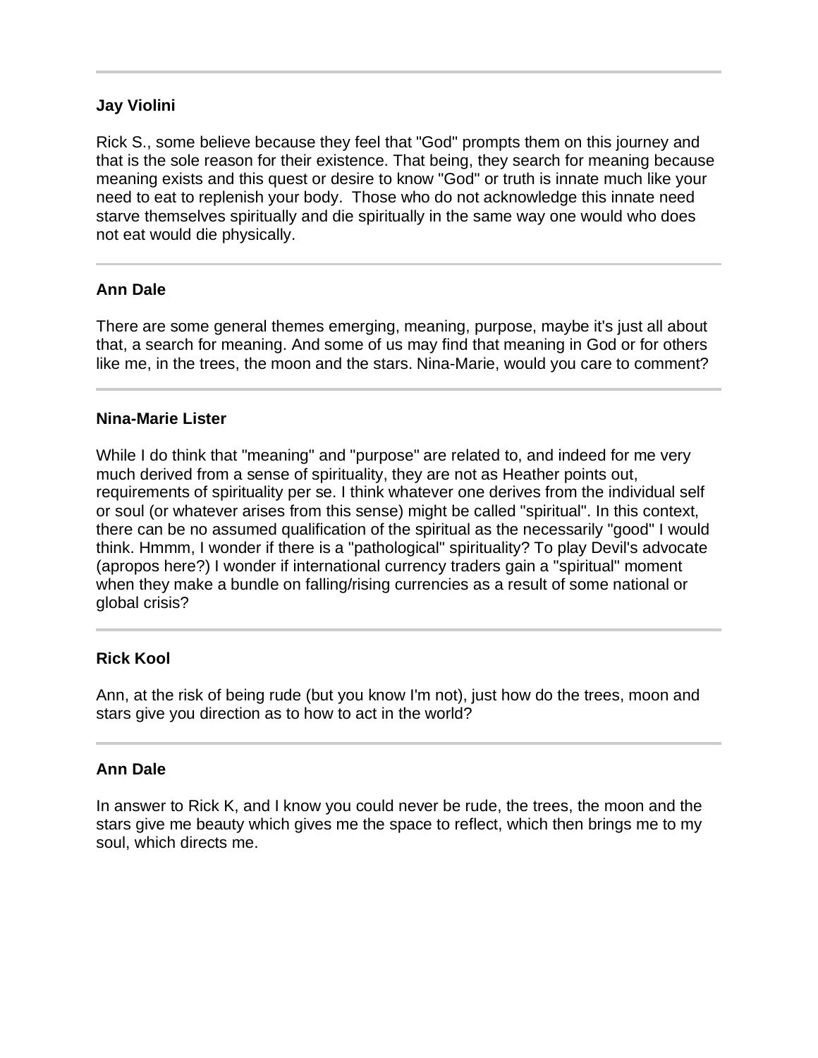---

**Jay Violini**

Rick S., some believe because they feel that "God" prompts them on this journey and that is the sole reason for their existence. That being, they search for meaning because meaning exists and this quest or desire to know "God" or truth is innate much like your need to eat to replenish your body. Those who do not acknowledge this innate need starve themselves spiritually and die spiritually in the same way one would who does not eat would die physically.

---

**Ann Dale**

There are some general themes emerging, meaning, purpose, maybe it's just all about that, a search for meaning. And some of us may find that meaning in God or for others like me, in the trees, the moon and the stars. Nina-Marie, would you care to comment?

---

**Nina-Marie Lister**

While I do think that "meaning" and "purpose" are related to, and indeed for me very much derived from a sense of spirituality, they are not as Heather points out, requirements of spirituality per se. I think whatever one derives from the individual self or soul (or whatever arises from this sense) might be called "spiritual". In this context, there can be no assumed qualification of the spiritual as the necessarily "good" I would think. Hmmm, I wonder if there is a "pathological" spirituality? To play Devil's advocate (apropos here?) I wonder if international currency traders gain a "spiritual" moment when they make a bundle on falling/rising currencies as a result of some national or global crisis?

---

**Rick Kool**

Ann, at the risk of being rude (but you know I'm not), just how do the trees, moon and stars give you direction as to how to act in the world?

---

**Ann Dale**

In answer to Rick K, and I know you could never be rude, the trees, the moon and the stars give me beauty which gives me the space to reflect, which then brings me to my soul, which directs me.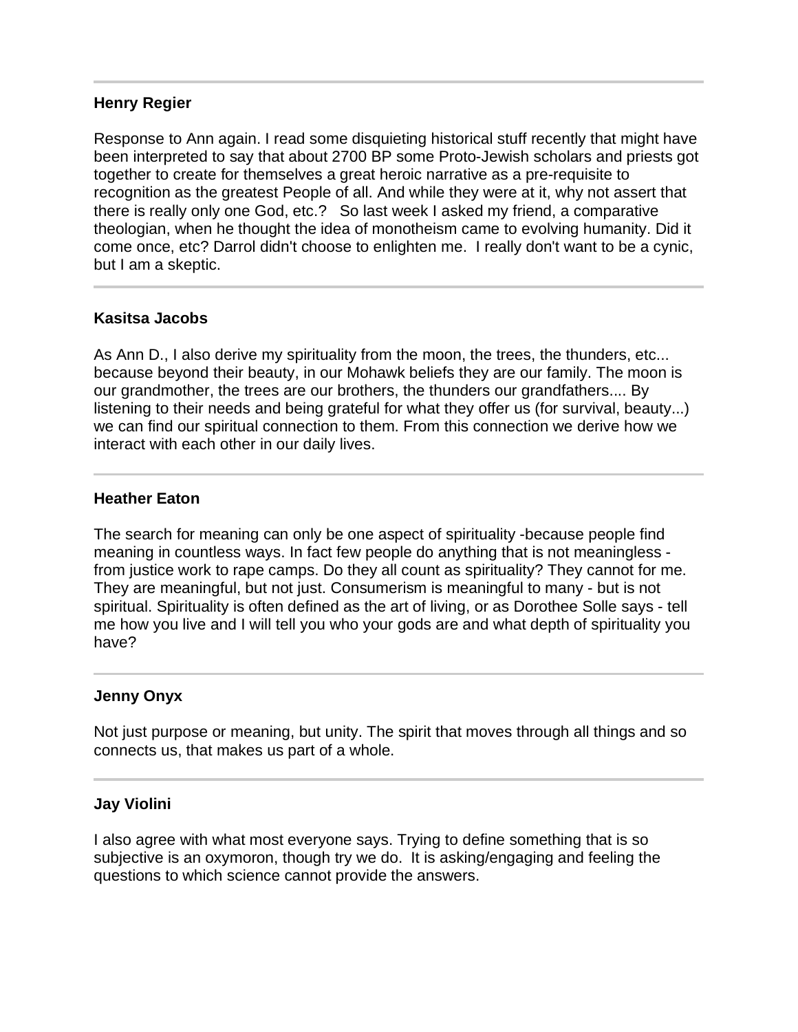**Henry Regier**

Response to Ann again. I read some disquieting historical stuff recently that might have been interpreted to say that about 2700 BP some Proto-Jewish scholars and priests got together to create for themselves a great heroic narrative as a pre-requisite to recognition as the greatest People of all. And while they were at it, why not assert that there is really only one God, etc.? So last week I asked my friend, a comparative theologian, when he thought the idea of monotheism came to evolving humanity. Did it come once, etc? Darrol didn't choose to enlighten me. I really don't want to be a cynic, but I am a skeptic.

---

**Kasitsa Jacobs**

As Ann D., I also derive my spirituality from the moon, the trees, the thunders, etc... because beyond their beauty, in our Mohawk beliefs they are our family. The moon is our grandmother, the trees are our brothers, the thunders our grandfathers.... By listening to their needs and being grateful for what they offer us (for survival, beauty...) we can find our spiritual connection to them. From this connection we derive how we interact with each other in our daily lives.

---

**Heather Eaton**

The search for meaning can only be one aspect of spirituality -because people find meaning in countless ways. In fact few people do anything that is not meaningless - from justice work to rape camps. Do they all count as spirituality? They cannot for me. They are meaningful, but not just. Consumerism is meaningful to many - but is not spiritual. Spirituality is often defined as the art of living, or as Dorothee Solle says - tell me how you live and I will tell you who your gods are and what depth of spirituality you have?

---

**Jenny Onyx**

Not just purpose or meaning, but unity. The spirit that moves through all things and so connects us, that makes us part of a whole.

---

**Jay Violini**

I also agree with what most everyone says. Trying to define something that is so subjective is an oxymoron, though try we do. It is asking/engaging and feeling the questions to which science cannot provide the answers.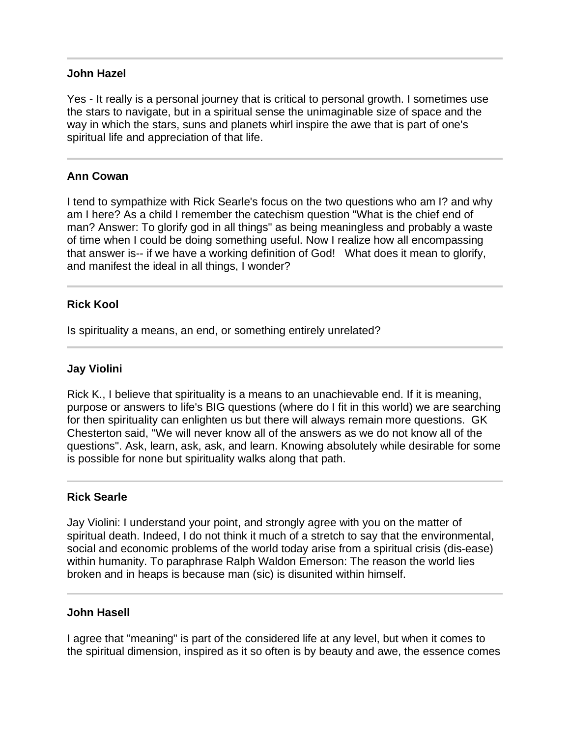---

**John Hazel**

Yes - It really is a personal journey that is critical to personal growth. I sometimes use the stars to navigate, but in a spiritual sense the unimaginable size of space and the way in which the stars, suns and planets whirl inspire the awe that is part of one's spiritual life and appreciation of that life.

---

**Ann Cowan**

I tend to sympathize with Rick Searle's focus on the two questions who am I? and why am I here? As a child I remember the catechism question "What is the chief end of man? Answer: To glorify god in all things" as being meaningless and probably a waste of time when I could be doing something useful. Now I realize how all encompassing that answer is-- if we have a working definition of God! What does it mean to glorify, and manifest the ideal in all things, I wonder?

---

**Rick Kool**

Is spirituality a means, an end, or something entirely unrelated?

---

**Jay Violini**

Rick K., I believe that spirituality is a means to an unachievable end. If it is meaning, purpose or answers to life's BIG questions (where do I fit in this world) we are searching for then spirituality can enlighten us but there will always remain more questions. GK Chesterton said, "We will never know all of the answers as we do not know all of the questions". Ask, learn, ask, ask, and learn. Knowing absolutely while desirable for some is possible for none but spirituality walks along that path.

---

**Rick Searle**

Jay Violini: I understand your point, and strongly agree with you on the matter of spiritual death. Indeed, I do not think it much of a stretch to say that the environmental, social and economic problems of the world today arise from a spiritual crisis (dis-ease) within humanity. To paraphrase Ralph Waldon Emerson: The reason the world lies broken and in heaps is because man (sic) is disunited within himself.

---

**John Hasell**

I agree that "meaning" is part of the considered life at any level, but when it comes to the spiritual dimension, inspired as it so often is by beauty and awe, the essence comes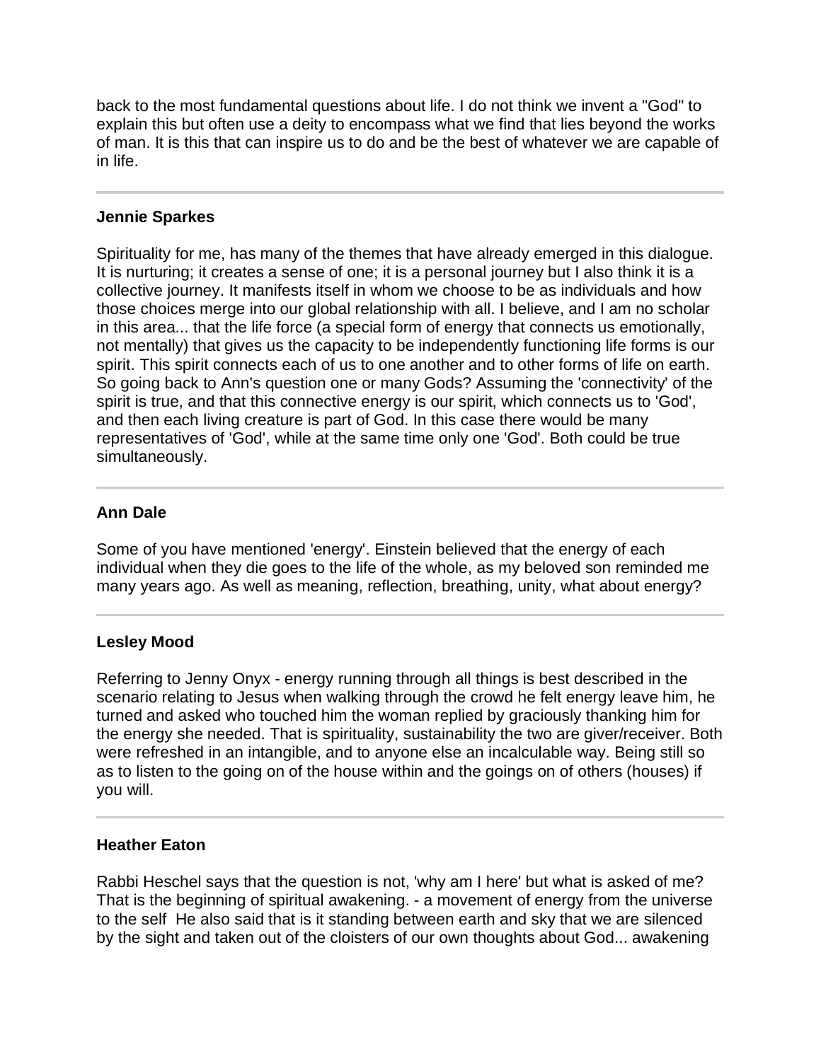back to the most fundamental questions about life. I do not think we invent a "God" to explain this but often use a deity to encompass what we find that lies beyond the works of man. It is this that can inspire us to do and be the best of whatever we are capable of in life.

---

**Jennie Sparkes**

Spirituality for me, has many of the themes that have already emerged in this dialogue. It is nurturing; it creates a sense of one; it is a personal journey but I also think it is a collective journey. It manifests itself in whom we choose to be as individuals and how those choices merge into our global relationship with all. I believe, and I am no scholar in this area... that the life force (a special form of energy that connects us emotionally, not mentally) that gives us the capacity to be independently functioning life forms is our spirit. This spirit connects each of us to one another and to other forms of life on earth. So going back to Ann's question one or many Gods? Assuming the 'connectivity' of the spirit is true, and that this connective energy is our spirit, which connects us to 'God', and then each living creature is part of God. In this case there would be many representatives of 'God', while at the same time only one 'God'. Both could be true simultaneously.

---

**Ann Dale**

Some of you have mentioned 'energy'. Einstein believed that the energy of each individual when they die goes to the life of the whole, as my beloved son reminded me many years ago. As well as meaning, reflection, breathing, unity, what about energy?

---

**Lesley Mood**

Referring to Jenny Onyx - energy running through all things is best described in the scenario relating to Jesus when walking through the crowd he felt energy leave him, he turned and asked who touched him the woman replied by graciously thanking him for the energy she needed. That is spirituality, sustainability the two are giver/receiver. Both were refreshed in an intangible, and to anyone else an incalculable way. Being still so as to listen to the going on of the house within and the goings on of others (houses) if you will.

---

**Heather Eaton**

Rabbi Heschel says that the question is not, 'why am I here' but what is asked of me? That is the beginning of spiritual awakening. - a movement of energy from the universe to the self  He also said that is it standing between earth and sky that we are silenced by the sight and taken out of the cloisters of our own thoughts about God... awakening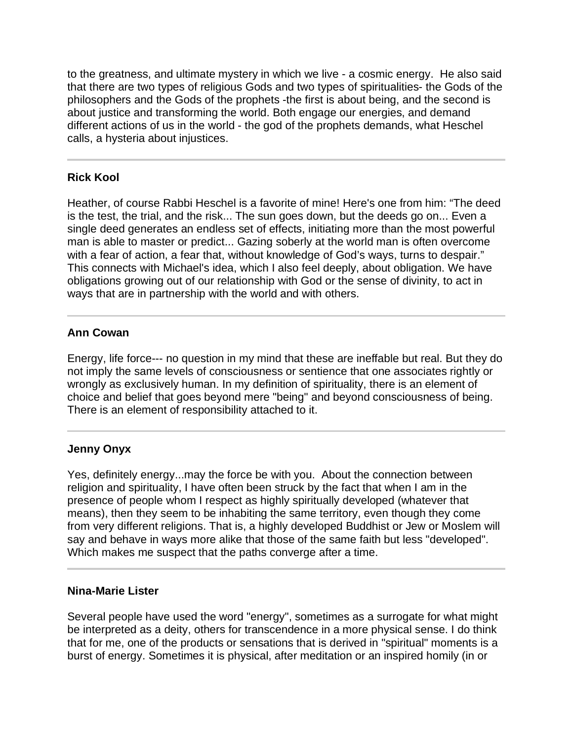to the greatness, and ultimate mystery in which we live - a cosmic energy. He also said that there are two types of religious Gods and two types of spiritualities- the Gods of the philosophers and the Gods of the prophets -the first is about being, and the second is about justice and transforming the world. Both engage our energies, and demand different actions of us in the world - the god of the prophets demands, what Heschel calls, a hysteria about injustices.

---

**Rick Kool**

Heather, of course Rabbi Heschel is a favorite of mine! Here's one from him: "The deed is the test, the trial, and the risk... The sun goes down, but the deeds go on... Even a single deed generates an endless set of effects, initiating more than the most powerful man is able to master or predict... Gazing soberly at the world man is often overcome with a fear of action, a fear that, without knowledge of God's ways, turns to despair." This connects with Michael's idea, which I also feel deeply, about obligation. We have obligations growing out of our relationship with God or the sense of divinity, to act in ways that are in partnership with the world and with others.

---

**Ann Cowan**

Energy, life force--- no question in my mind that these are ineffable but real. But they do not imply the same levels of consciousness or sentience that one associates rightly or wrongly as exclusively human. In my definition of spirituality, there is an element of choice and belief that goes beyond mere "being" and beyond consciousness of being. There is an element of responsibility attached to it.

---

**Jenny Onyx**

Yes, definitely energy...may the force be with you. About the connection between religion and spirituality, I have often been struck by the fact that when I am in the presence of people whom I respect as highly spiritually developed (whatever that means), then they seem to be inhabiting the same territory, even though they come from very different religions. That is, a highly developed Buddhist or Jew or Moslem will say and behave in ways more alike that those of the same faith but less "developed". Which makes me suspect that the paths converge after a time.

---

**Nina-Marie Lister**

Several people have used the word "energy", sometimes as a surrogate for what might be interpreted as a deity, others for transcendence in a more physical sense. I do think that for me, one of the products or sensations that is derived in "spiritual" moments is a burst of energy. Sometimes it is physical, after meditation or an inspired homily (in or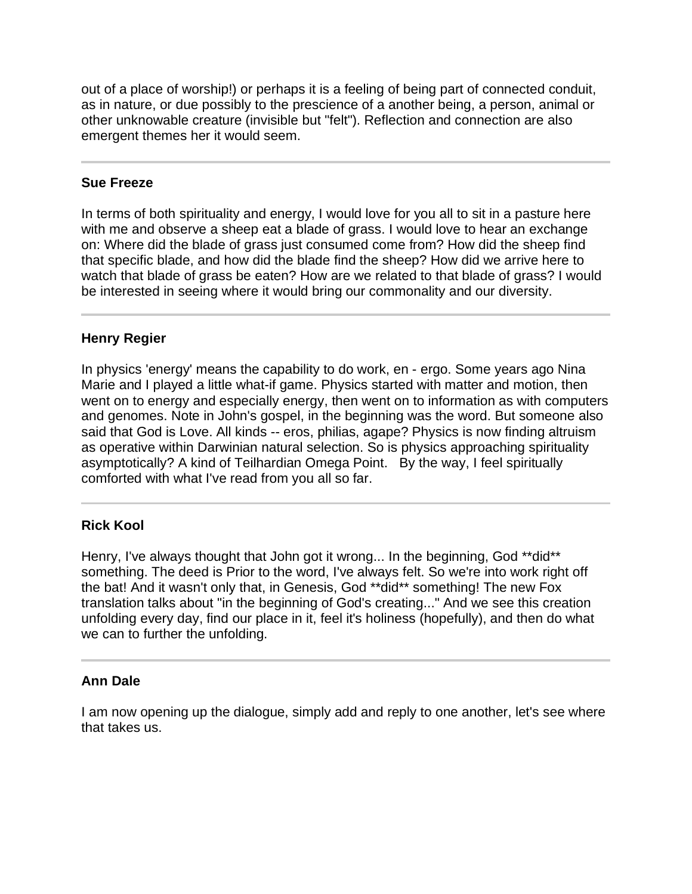out of a place of worship!) or perhaps it is a feeling of being part of connected conduit, as in nature, or due possibly to the prescience of a another being, a person, animal or other unknowable creature (invisible but "felt"). Reflection and connection are also emergent themes her it would seem.

---

**Sue Freeze**

In terms of both spirituality and energy, I would love for you all to sit in a pasture here with me and observe a sheep eat a blade of grass. I would love to hear an exchange on: Where did the blade of grass just consumed come from? How did the sheep find that specific blade, and how did the blade find the sheep? How did we arrive here to watch that blade of grass be eaten? How are we related to that blade of grass? I would be interested in seeing where it would bring our commonality and our diversity.

---

**Henry Regier**

In physics 'energy' means the capability to do work, en - ergo. Some years ago Nina Marie and I played a little what-if game. Physics started with matter and motion, then went on to energy and especially energy, then went on to information as with computers and genomes. Note in John's gospel, in the beginning was the word. But someone also said that God is Love. All kinds -- eros, philias, agape? Physics is now finding altruism as operative within Darwinian natural selection. So is physics approaching spirituality asymptotically? A kind of Teilhardian Omega Point. By the way, I feel spiritually comforted with what I've read from you all so far.

---

**Rick Kool**

Henry, I've always thought that John got it wrong... In the beginning, God **did** something. The deed is Prior to the word, I've always felt. So we're into work right off the bat! And it wasn't only that, in Genesis, God **did** something! The new Fox translation talks about "in the beginning of God's creating..." And we see this creation unfolding every day, find our place in it, feel it's holiness (hopefully), and then do what we can to further the unfolding.

---

**Ann Dale**

I am now opening up the dialogue, simply add and reply to one another, let's see where that takes us.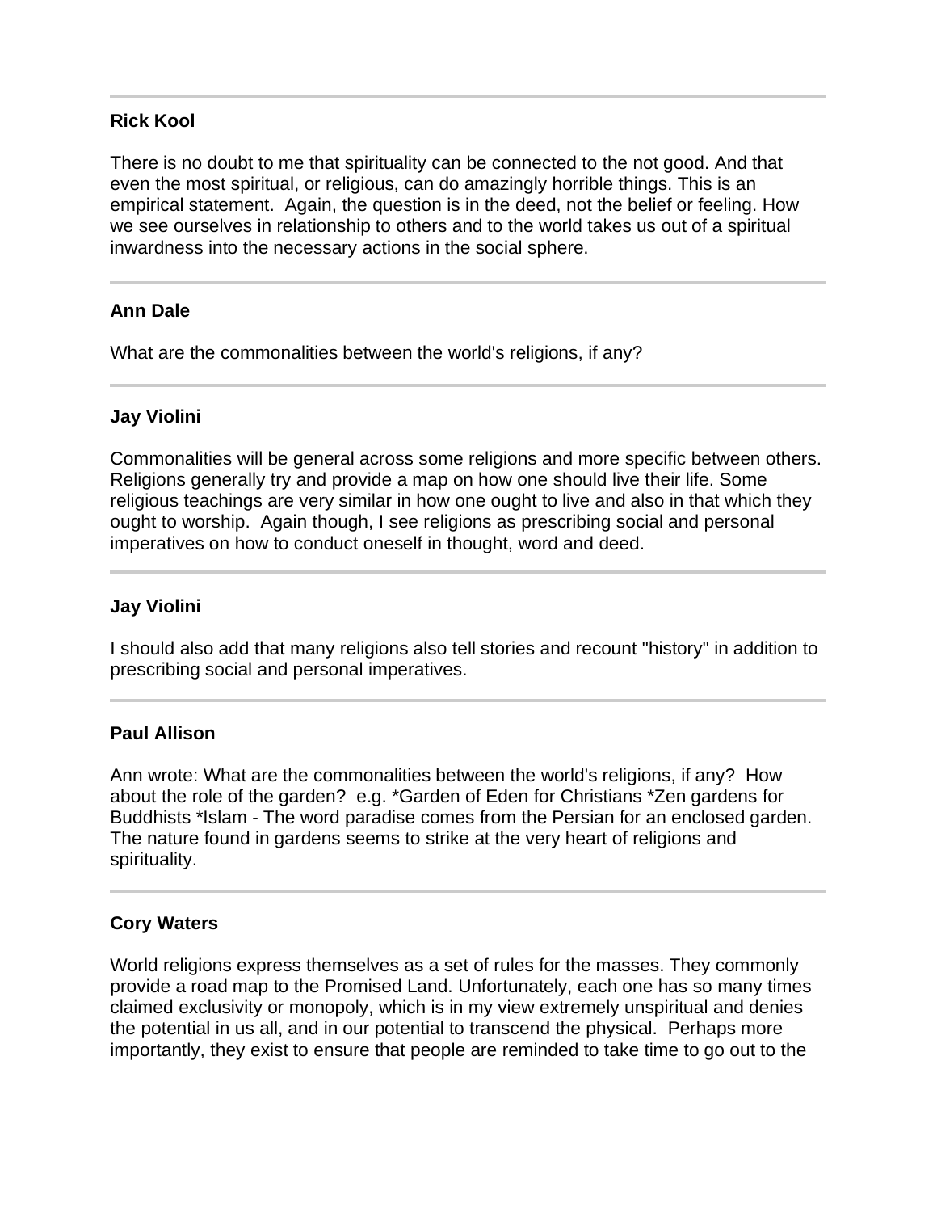---

**Rick Kool**

There is no doubt to me that spirituality can be connected to the not good. And that even the most spiritual, or religious, can do amazingly horrible things. This is an empirical statement. Again, the question is in the deed, not the belief or feeling. How we see ourselves in relationship to others and to the world takes us out of a spiritual inwardness into the necessary actions in the social sphere.

---

**Ann Dale**

What are the commonalities between the world's religions, if any?

---

**Jay Violini**

Commonalities will be general across some religions and more specific between others. Religions generally try and provide a map on how one should live their life. Some religious teachings are very similar in how one ought to live and also in that which they ought to worship. Again though, I see religions as prescribing social and personal imperatives on how to conduct oneself in thought, word and deed.

---

**Jay Violini**

I should also add that many religions also tell stories and recount "history" in addition to prescribing social and personal imperatives.

---

**Paul Allison**

Ann wrote: What are the commonalities between the world's religions, if any? How about the role of the garden? e.g. *Garden of Eden for Christians *Zen gardens for Buddhists *Islam - The word paradise comes from the Persian for an enclosed garden. The nature found in gardens seems to strike at the very heart of religions and spirituality.

---

**Cory Waters**

World religions express themselves as a set of rules for the masses. They commonly provide a road map to the Promised Land. Unfortunately, each one has so many times claimed exclusivity or monopoly, which is in my view extremely unspiritual and denies the potential in us all, and in our potential to transcend the physical. Perhaps more importantly, they exist to ensure that people are reminded to take time to go out to the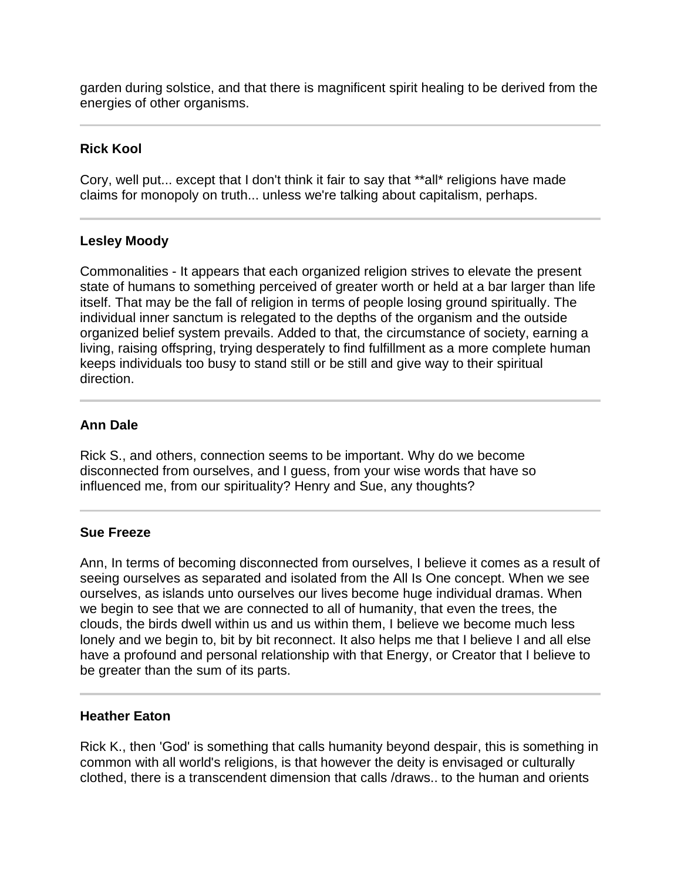garden during solstice, and that there is magnificent spirit healing to be derived from the energies of other organisms.

---

**Rick Kool**

Cory, well put... except that I don't think it fair to say that **all* religions have made claims for monopoly on truth... unless we're talking about capitalism, perhaps.

---

**Lesley Moody**

Commonalities - It appears that each organized religion strives to elevate the present state of humans to something perceived of greater worth or held at a bar larger than life itself. That may be the fall of religion in terms of people losing ground spiritually. The individual inner sanctum is relegated to the depths of the organism and the outside organized belief system prevails. Added to that, the circumstance of society, earning a living, raising offspring, trying desperately to find fulfillment as a more complete human keeps individuals too busy to stand still or be still and give way to their spiritual direction.

---

**Ann Dale**

Rick S., and others, connection seems to be important. Why do we become disconnected from ourselves, and I guess, from your wise words that have so influenced me, from our spirituality? Henry and Sue, any thoughts?

---

**Sue Freeze**

Ann, In terms of becoming disconnected from ourselves, I believe it comes as a result of seeing ourselves as separated and isolated from the All Is One concept. When we see ourselves, as islands unto ourselves our lives become huge individual dramas. When we begin to see that we are connected to all of humanity, that even the trees, the clouds, the birds dwell within us and us within them, I believe we become much less lonely and we begin to, bit by bit reconnect. It also helps me that I believe I and all else have a profound and personal relationship with that Energy, or Creator that I believe to be greater than the sum of its parts.

---

**Heather Eaton**

Rick K., then 'God' is something that calls humanity beyond despair, this is something in common with all world's religions, is that however the deity is envisaged or culturally clothed, there is a transcendent dimension that calls /draws.. to the human and orients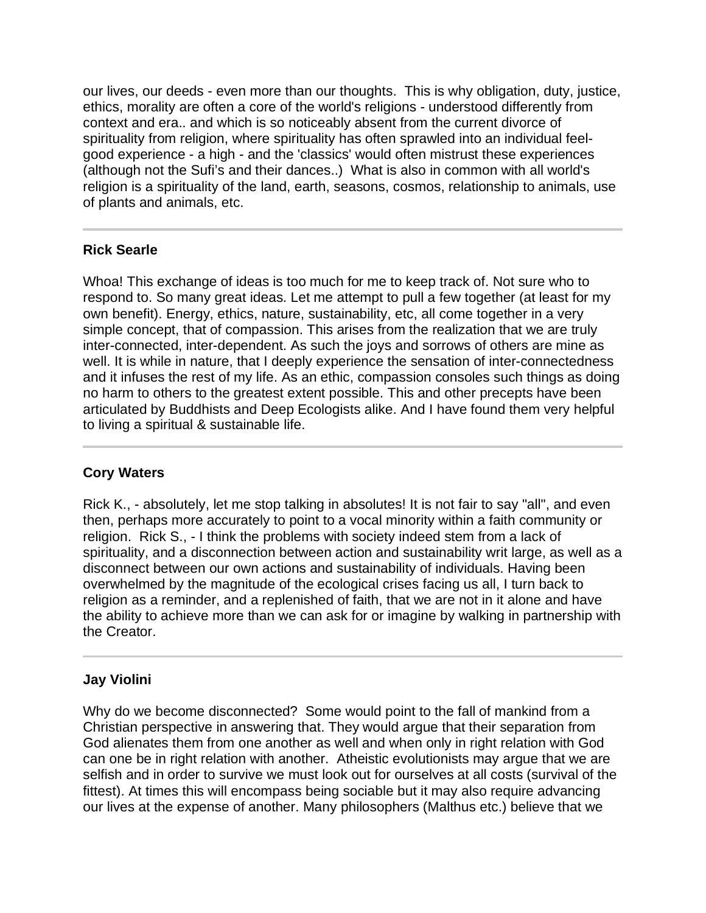our lives, our deeds - even more than our thoughts. This is why obligation, duty, justice, ethics, morality are often a core of the world's religions - understood differently from context and era.. and which is so noticeably absent from the current divorce of spirituality from religion, where spirituality has often sprawled into an individual feel-good experience - a high - and the 'classics' would often mistrust these experiences (although not the Sufi's and their dances..) What is also in common with all world's religion is a spirituality of the land, earth, seasons, cosmos, relationship to animals, use of plants and animals, etc.

---

**Rick Searle**

Whoa! This exchange of ideas is too much for me to keep track of. Not sure who to respond to. So many great ideas. Let me attempt to pull a few together (at least for my own benefit). Energy, ethics, nature, sustainability, etc, all come together in a very simple concept, that of compassion. This arises from the realization that we are truly inter-connected, inter-dependent. As such the joys and sorrows of others are mine as well. It is while in nature, that I deeply experience the sensation of inter-connectedness and it infuses the rest of my life. As an ethic, compassion consoles such things as doing no harm to others to the greatest extent possible. This and other precepts have been articulated by Buddhists and Deep Ecologists alike. And I have found them very helpful to living a spiritual & sustainable life.

---

**Cory Waters**

Rick K., - absolutely, let me stop talking in absolutes! It is not fair to say "all", and even then, perhaps more accurately to point to a vocal minority within a faith community or religion. Rick S., - I think the problems with society indeed stem from a lack of spirituality, and a disconnection between action and sustainability writ large, as well as a disconnect between our own actions and sustainability of individuals. Having been overwhelmed by the magnitude of the ecological crises facing us all, I turn back to religion as a reminder, and a replenished of faith, that we are not in it alone and have the ability to achieve more than we can ask for or imagine by walking in partnership with the Creator.

---

**Jay Violini**

Why do we become disconnected? Some would point to the fall of mankind from a Christian perspective in answering that. They would argue that their separation from God alienates them from one another as well and when only in right relation with God can one be in right relation with another. Atheistic evolutionists may argue that we are selfish and in order to survive we must look out for ourselves at all costs (survival of the fittest). At times this will encompass being sociable but it may also require advancing our lives at the expense of another. Many philosophers (Malthus etc.) believe that we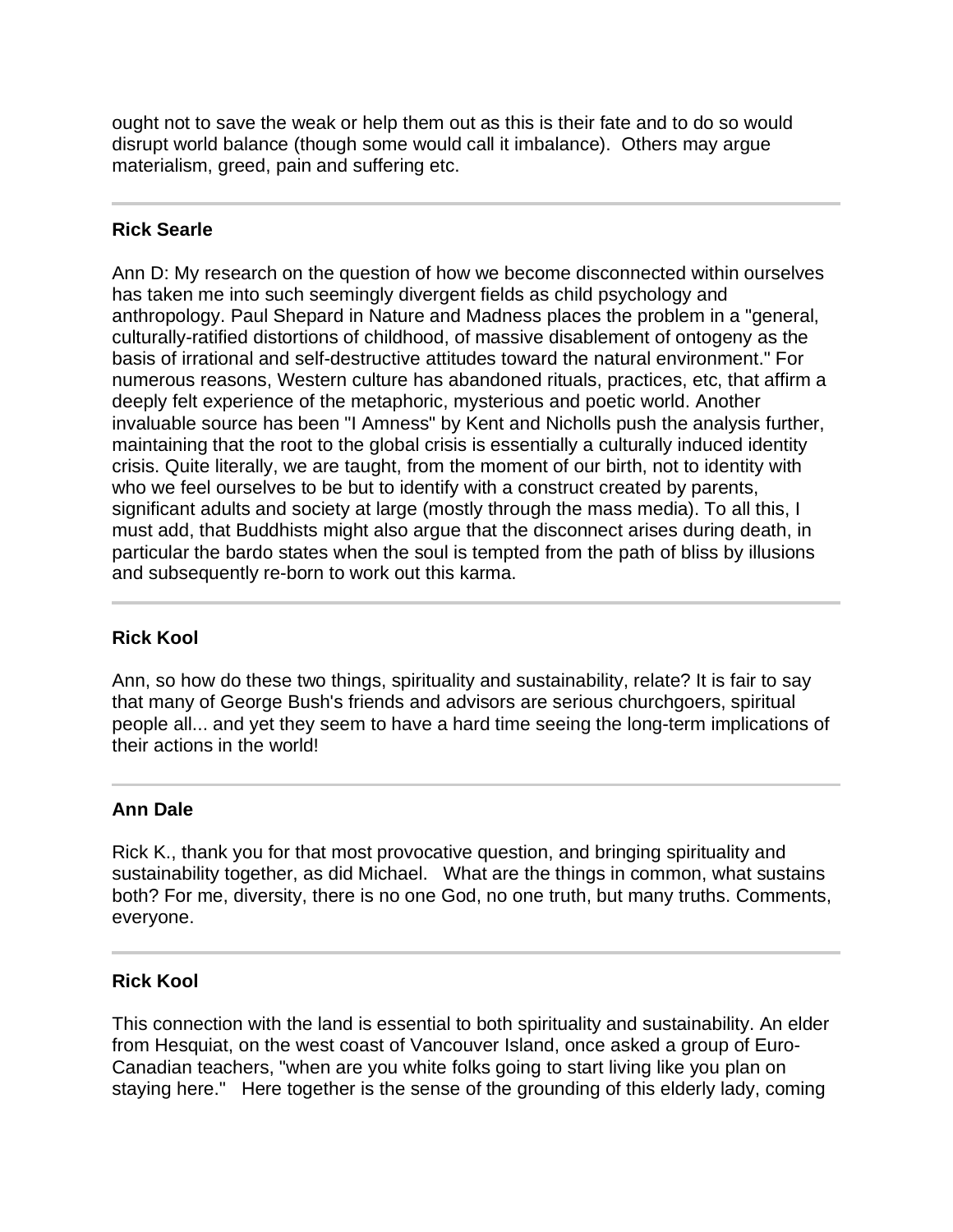ought not to save the weak or help them out as this is their fate and to do so would disrupt world balance (though some would call it imbalance). Others may argue materialism, greed, pain and suffering etc.

---

**Rick Searle**

Ann D: My research on the question of how we become disconnected within ourselves has taken me into such seemingly divergent fields as child psychology and anthropology. Paul Shepard in Nature and Madness places the problem in a "general, culturally-ratified distortions of childhood, of massive disablement of ontogeny as the basis of irrational and self-destructive attitudes toward the natural environment." For numerous reasons, Western culture has abandoned rituals, practices, etc, that affirm a deeply felt experience of the metaphoric, mysterious and poetic world. Another invaluable source has been "I Amness" by Kent and Nicholls push the analysis further, maintaining that the root to the global crisis is essentially a culturally induced identity crisis. Quite literally, we are taught, from the moment of our birth, not to identity with who we feel ourselves to be but to identify with a construct created by parents, significant adults and society at large (mostly through the mass media). To all this, I must add, that Buddhists might also argue that the disconnect arises during death, in particular the bardo states when the soul is tempted from the path of bliss by illusions and subsequently re-born to work out this karma.

---

**Rick Kool**

Ann, so how do these two things, spirituality and sustainability, relate? It is fair to say that many of George Bush's friends and advisors are serious churchgoers, spiritual people all... and yet they seem to have a hard time seeing the long-term implications of their actions in the world!

---

**Ann Dale**

Rick K., thank you for that most provocative question, and bringing spirituality and sustainability together, as did Michael. What are the things in common, what sustains both? For me, diversity, there is no one God, no one truth, but many truths. Comments, everyone.

---

**Rick Kool**

This connection with the land is essential to both spirituality and sustainability. An elder from Hesquiat, on the west coast of Vancouver Island, once asked a group of Euro-Canadian teachers, "when are you white folks going to start living like you plan on staying here." Here together is the sense of the grounding of this elderly lady, coming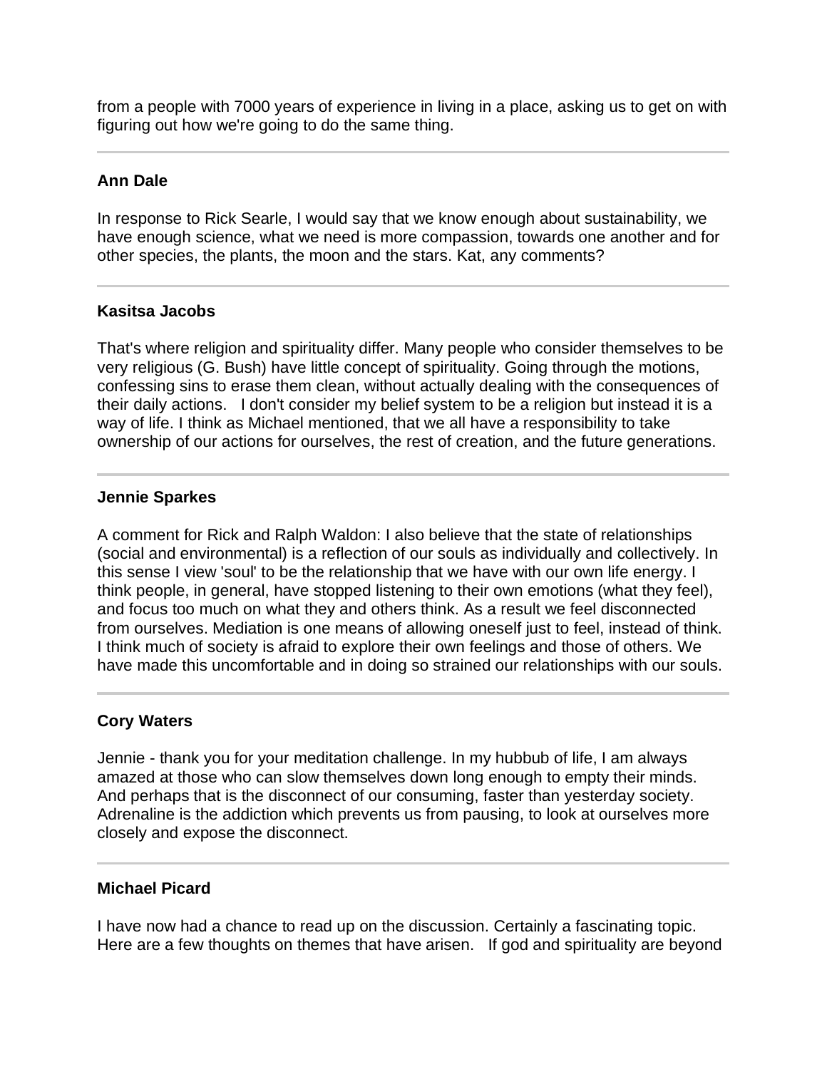from a people with 7000 years of experience in living in a place, asking us to get on with figuring out how we're going to do the same thing.

---

**Ann Dale**

In response to Rick Searle, I would say that we know enough about sustainability, we have enough science, what we need is more compassion, towards one another and for other species, the plants, the moon and the stars. Kat, any comments?

---

**Kasitsa Jacobs**

That's where religion and spirituality differ. Many people who consider themselves to be very religious (G. Bush) have little concept of spirituality. Going through the motions, confessing sins to erase them clean, without actually dealing with the consequences of their daily actions. I don't consider my belief system to be a religion but instead it is a way of life. I think as Michael mentioned, that we all have a responsibility to take ownership of our actions for ourselves, the rest of creation, and the future generations.

---

**Jennie Sparkes**

A comment for Rick and Ralph Waldon: I also believe that the state of relationships (social and environmental) is a reflection of our souls as individually and collectively. In this sense I view 'soul' to be the relationship that we have with our own life energy. I think people, in general, have stopped listening to their own emotions (what they feel), and focus too much on what they and others think. As a result we feel disconnected from ourselves. Mediation is one means of allowing oneself just to feel, instead of think. I think much of society is afraid to explore their own feelings and those of others. We have made this uncomfortable and in doing so strained our relationships with our souls.

---

**Cory Waters**

Jennie - thank you for your meditation challenge. In my hubbub of life, I am always amazed at those who can slow themselves down long enough to empty their minds. And perhaps that is the disconnect of our consuming, faster than yesterday society. Adrenaline is the addiction which prevents us from pausing, to look at ourselves more closely and expose the disconnect.

---

**Michael Picard**

I have now had a chance to read up on the discussion. Certainly a fascinating topic. Here are a few thoughts on themes that have arisen. If god and spirituality are beyond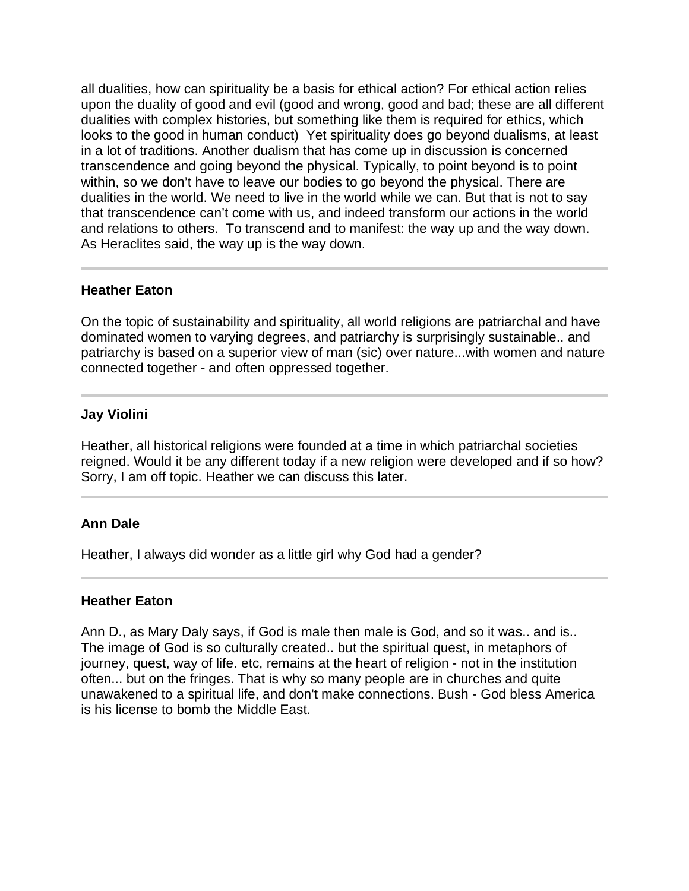all dualities, how can spirituality be a basis for ethical action? For ethical action relies upon the duality of good and evil (good and wrong, good and bad; these are all different dualities with complex histories, but something like them is required for ethics, which looks to the good in human conduct)  Yet spirituality does go beyond dualisms, at least in a lot of traditions. Another dualism that has come up in discussion is concerned transcendence and going beyond the physical. Typically, to point beyond is to point within, so we don't have to leave our bodies to go beyond the physical. There are dualities in the world. We need to live in the world while we can. But that is not to say that transcendence can't come with us, and indeed transform our actions in the world and relations to others.  To transcend and to manifest: the way up and the way down. As Heraclites said, the way up is the way down.

---

**Heather Eaton**

On the topic of sustainability and spirituality, all world religions are patriarchal and have dominated women to varying degrees, and patriarchy is surprisingly sustainable.. and patriarchy is based on a superior view of man (sic) over nature...with women and nature connected together - and often oppressed together.

---

**Jay Violini**

Heather, all historical religions were founded at a time in which patriarchal societies reigned. Would it be any different today if a new religion were developed and if so how? Sorry, I am off topic. Heather we can discuss this later.

---

**Ann Dale**

Heather, I always did wonder as a little girl why God had a gender?

---

**Heather Eaton**

Ann D., as Mary Daly says, if God is male then male is God, and so it was.. and is.. The image of God is so culturally created.. but the spiritual quest, in metaphors of journey, quest, way of life. etc, remains at the heart of religion - not in the institution often... but on the fringes. That is why so many people are in churches and quite unawakened to a spiritual life, and don't make connections. Bush - God bless America is his license to bomb the Middle East.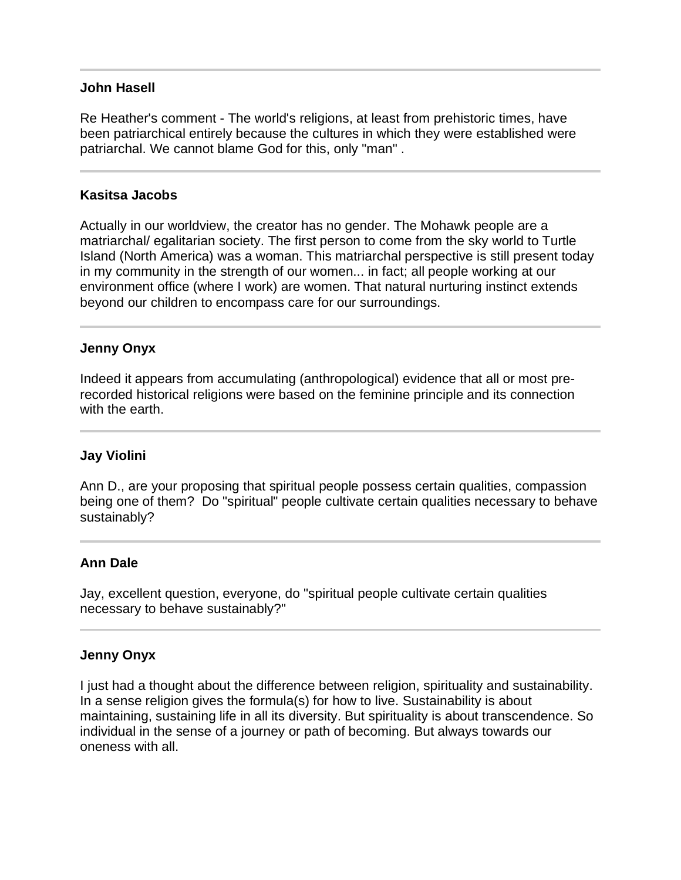---

**John Hasell**

Re Heather's comment - The world's religions, at least from prehistoric times, have been patriarchical entirely because the cultures in which they were established were patriarchal. We cannot blame God for this, only "man" .

---

**Kasitsa Jacobs**

Actually in our worldview, the creator has no gender. The Mohawk people are a matriarchal/ egalitarian society. The first person to come from the sky world to Turtle Island (North America) was a woman. This matriarchal perspective is still present today in my community in the strength of our women... in fact; all people working at our environment office (where I work) are women. That natural nurturing instinct extends beyond our children to encompass care for our surroundings.

---

**Jenny Onyx**

Indeed it appears from accumulating (anthropological) evidence that all or most pre-recorded historical religions were based on the feminine principle and its connection with the earth.

---

**Jay Violini**

Ann D., are your proposing that spiritual people possess certain qualities, compassion being one of them? Do "spiritual" people cultivate certain qualities necessary to behave sustainably?

---

**Ann Dale**

Jay, excellent question, everyone, do "spiritual people cultivate certain qualities necessary to behave sustainably?"

---

**Jenny Onyx**

I just had a thought about the difference between religion, spirituality and sustainability. In a sense religion gives the formula(s) for how to live. Sustainability is about maintaining, sustaining life in all its diversity. But spirituality is about transcendence. So individual in the sense of a journey or path of becoming. But always towards our oneness with all.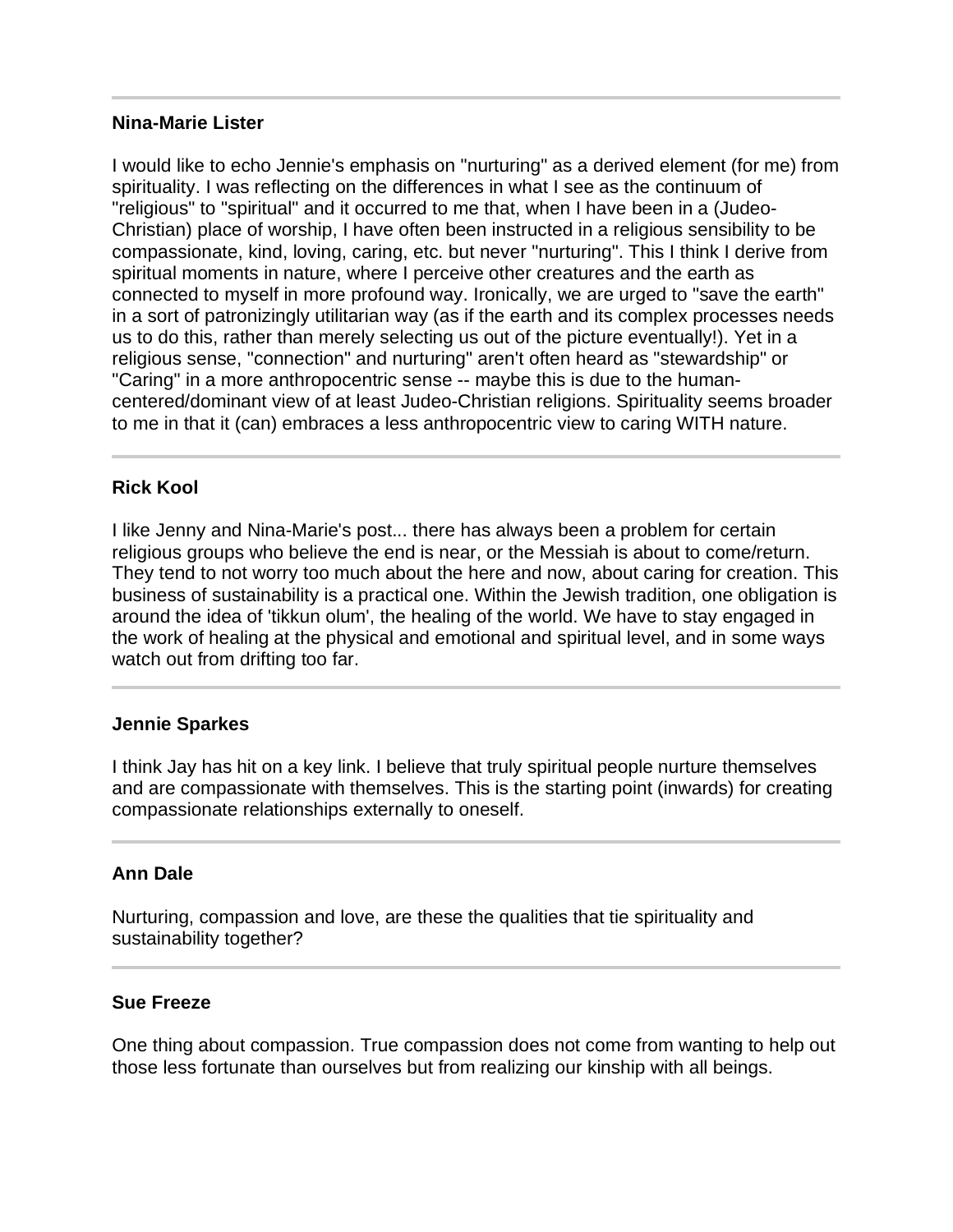---

**Nina-Marie Lister**

I would like to echo Jennie's emphasis on "nurturing" as a derived element (for me) from spirituality. I was reflecting on the differences in what I see as the continuum of "religious" to "spiritual" and it occurred to me that, when I have been in a (Judeo-Christian) place of worship, I have often been instructed in a religious sensibility to be compassionate, kind, loving, caring, etc. but never "nurturing". This I think I derive from spiritual moments in nature, where I perceive other creatures and the earth as connected to myself in more profound way. Ironically, we are urged to "save the earth" in a sort of patronizingly utilitarian way (as if the earth and its complex processes needs us to do this, rather than merely selecting us out of the picture eventually!). Yet in a religious sense, "connection" and nurturing" aren't often heard as "stewardship" or "Caring" in a more anthropocentric sense -- maybe this is due to the human-centered/dominant view of at least Judeo-Christian religions. Spirituality seems broader to me in that it (can) embraces a less anthropocentric view to caring WITH nature.

---

**Rick Kool**

I like Jenny and Nina-Marie's post... there has always been a problem for certain religious groups who believe the end is near, or the Messiah is about to come/return. They tend to not worry too much about the here and now, about caring for creation. This business of sustainability is a practical one. Within the Jewish tradition, one obligation is around the idea of 'tikkun olum', the healing of the world. We have to stay engaged in the work of healing at the physical and emotional and spiritual level, and in some ways watch out from drifting too far.

---

**Jennie Sparkes**

I think Jay has hit on a key link. I believe that truly spiritual people nurture themselves and are compassionate with themselves. This is the starting point (inwards) for creating compassionate relationships externally to oneself.

---

**Ann Dale**

Nurturing, compassion and love, are these the qualities that tie spirituality and sustainability together?

---

**Sue Freeze**

One thing about compassion. True compassion does not come from wanting to help out those less fortunate than ourselves but from realizing our kinship with all beings.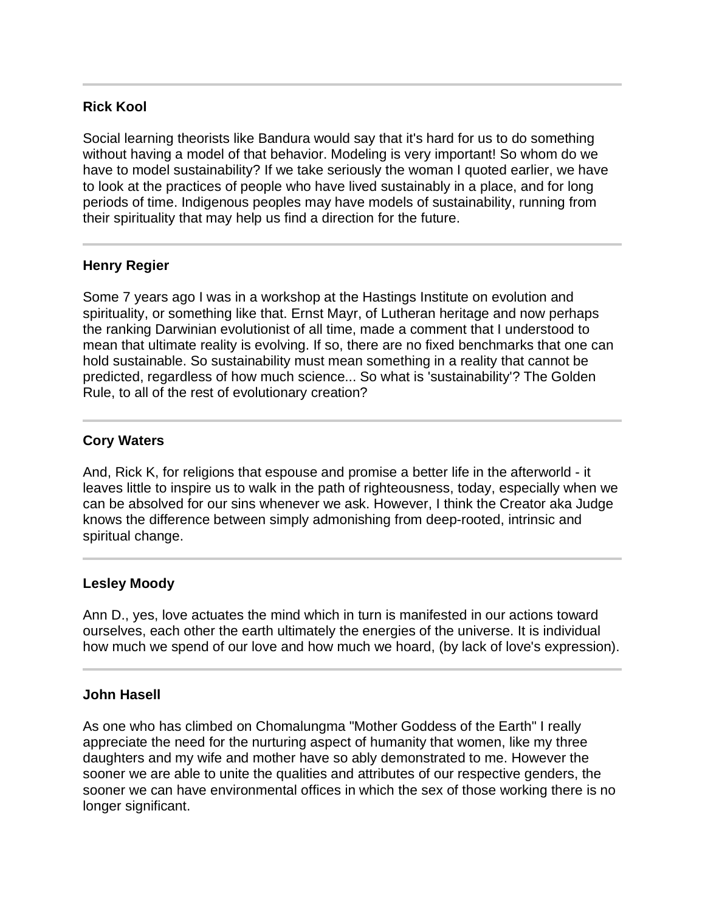---

**Rick Kool**

Social learning theorists like Bandura would say that it's hard for us to do something without having a model of that behavior. Modeling is very important! So whom do we have to model sustainability? If we take seriously the woman I quoted earlier, we have to look at the practices of people who have lived sustainably in a place, and for long periods of time. Indigenous peoples may have models of sustainability, running from their spirituality that may help us find a direction for the future.

---

**Henry Regier**

Some 7 years ago I was in a workshop at the Hastings Institute on evolution and spirituality, or something like that. Ernst Mayr, of Lutheran heritage and now perhaps the ranking Darwinian evolutionist of all time, made a comment that I understood to mean that ultimate reality is evolving. If so, there are no fixed benchmarks that one can hold sustainable. So sustainability must mean something in a reality that cannot be predicted, regardless of how much science... So what is 'sustainability'? The Golden Rule, to all of the rest of evolutionary creation?

---

**Cory Waters**

And, Rick K, for religions that espouse and promise a better life in the afterworld - it leaves little to inspire us to walk in the path of righteousness, today, especially when we can be absolved for our sins whenever we ask. However, I think the Creator aka Judge knows the difference between simply admonishing from deep-rooted, intrinsic and spiritual change.

---

**Lesley Moody**

Ann D., yes, love actuates the mind which in turn is manifested in our actions toward ourselves, each other the earth ultimately the energies of the universe. It is individual how much we spend of our love and how much we hoard, (by lack of love's expression).

---

**John Hasell**

As one who has climbed on Chomalungma "Mother Goddess of the Earth" I really appreciate the need for the nurturing aspect of humanity that women, like my three daughters and my wife and mother have so ably demonstrated to me. However the sooner we are able to unite the qualities and attributes of our respective genders, the sooner we can have environmental offices in which the sex of those working there is no longer significant.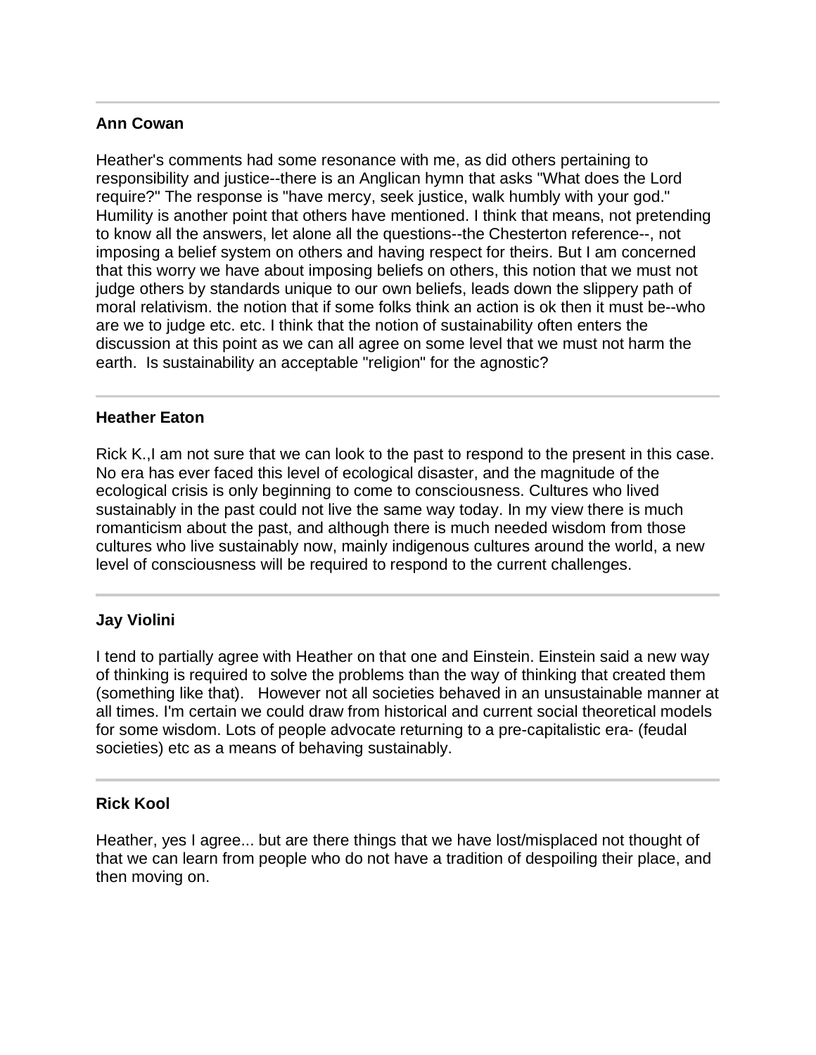---

**Ann Cowan**

Heather's comments had some resonance with me, as did others pertaining to responsibility and justice--there is an Anglican hymn that asks "What does the Lord require?" The response is "have mercy, seek justice, walk humbly with your god." Humility is another point that others have mentioned. I think that means, not pretending to know all the answers, let alone all the questions--the Chesterton reference--, not imposing a belief system on others and having respect for theirs. But I am concerned that this worry we have about imposing beliefs on others, this notion that we must not judge others by standards unique to our own beliefs, leads down the slippery path of moral relativism. the notion that if some folks think an action is ok then it must be--who are we to judge etc. etc. I think that the notion of sustainability often enters the discussion at this point as we can all agree on some level that we must not harm the earth. Is sustainability an acceptable "religion" for the agnostic?

---

**Heather Eaton**

Rick K.,I am not sure that we can look to the past to respond to the present in this case. No era has ever faced this level of ecological disaster, and the magnitude of the ecological crisis is only beginning to come to consciousness. Cultures who lived sustainably in the past could not live the same way today. In my view there is much romanticism about the past, and although there is much needed wisdom from those cultures who live sustainably now, mainly indigenous cultures around the world, a new level of consciousness will be required to respond to the current challenges.

---

**Jay Violini**

I tend to partially agree with Heather on that one and Einstein. Einstein said a new way of thinking is required to solve the problems than the way of thinking that created them (something like that). However not all societies behaved in an unsustainable manner at all times. I'm certain we could draw from historical and current social theoretical models for some wisdom. Lots of people advocate returning to a pre-capitalistic era- (feudal societies) etc as a means of behaving sustainably.

---

**Rick Kool**

Heather, yes I agree... but are there things that we have lost/misplaced not thought of that we can learn from people who do not have a tradition of despoiling their place, and then moving on.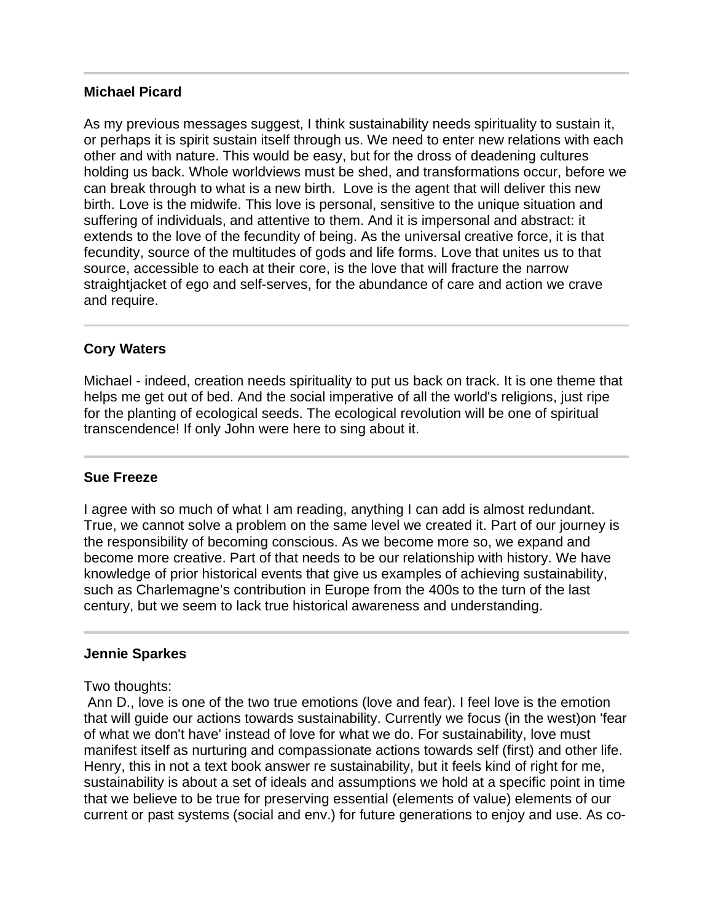---

**Michael Picard**

As my previous messages suggest, I think sustainability needs spirituality to sustain it, or perhaps it is spirit sustain itself through us. We need to enter new relations with each other and with nature. This would be easy, but for the dross of deadening cultures holding us back. Whole worldviews must be shed, and transformations occur, before we can break through to what is a new birth. Love is the agent that will deliver this new birth. Love is the midwife. This love is personal, sensitive to the unique situation and suffering of individuals, and attentive to them. And it is impersonal and abstract: it extends to the love of the fecundity of being. As the universal creative force, it is that fecundity, source of the multitudes of gods and life forms. Love that unites us to that source, accessible to each at their core, is the love that will fracture the narrow straightjacket of ego and self-serves, for the abundance of care and action we crave and require.

---

**Cory Waters**

Michael - indeed, creation needs spirituality to put us back on track. It is one theme that helps me get out of bed. And the social imperative of all the world's religions, just ripe for the planting of ecological seeds. The ecological revolution will be one of spiritual transcendence! If only John were here to sing about it.

---

**Sue Freeze**

I agree with so much of what I am reading, anything I can add is almost redundant. True, we cannot solve a problem on the same level we created it. Part of our journey is the responsibility of becoming conscious. As we become more so, we expand and become more creative. Part of that needs to be our relationship with history. We have knowledge of prior historical events that give us examples of achieving sustainability, such as Charlemagne's contribution in Europe from the 400s to the turn of the last century, but we seem to lack true historical awareness and understanding.

---

**Jennie Sparkes**

Two thoughts:

Ann D., love is one of the two true emotions (love and fear). I feel love is the emotion that will guide our actions towards sustainability. Currently we focus (in the west)on 'fear of what we don't have' instead of love for what we do. For sustainability, love must manifest itself as nurturing and compassionate actions towards self (first) and other life. Henry, this in not a text book answer re sustainability, but it feels kind of right for me, sustainability is about a set of ideals and assumptions we hold at a specific point in time that we believe to be true for preserving essential (elements of value) elements of our current or past systems (social and env.) for future generations to enjoy and use. As co-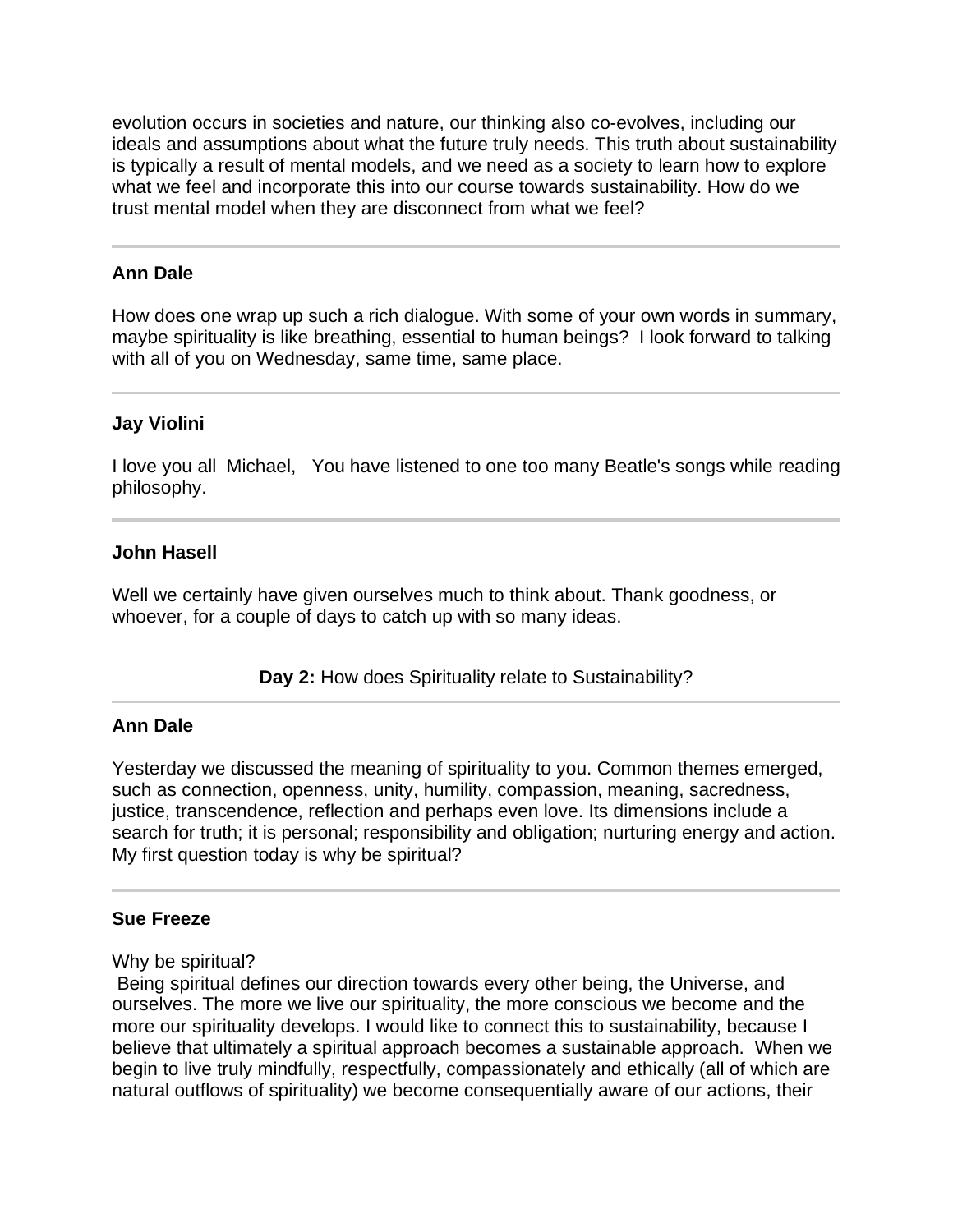evolution occurs in societies and nature, our thinking also co-evolves, including our ideals and assumptions about what the future truly needs. This truth about sustainability is typically a result of mental models, and we need as a society to learn how to explore what we feel and incorporate this into our course towards sustainability. How do we trust mental model when they are disconnect from what we feel?

---

**Ann Dale**

How does one wrap up such a rich dialogue. With some of your own words in summary, maybe spirituality is like breathing, essential to human beings? I look forward to talking with all of you on Wednesday, same time, same place.

---

**Jay Violini**

I love you all Michael, You have listened to one too many Beatle's songs while reading philosophy.

---

**John Hasell**

Well we certainly have given ourselves much to think about. Thank goodness, or whoever, for a couple of days to catch up with so many ideas.

**Day 2:** How does Spirituality relate to Sustainability?

---

**Ann Dale**

Yesterday we discussed the meaning of spirituality to you. Common themes emerged, such as connection, openness, unity, humility, compassion, meaning, sacredness, justice, transcendence, reflection and perhaps even love. Its dimensions include a search for truth; it is personal; responsibility and obligation; nurturing energy and action. My first question today is why be spiritual?

---

**Sue Freeze**

Why be spiritual?
Being spiritual defines our direction towards every other being, the Universe, and ourselves. The more we live our spirituality, the more conscious we become and the more our spirituality develops. I would like to connect this to sustainability, because I believe that ultimately a spiritual approach becomes a sustainable approach. When we begin to live truly mindfully, respectfully, compassionately and ethically (all of which are natural outflows of spirituality) we become consequentially aware of our actions, their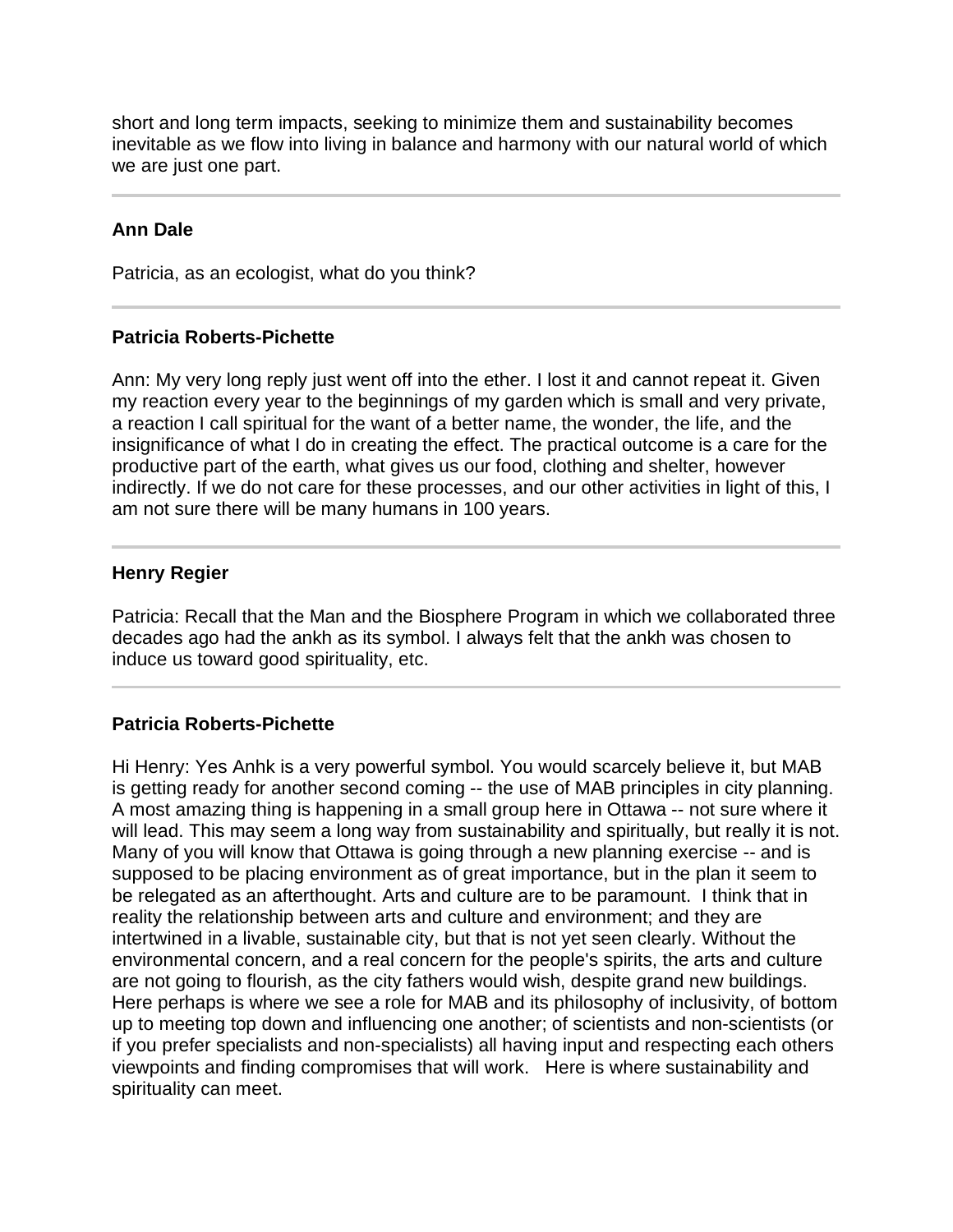short and long term impacts, seeking to minimize them and sustainability becomes inevitable as we flow into living in balance and harmony with our natural world of which we are just one part.

---

**Ann Dale**

Patricia, as an ecologist, what do you think?

---

**Patricia Roberts-Pichette**

Ann: My very long reply just went off into the ether. I lost it and cannot repeat it. Given my reaction every year to the beginnings of my garden which is small and very private, a reaction I call spiritual for the want of a better name, the wonder, the life, and the insignificance of what I do in creating the effect. The practical outcome is a care for the productive part of the earth, what gives us our food, clothing and shelter, however indirectly. If we do not care for these processes, and our other activities in light of this, I am not sure there will be many humans in 100 years.

---

**Henry Regier**

Patricia: Recall that the Man and the Biosphere Program in which we collaborated three decades ago had the ankh as its symbol. I always felt that the ankh was chosen to induce us toward good spirituality, etc.

---

**Patricia Roberts-Pichette**

Hi Henry: Yes Anhk is a very powerful symbol. You would scarcely believe it, but MAB is getting ready for another second coming -- the use of MAB principles in city planning. A most amazing thing is happening in a small group here in Ottawa -- not sure where it will lead. This may seem a long way from sustainability and spiritually, but really it is not. Many of you will know that Ottawa is going through a new planning exercise -- and is supposed to be placing environment as of great importance, but in the plan it seem to be relegated as an afterthought. Arts and culture are to be paramount. I think that in reality the relationship between arts and culture and environment; and they are intertwined in a livable, sustainable city, but that is not yet seen clearly. Without the environmental concern, and a real concern for the people's spirits, the arts and culture are not going to flourish, as the city fathers would wish, despite grand new buildings. Here perhaps is where we see a role for MAB and its philosophy of inclusivity, of bottom up to meeting top down and influencing one another; of scientists and non-scientists (or if you prefer specialists and non-specialists) all having input and respecting each others viewpoints and finding compromises that will work. Here is where sustainability and spirituality can meet.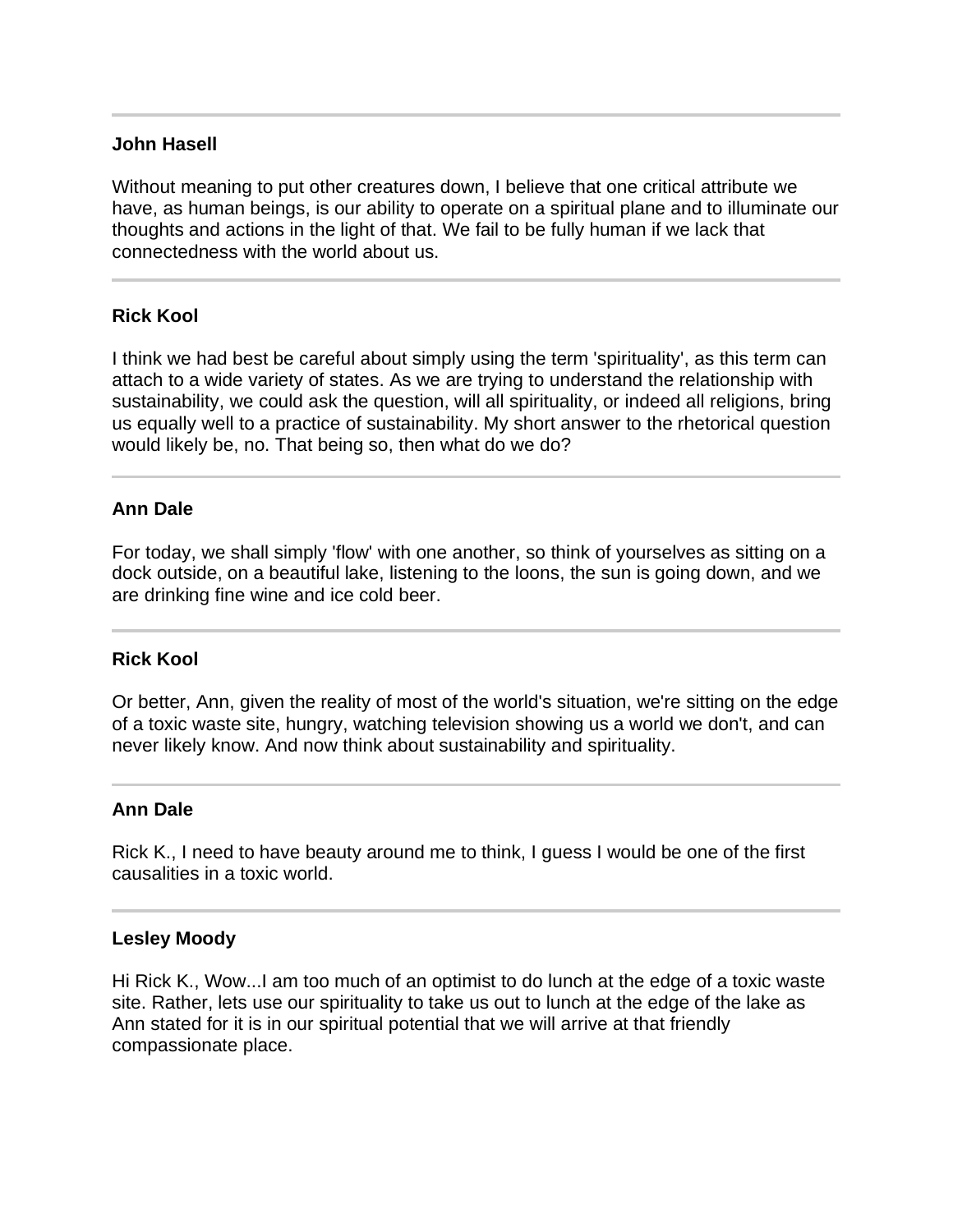---

**John Hasell**

Without meaning to put other creatures down, I believe that one critical attribute we have, as human beings, is our ability to operate on a spiritual plane and to illuminate our thoughts and actions in the light of that. We fail to be fully human if we lack that connectedness with the world about us.

---

**Rick Kool**

I think we had best be careful about simply using the term 'spirituality', as this term can attach to a wide variety of states. As we are trying to understand the relationship with sustainability, we could ask the question, will all spirituality, or indeed all religions, bring us equally well to a practice of sustainability. My short answer to the rhetorical question would likely be, no. That being so, then what do we do?

---

**Ann Dale**

For today, we shall simply 'flow' with one another, so think of yourselves as sitting on a dock outside, on a beautiful lake, listening to the loons, the sun is going down, and we are drinking fine wine and ice cold beer.

---

**Rick Kool**

Or better, Ann, given the reality of most of the world's situation, we're sitting on the edge of a toxic waste site, hungry, watching television showing us a world we don't, and can never likely know. And now think about sustainability and spirituality.

---

**Ann Dale**

Rick K., I need to have beauty around me to think, I guess I would be one of the first causalities in a toxic world.

---

**Lesley Moody**

Hi Rick K., Wow...I am too much of an optimist to do lunch at the edge of a toxic waste site. Rather, lets use our spirituality to take us out to lunch at the edge of the lake as Ann stated for it is in our spiritual potential that we will arrive at that friendly compassionate place.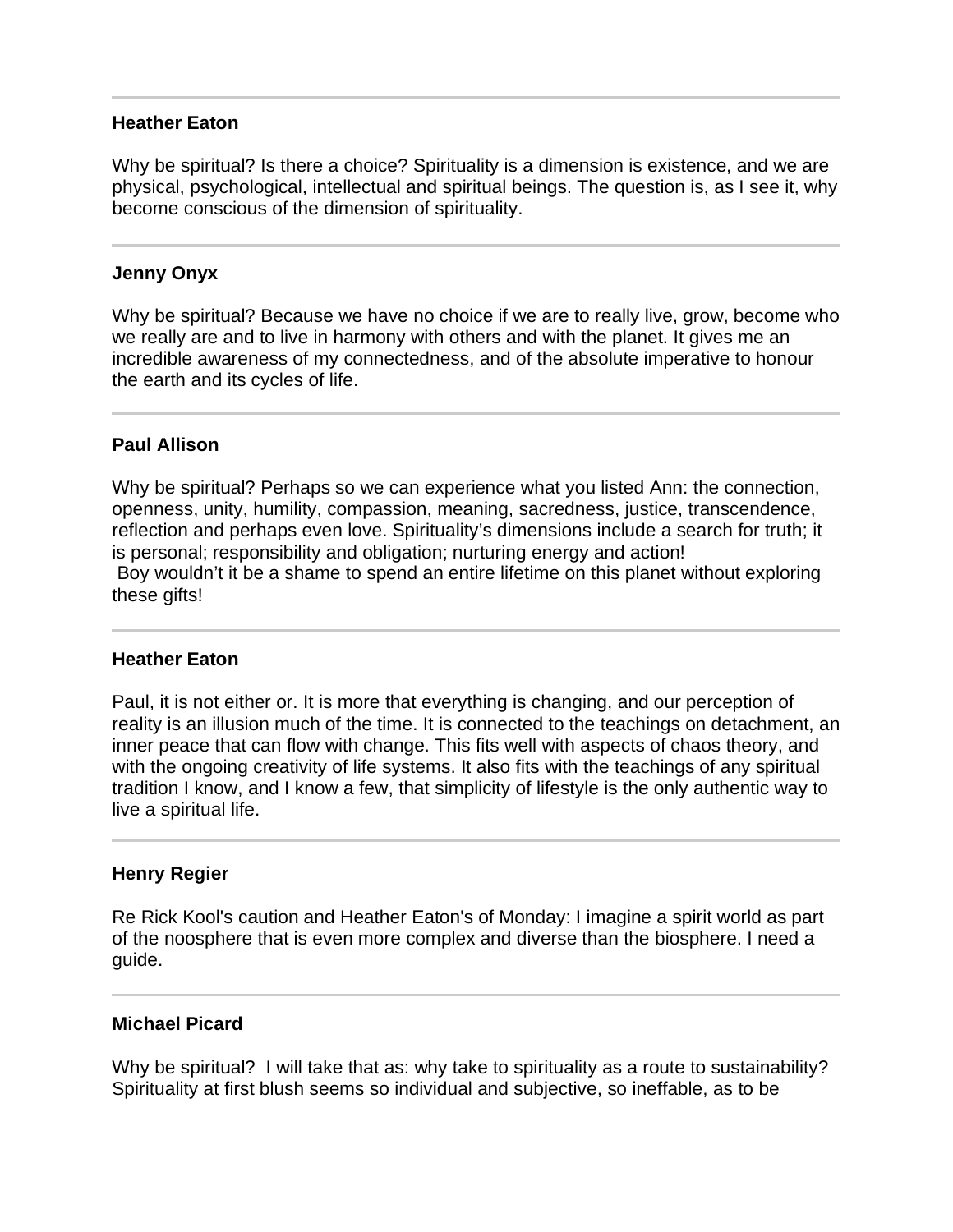---

**Heather Eaton**

Why be spiritual? Is there a choice? Spirituality is a dimension is existence, and we are physical, psychological, intellectual and spiritual beings. The question is, as I see it, why become conscious of the dimension of spirituality.

---

**Jenny Onyx**

Why be spiritual? Because we have no choice if we are to really live, grow, become who we really are and to live in harmony with others and with the planet. It gives me an incredible awareness of my connectedness, and of the absolute imperative to honour the earth and its cycles of life.

---

**Paul Allison**

Why be spiritual? Perhaps so we can experience what you listed Ann: the connection, openness, unity, humility, compassion, meaning, sacredness, justice, transcendence, reflection and perhaps even love. Spirituality's dimensions include a search for truth; it is personal; responsibility and obligation; nurturing energy and action!
Boy wouldn't it be a shame to spend an entire lifetime on this planet without exploring these gifts!

---

**Heather Eaton**

Paul, it is not either or. It is more that everything is changing, and our perception of reality is an illusion much of the time. It is connected to the teachings on detachment, an inner peace that can flow with change. This fits well with aspects of chaos theory, and with the ongoing creativity of life systems. It also fits with the teachings of any spiritual tradition I know, and I know a few, that simplicity of lifestyle is the only authentic way to live a spiritual life.

---

**Henry Regier**

Re Rick Kool's caution and Heather Eaton's of Monday: I imagine a spirit world as part of the noosphere that is even more complex and diverse than the biosphere. I need a guide.

---

**Michael Picard**

Why be spiritual? I will take that as: why take to spirituality as a route to sustainability? Spirituality at first blush seems so individual and subjective, so ineffable, as to be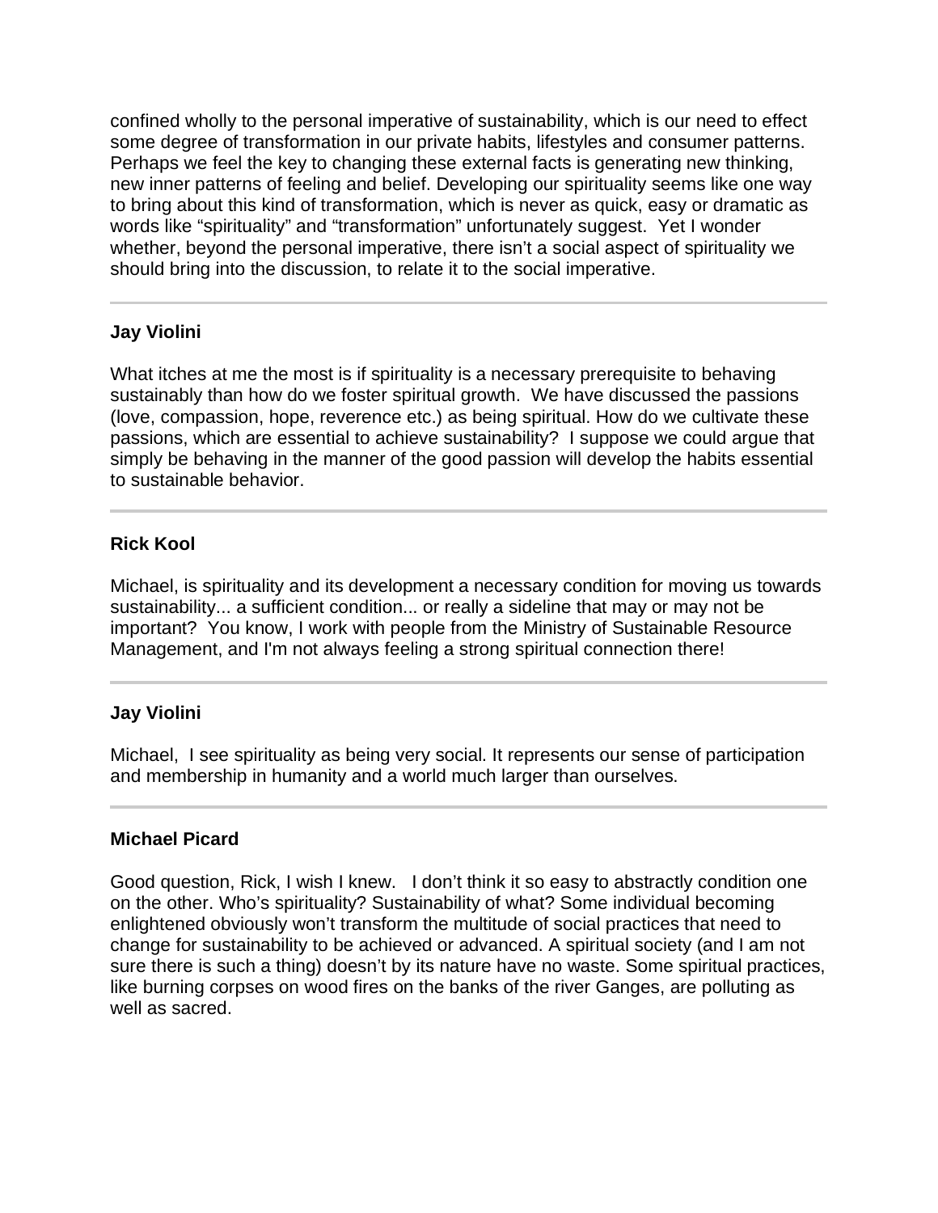confined wholly to the personal imperative of sustainability, which is our need to effect some degree of transformation in our private habits, lifestyles and consumer patterns. Perhaps we feel the key to changing these external facts is generating new thinking, new inner patterns of feeling and belief. Developing our spirituality seems like one way to bring about this kind of transformation, which is never as quick, easy or dramatic as words like "spirituality" and "transformation" unfortunately suggest. Yet I wonder whether, beyond the personal imperative, there isn't a social aspect of spirituality we should bring into the discussion, to relate it to the social imperative.

---

**Jay Violini**

What itches at me the most is if spirituality is a necessary prerequisite to behaving sustainably than how do we foster spiritual growth. We have discussed the passions (love, compassion, hope, reverence etc.) as being spiritual. How do we cultivate these passions, which are essential to achieve sustainability? I suppose we could argue that simply be behaving in the manner of the good passion will develop the habits essential to sustainable behavior.

---

**Rick Kool**

Michael, is spirituality and its development a necessary condition for moving us towards sustainability... a sufficient condition... or really a sideline that may or may not be important? You know, I work with people from the Ministry of Sustainable Resource Management, and I'm not always feeling a strong spiritual connection there!

---

**Jay Violini**

Michael, I see spirituality as being very social. It represents our sense of participation and membership in humanity and a world much larger than ourselves.

---

**Michael Picard**

Good question, Rick, I wish I knew. I don't think it so easy to abstractly condition one on the other. Who's spirituality? Sustainability of what? Some individual becoming enlightened obviously won't transform the multitude of social practices that need to change for sustainability to be achieved or advanced. A spiritual society (and I am not sure there is such a thing) doesn't by its nature have no waste. Some spiritual practices, like burning corpses on wood fires on the banks of the river Ganges, are polluting as well as sacred.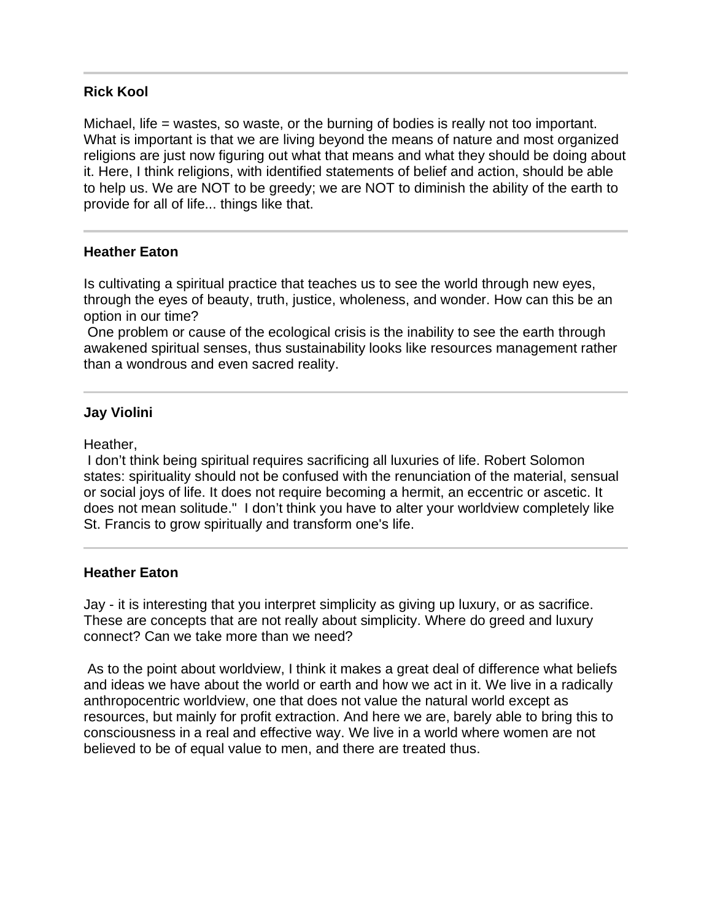---

**Rick Kool**

Michael, life = wastes, so waste, or the burning of bodies is really not too important. What is important is that we are living beyond the means of nature and most organized religions are just now figuring out what that means and what they should be doing about it. Here, I think religions, with identified statements of belief and action, should be able to help us. We are NOT to be greedy; we are NOT to diminish the ability of the earth to provide for all of life... things like that.

---

**Heather Eaton**

Is cultivating a spiritual practice that teaches us to see the world through new eyes, through the eyes of beauty, truth, justice, wholeness, and wonder. How can this be an option in our time?

One problem or cause of the ecological crisis is the inability to see the earth through awakened spiritual senses, thus sustainability looks like resources management rather than a wondrous and even sacred reality.

---

**Jay Violini**

Heather,

I don't think being spiritual requires sacrificing all luxuries of life. Robert Solomon states: spirituality should not be confused with the renunciation of the material, sensual or social joys of life. It does not require becoming a hermit, an eccentric or ascetic. It does not mean solitude." I don't think you have to alter your worldview completely like St. Francis to grow spiritually and transform one's life.

---

**Heather Eaton**

Jay - it is interesting that you interpret simplicity as giving up luxury, or as sacrifice. These are concepts that are not really about simplicity. Where do greed and luxury connect? Can we take more than we need?

As to the point about worldview, I think it makes a great deal of difference what beliefs and ideas we have about the world or earth and how we act in it. We live in a radically anthropocentric worldview, one that does not value the natural world except as resources, but mainly for profit extraction. And here we are, barely able to bring this to consciousness in a real and effective way. We live in a world where women are not believed to be of equal value to men, and there are treated thus.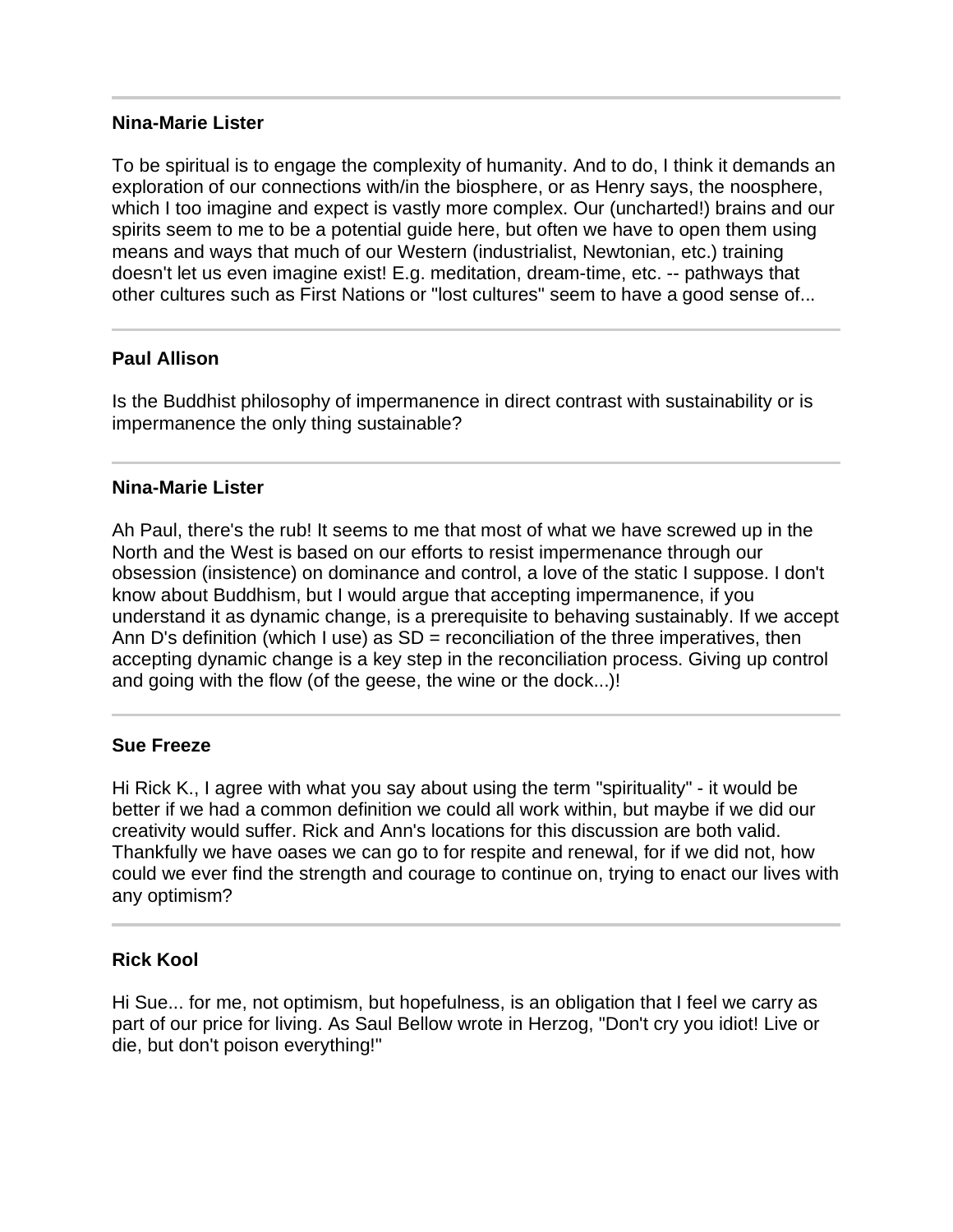---

**Nina-Marie Lister**

To be spiritual is to engage the complexity of humanity. And to do, I think it demands an exploration of our connections with/in the biosphere, or as Henry says, the noosphere, which I too imagine and expect is vastly more complex. Our (uncharted!) brains and our spirits seem to me to be a potential guide here, but often we have to open them using means and ways that much of our Western (industrialist, Newtonian, etc.) training doesn't let us even imagine exist! E.g. meditation, dream-time, etc. -- pathways that other cultures such as First Nations or "lost cultures" seem to have a good sense of...

---

**Paul Allison**

Is the Buddhist philosophy of impermanence in direct contrast with sustainability or is impermanence the only thing sustainable?

---

**Nina-Marie Lister**

Ah Paul, there's the rub! It seems to me that most of what we have screwed up in the North and the West is based on our efforts to resist impermenance through our obsession (insistence) on dominance and control, a love of the static I suppose. I don't know about Buddhism, but I would argue that accepting impermanence, if you understand it as dynamic change, is a prerequisite to behaving sustainably. If we accept Ann D's definition (which I use) as SD = reconciliation of the three imperatives, then accepting dynamic change is a key step in the reconciliation process. Giving up control and going with the flow (of the geese, the wine or the dock...)!

---

**Sue Freeze**

Hi Rick K., I agree with what you say about using the term "spirituality" - it would be better if we had a common definition we could all work within, but maybe if we did our creativity would suffer. Rick and Ann's locations for this discussion are both valid. Thankfully we have oases we can go to for respite and renewal, for if we did not, how could we ever find the strength and courage to continue on, trying to enact our lives with any optimism?

---

**Rick Kool**

Hi Sue... for me, not optimism, but hopefulness, is an obligation that I feel we carry as part of our price for living. As Saul Bellow wrote in Herzog, "Don't cry you idiot! Live or die, but don't poison everything!"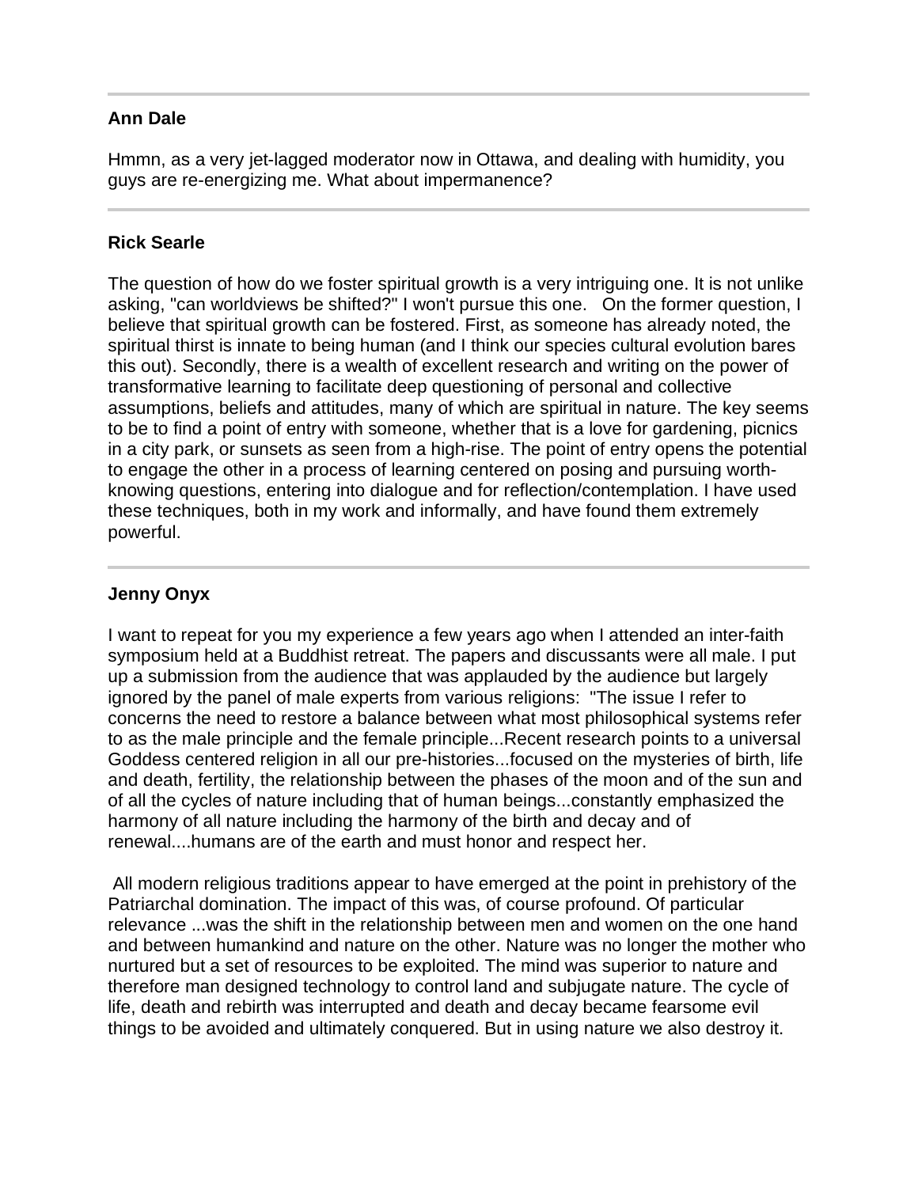---

**Ann Dale**

Hmmn, as a very jet-lagged moderator now in Ottawa, and dealing with humidity, you guys are re-energizing me. What about impermanence?

---

**Rick Searle**

The question of how do we foster spiritual growth is a very intriguing one. It is not unlike asking, "can worldviews be shifted?" I won't pursue this one. On the former question, I believe that spiritual growth can be fostered. First, as someone has already noted, the spiritual thirst is innate to being human (and I think our species cultural evolution bares this out). Secondly, there is a wealth of excellent research and writing on the power of transformative learning to facilitate deep questioning of personal and collective assumptions, beliefs and attitudes, many of which are spiritual in nature. The key seems to be to find a point of entry with someone, whether that is a love for gardening, picnics in a city park, or sunsets as seen from a high-rise. The point of entry opens the potential to engage the other in a process of learning centered on posing and pursuing worth-knowing questions, entering into dialogue and for reflection/contemplation. I have used these techniques, both in my work and informally, and have found them extremely powerful.

---

**Jenny Onyx**

I want to repeat for you my experience a few years ago when I attended an inter-faith symposium held at a Buddhist retreat. The papers and discussants were all male. I put up a submission from the audience that was applauded by the audience but largely ignored by the panel of male experts from various religions: "The issue I refer to concerns the need to restore a balance between what most philosophical systems refer to as the male principle and the female principle...Recent research points to a universal Goddess centered religion in all our pre-histories...focused on the mysteries of birth, life and death, fertility, the relationship between the phases of the moon and of the sun and of all the cycles of nature including that of human beings...constantly emphasized the harmony of all nature including the harmony of the birth and decay and of renewal....humans are of the earth and must honor and respect her.

All modern religious traditions appear to have emerged at the point in prehistory of the Patriarchal domination. The impact of this was, of course profound. Of particular relevance ...was the shift in the relationship between men and women on the one hand and between humankind and nature on the other. Nature was no longer the mother who nurtured but a set of resources to be exploited. The mind was superior to nature and therefore man designed technology to control land and subjugate nature. The cycle of life, death and rebirth was interrupted and death and decay became fearsome evil things to be avoided and ultimately conquered. But in using nature we also destroy it.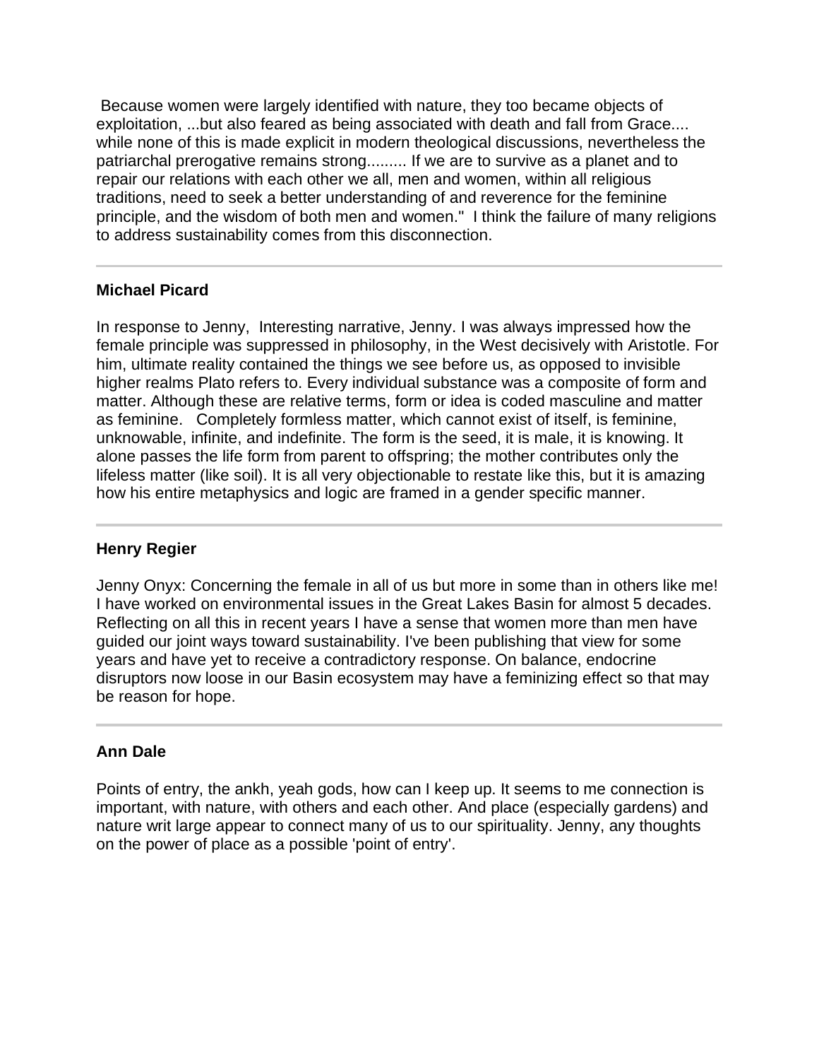Because women were largely identified with nature, they too became objects of exploitation, ...but also feared as being associated with death and fall from Grace.... while none of this is made explicit in modern theological discussions, nevertheless the patriarchal prerogative remains strong......... If we are to survive as a planet and to repair our relations with each other we all, men and women, within all religious traditions, need to seek a better understanding of and reverence for the feminine principle, and the wisdom of both men and women." I think the failure of many religions to address sustainability comes from this disconnection.

---

**Michael Picard**

In response to Jenny, Interesting narrative, Jenny. I was always impressed how the female principle was suppressed in philosophy, in the West decisively with Aristotle. For him, ultimate reality contained the things we see before us, as opposed to invisible higher realms Plato refers to. Every individual substance was a composite of form and matter. Although these are relative terms, form or idea is coded masculine and matter as feminine. Completely formless matter, which cannot exist of itself, is feminine, unknowable, infinite, and indefinite. The form is the seed, it is male, it is knowing. It alone passes the life form from parent to offspring; the mother contributes only the lifeless matter (like soil). It is all very objectionable to restate like this, but it is amazing how his entire metaphysics and logic are framed in a gender specific manner.

---

**Henry Regier**

Jenny Onyx: Concerning the female in all of us but more in some than in others like me! I have worked on environmental issues in the Great Lakes Basin for almost 5 decades. Reflecting on all this in recent years I have a sense that women more than men have guided our joint ways toward sustainability. I've been publishing that view for some years and have yet to receive a contradictory response. On balance, endocrine disruptors now loose in our Basin ecosystem may have a feminizing effect so that may be reason for hope.

---

**Ann Dale**

Points of entry, the ankh, yeah gods, how can I keep up. It seems to me connection is important, with nature, with others and each other. And place (especially gardens) and nature writ large appear to connect many of us to our spirituality. Jenny, any thoughts on the power of place as a possible 'point of entry'.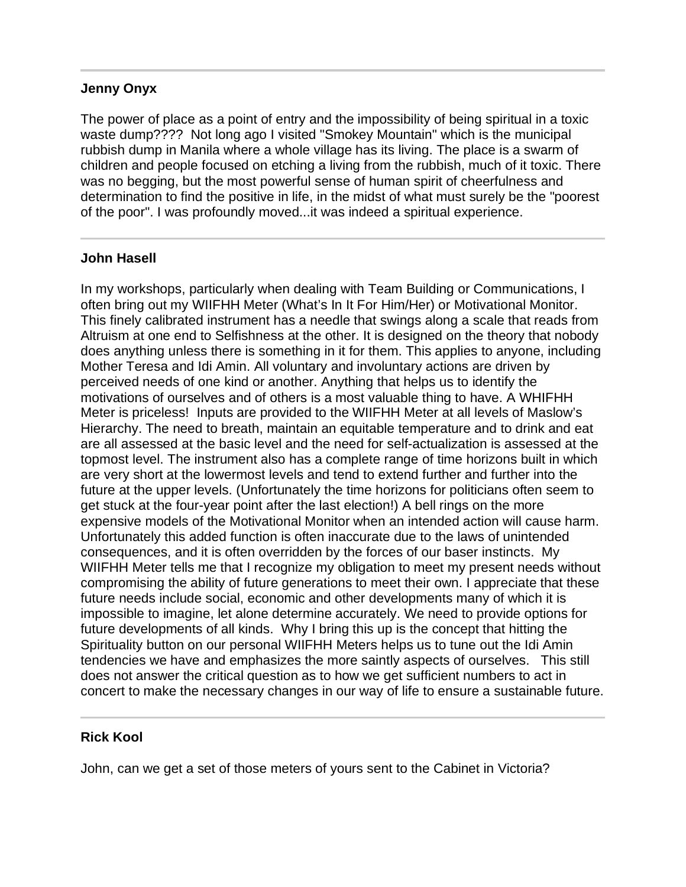---

**Jenny Onyx**

The power of place as a point of entry and the impossibility of being spiritual in a toxic waste dump???? Not long ago I visited "Smokey Mountain" which is the municipal rubbish dump in Manila where a whole village has its living. The place is a swarm of children and people focused on etching a living from the rubbish, much of it toxic. There was no begging, but the most powerful sense of human spirit of cheerfulness and determination to find the positive in life, in the midst of what must surely be the "poorest of the poor". I was profoundly moved...it was indeed a spiritual experience.

---

**John Hasell**

In my workshops, particularly when dealing with Team Building or Communications, I often bring out my WIIFHH Meter (What's In It For Him/Her) or Motivational Monitor. This finely calibrated instrument has a needle that swings along a scale that reads from Altruism at one end to Selfishness at the other. It is designed on the theory that nobody does anything unless there is something in it for them. This applies to anyone, including Mother Teresa and Idi Amin. All voluntary and involuntary actions are driven by perceived needs of one kind or another. Anything that helps us to identify the motivations of ourselves and of others is a most valuable thing to have. A WHIFHH Meter is priceless! Inputs are provided to the WIIFHH Meter at all levels of Maslow's Hierarchy. The need to breath, maintain an equitable temperature and to drink and eat are all assessed at the basic level and the need for self-actualization is assessed at the topmost level. The instrument also has a complete range of time horizons built in which are very short at the lowermost levels and tend to extend further and further into the future at the upper levels. (Unfortunately the time horizons for politicians often seem to get stuck at the four-year point after the last election!) A bell rings on the more expensive models of the Motivational Monitor when an intended action will cause harm. Unfortunately this added function is often inaccurate due to the laws of unintended consequences, and it is often overridden by the forces of our baser instincts. My WIIFHH Meter tells me that I recognize my obligation to meet my present needs without compromising the ability of future generations to meet their own. I appreciate that these future needs include social, economic and other developments many of which it is impossible to imagine, let alone determine accurately. We need to provide options for future developments of all kinds. Why I bring this up is the concept that hitting the Spirituality button on our personal WIIFHH Meters helps us to tune out the Idi Amin tendencies we have and emphasizes the more saintly aspects of ourselves. This still does not answer the critical question as to how we get sufficient numbers to act in concert to make the necessary changes in our way of life to ensure a sustainable future.

---

**Rick Kool**

John, can we get a set of those meters of yours sent to the Cabinet in Victoria?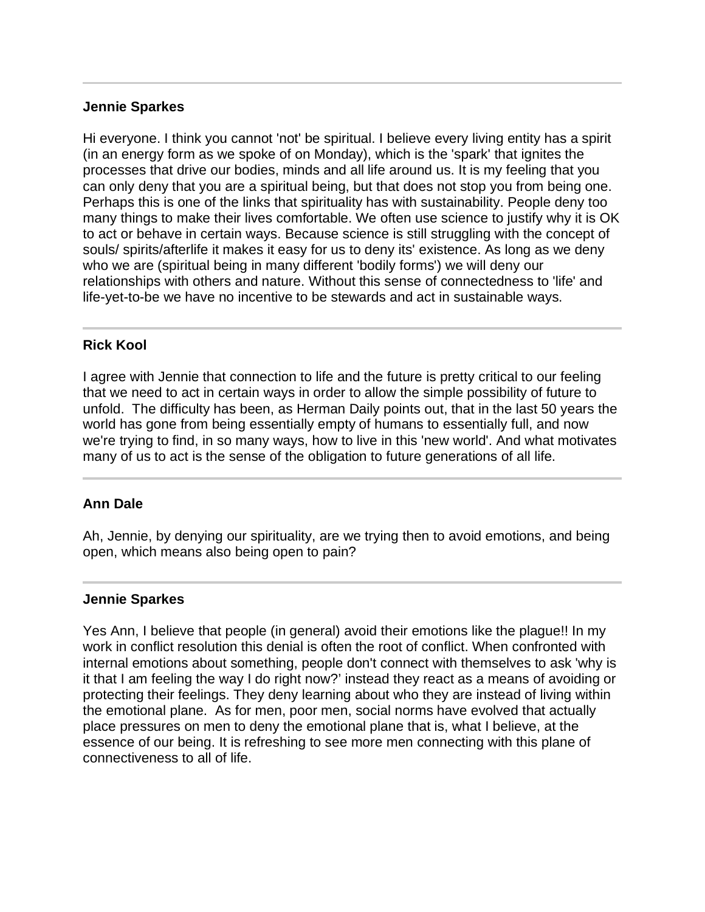---

**Jennie Sparkes**

Hi everyone. I think you cannot 'not' be spiritual. I believe every living entity has a spirit (in an energy form as we spoke of on Monday), which is the 'spark' that ignites the processes that drive our bodies, minds and all life around us. It is my feeling that you can only deny that you are a spiritual being, but that does not stop you from being one. Perhaps this is one of the links that spirituality has with sustainability. People deny too many things to make their lives comfortable. We often use science to justify why it is OK to act or behave in certain ways. Because science is still struggling with the concept of souls/ spirits/afterlife it makes it easy for us to deny its' existence. As long as we deny who we are (spiritual being in many different 'bodily forms') we will deny our relationships with others and nature. Without this sense of connectedness to 'life' and life-yet-to-be we have no incentive to be stewards and act in sustainable ways.

---

**Rick Kool**

I agree with Jennie that connection to life and the future is pretty critical to our feeling that we need to act in certain ways in order to allow the simple possibility of future to unfold. The difficulty has been, as Herman Daily points out, that in the last 50 years the world has gone from being essentially empty of humans to essentially full, and now we're trying to find, in so many ways, how to live in this 'new world'. And what motivates many of us to act is the sense of the obligation to future generations of all life.

---

**Ann Dale**

Ah, Jennie, by denying our spirituality, are we trying then to avoid emotions, and being open, which means also being open to pain?

---

**Jennie Sparkes**

Yes Ann, I believe that people (in general) avoid their emotions like the plague!! In my work in conflict resolution this denial is often the root of conflict. When confronted with internal emotions about something, people don't connect with themselves to ask 'why is it that I am feeling the way I do right now?' instead they react as a means of avoiding or protecting their feelings. They deny learning about who they are instead of living within the emotional plane. As for men, poor men, social norms have evolved that actually place pressures on men to deny the emotional plane that is, what I believe, at the essence of our being. It is refreshing to see more men connecting with this plane of connectiveness to all of life.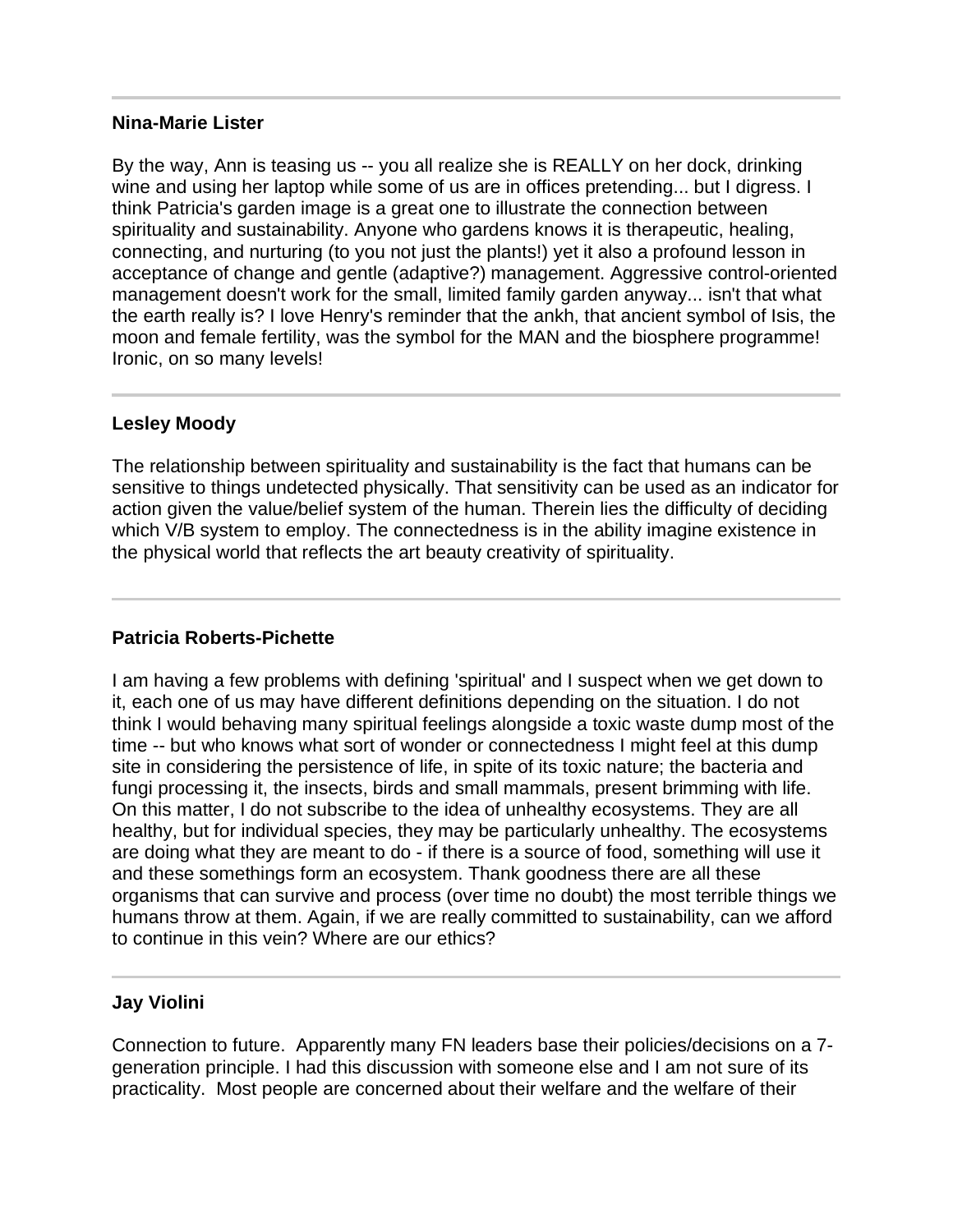---

**Nina-Marie Lister**

By the way, Ann is teasing us -- you all realize she is REALLY on her dock, drinking wine and using her laptop while some of us are in offices pretending... but I digress. I think Patricia's garden image is a great one to illustrate the connection between spirituality and sustainability. Anyone who gardens knows it is therapeutic, healing, connecting, and nurturing (to you not just the plants!) yet it also a profound lesson in acceptance of change and gentle (adaptive?) management. Aggressive control-oriented management doesn't work for the small, limited family garden anyway... isn't that what the earth really is? I love Henry's reminder that the ankh, that ancient symbol of Isis, the moon and female fertility, was the symbol for the MAN and the biosphere programme! Ironic, on so many levels!

---

**Lesley Moody**

The relationship between spirituality and sustainability is the fact that humans can be sensitive to things undetected physically. That sensitivity can be used as an indicator for action given the value/belief system of the human. Therein lies the difficulty of deciding which V/B system to employ. The connectedness is in the ability imagine existence in the physical world that reflects the art beauty creativity of spirituality.

---

**Patricia Roberts-Pichette**

I am having a few problems with defining 'spiritual' and I suspect when we get down to it, each one of us may have different definitions depending on the situation. I do not think I would behaving many spiritual feelings alongside a toxic waste dump most of the time -- but who knows what sort of wonder or connectedness I might feel at this dump site in considering the persistence of life, in spite of its toxic nature; the bacteria and fungi processing it, the insects, birds and small mammals, present brimming with life. On this matter, I do not subscribe to the idea of unhealthy ecosystems. They are all healthy, but for individual species, they may be particularly unhealthy. The ecosystems are doing what they are meant to do - if there is a source of food, something will use it and these somethings form an ecosystem. Thank goodness there are all these organisms that can survive and process (over time no doubt) the most terrible things we humans throw at them. Again, if we are really committed to sustainability, can we afford to continue in this vein? Where are our ethics?

---

**Jay Violini**

Connection to future. Apparently many FN leaders base their policies/decisions on a 7-generation principle. I had this discussion with someone else and I am not sure of its practicality. Most people are concerned about their welfare and the welfare of their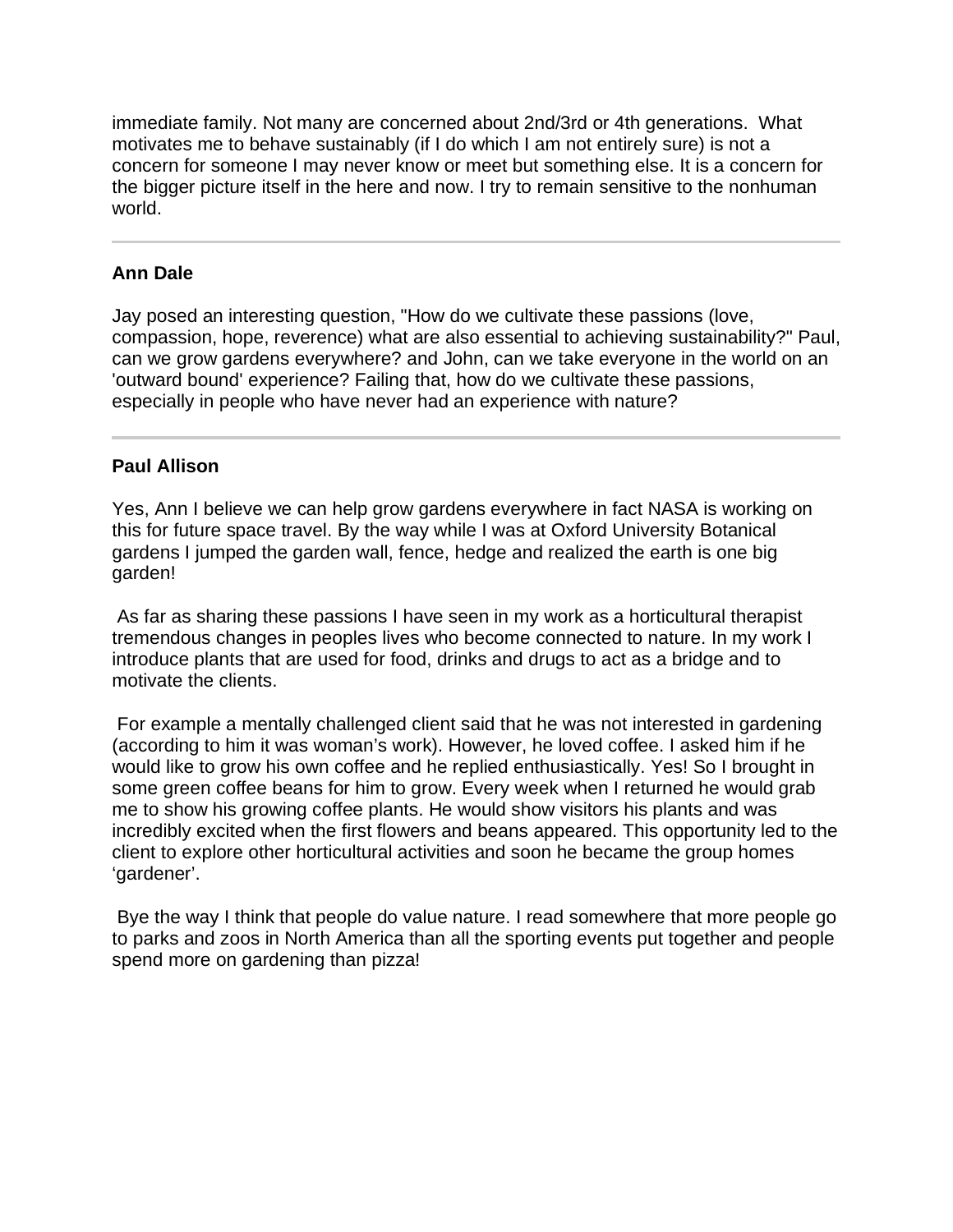immediate family. Not many are concerned about 2nd/3rd or 4th generations. What motivates me to behave sustainably (if I do which I am not entirely sure) is not a concern for someone I may never know or meet but something else. It is a concern for the bigger picture itself in the here and now. I try to remain sensitive to the nonhuman world.

---

**Ann Dale**

Jay posed an interesting question, "How do we cultivate these passions (love, compassion, hope, reverence) what are also essential to achieving sustainability?" Paul, can we grow gardens everywhere? and John, can we take everyone in the world on an 'outward bound' experience? Failing that, how do we cultivate these passions, especially in people who have never had an experience with nature?

---

**Paul Allison**

Yes, Ann I believe we can help grow gardens everywhere in fact NASA is working on this for future space travel. By the way while I was at Oxford University Botanical gardens I jumped the garden wall, fence, hedge and realized the earth is one big garden!

As far as sharing these passions I have seen in my work as a horticultural therapist tremendous changes in peoples lives who become connected to nature. In my work I introduce plants that are used for food, drinks and drugs to act as a bridge and to motivate the clients.

For example a mentally challenged client said that he was not interested in gardening (according to him it was woman's work). However, he loved coffee. I asked him if he would like to grow his own coffee and he replied enthusiastically. Yes! So I brought in some green coffee beans for him to grow. Every week when I returned he would grab me to show his growing coffee plants. He would show visitors his plants and was incredibly excited when the first flowers and beans appeared. This opportunity led to the client to explore other horticultural activities and soon he became the group homes 'gardener'.

Bye the way I think that people do value nature. I read somewhere that more people go to parks and zoos in North America than all the sporting events put together and people spend more on gardening than pizza!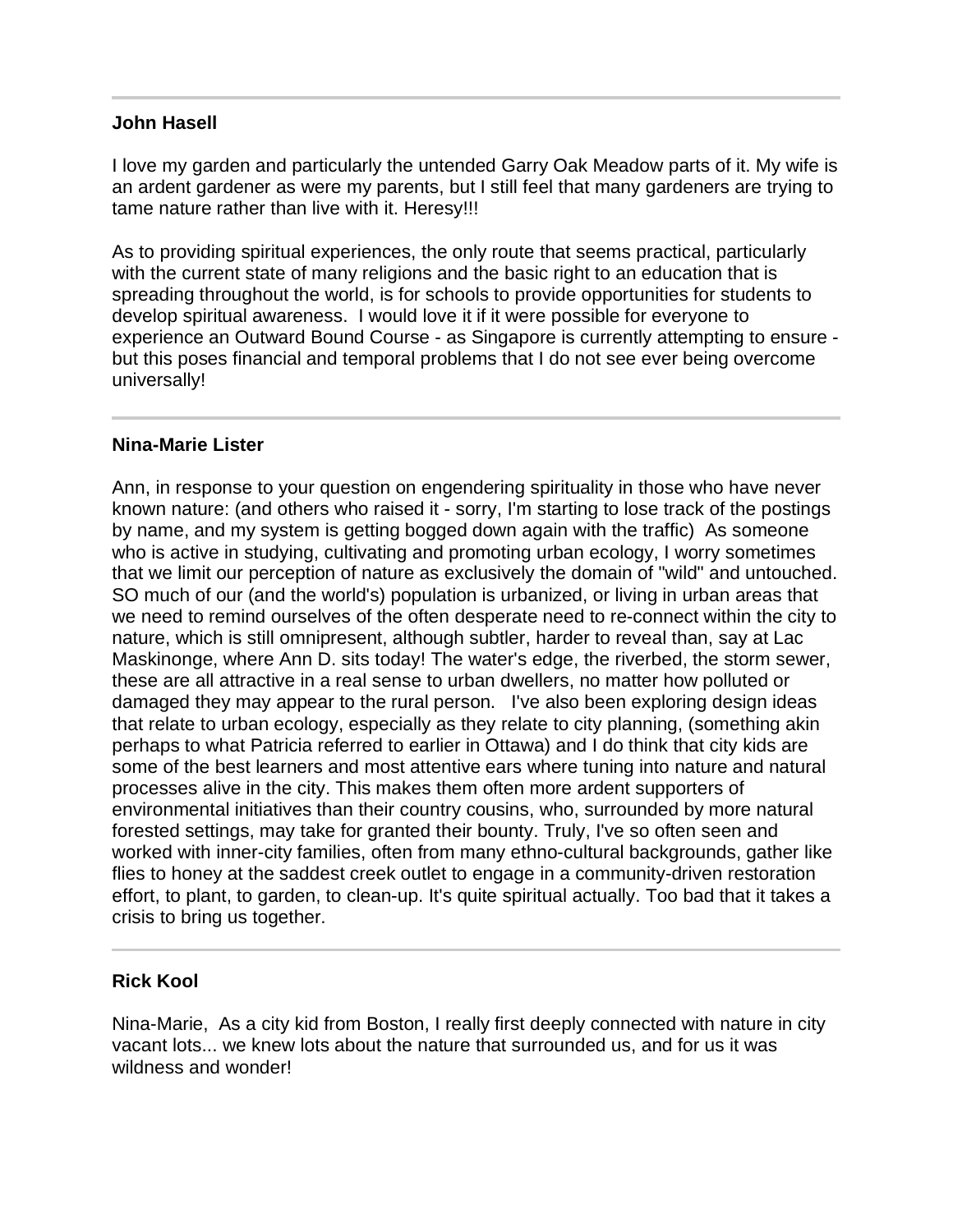---

**John Hasell**

I love my garden and particularly the untended Garry Oak Meadow parts of it. My wife is an ardent gardener as were my parents, but I still feel that many gardeners are trying to tame nature rather than live with it. Heresy!!!

As to providing spiritual experiences, the only route that seems practical, particularly with the current state of many religions and the basic right to an education that is spreading throughout the world, is for schools to provide opportunities for students to develop spiritual awareness. I would love it if it were possible for everyone to experience an Outward Bound Course - as Singapore is currently attempting to ensure - but this poses financial and temporal problems that I do not see ever being overcome universally!

---

**Nina-Marie Lister**

Ann, in response to your question on engendering spirituality in those who have never known nature: (and others who raised it - sorry, I'm starting to lose track of the postings by name, and my system is getting bogged down again with the traffic) As someone who is active in studying, cultivating and promoting urban ecology, I worry sometimes that we limit our perception of nature as exclusively the domain of "wild" and untouched. SO much of our (and the world's) population is urbanized, or living in urban areas that we need to remind ourselves of the often desperate need to re-connect within the city to nature, which is still omnipresent, although subtler, harder to reveal than, say at Lac Maskinonge, where Ann D. sits today! The water's edge, the riverbed, the storm sewer, these are all attractive in a real sense to urban dwellers, no matter how polluted or damaged they may appear to the rural person. I've also been exploring design ideas that relate to urban ecology, especially as they relate to city planning, (something akin perhaps to what Patricia referred to earlier in Ottawa) and I do think that city kids are some of the best learners and most attentive ears where tuning into nature and natural processes alive in the city. This makes them often more ardent supporters of environmental initiatives than their country cousins, who, surrounded by more natural forested settings, may take for granted their bounty. Truly, I've so often seen and worked with inner-city families, often from many ethno-cultural backgrounds, gather like flies to honey at the saddest creek outlet to engage in a community-driven restoration effort, to plant, to garden, to clean-up. It's quite spiritual actually. Too bad that it takes a crisis to bring us together.

---

**Rick Kool**

Nina-Marie, As a city kid from Boston, I really first deeply connected with nature in city vacant lots... we knew lots about the nature that surrounded us, and for us it was wildness and wonder!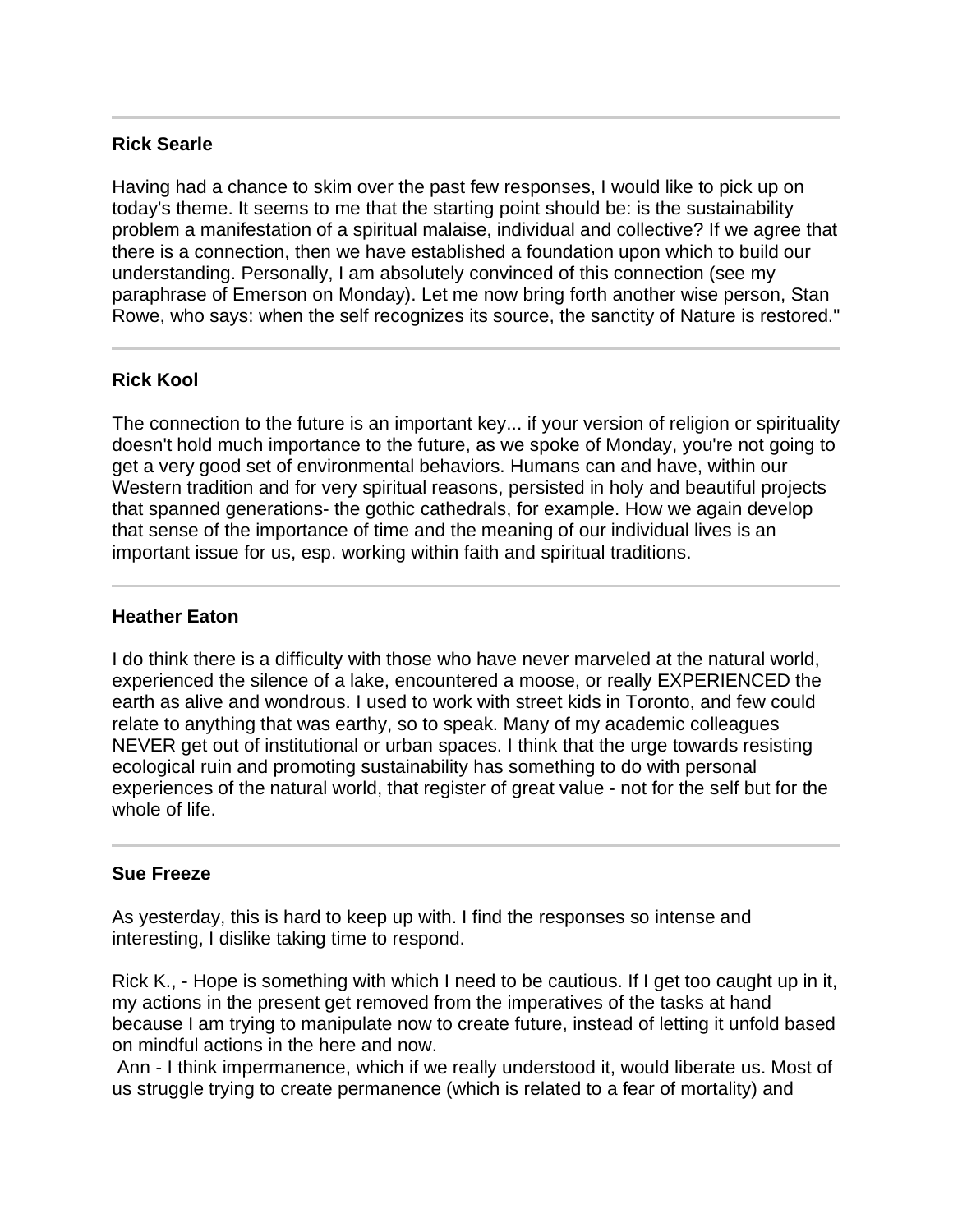---

**Rick Searle**

Having had a chance to skim over the past few responses, I would like to pick up on today's theme. It seems to me that the starting point should be: is the sustainability problem a manifestation of a spiritual malaise, individual and collective? If we agree that there is a connection, then we have established a foundation upon which to build our understanding. Personally, I am absolutely convinced of this connection (see my paraphrase of Emerson on Monday). Let me now bring forth another wise person, Stan Rowe, who says: when the self recognizes its source, the sanctity of Nature is restored."

---

**Rick Kool**

The connection to the future is an important key... if your version of religion or spirituality doesn't hold much importance to the future, as we spoke of Monday, you're not going to get a very good set of environmental behaviors. Humans can and have, within our Western tradition and for very spiritual reasons, persisted in holy and beautiful projects that spanned generations- the gothic cathedrals, for example. How we again develop that sense of the importance of time and the meaning of our individual lives is an important issue for us, esp. working within faith and spiritual traditions.

---

**Heather Eaton**

I do think there is a difficulty with those who have never marveled at the natural world, experienced the silence of a lake, encountered a moose, or really EXPERIENCED the earth as alive and wondrous. I used to work with street kids in Toronto, and few could relate to anything that was earthy, so to speak. Many of my academic colleagues NEVER get out of institutional or urban spaces. I think that the urge towards resisting ecological ruin and promoting sustainability has something to do with personal experiences of the natural world, that register of great value - not for the self but for the whole of life.

---

**Sue Freeze**

As yesterday, this is hard to keep up with. I find the responses so intense and interesting, I dislike taking time to respond.

Rick K., - Hope is something with which I need to be cautious. If I get too caught up in it, my actions in the present get removed from the imperatives of the tasks at hand because I am trying to manipulate now to create future, instead of letting it unfold based on mindful actions in the here and now.

Ann - I think impermanence, which if we really understood it, would liberate us. Most of us struggle trying to create permanence (which is related to a fear of mortality) and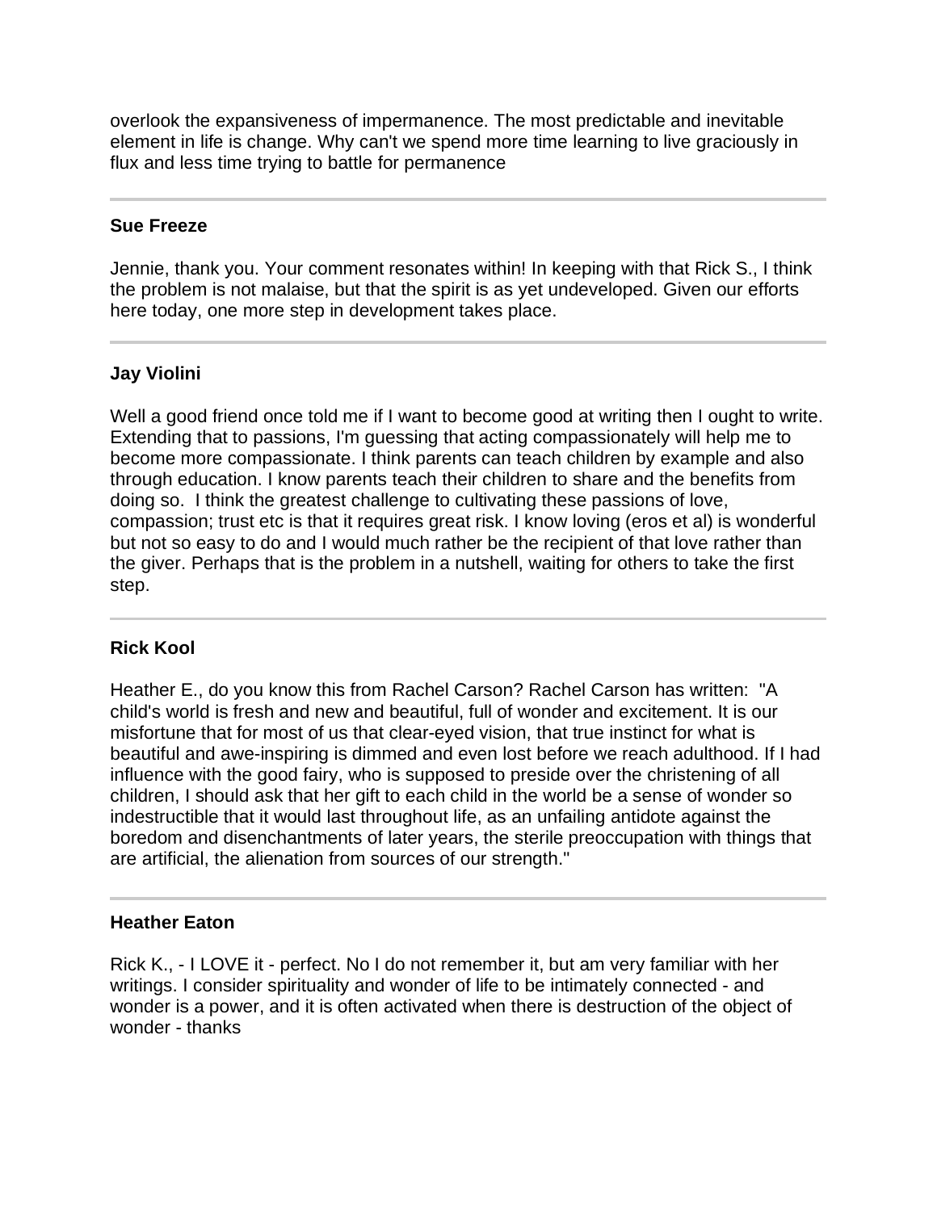overlook the expansiveness of impermanence. The most predictable and inevitable element in life is change. Why can't we spend more time learning to live graciously in flux and less time trying to battle for permanence

---

**Sue Freeze**

Jennie, thank you. Your comment resonates within! In keeping with that Rick S., I think the problem is not malaise, but that the spirit is as yet undeveloped. Given our efforts here today, one more step in development takes place.

---

**Jay Violini**

Well a good friend once told me if I want to become good at writing then I ought to write. Extending that to passions, I'm guessing that acting compassionately will help me to become more compassionate. I think parents can teach children by example and also through education. I know parents teach their children to share and the benefits from doing so. I think the greatest challenge to cultivating these passions of love, compassion; trust etc is that it requires great risk. I know loving (eros et al) is wonderful but not so easy to do and I would much rather be the recipient of that love rather than the giver. Perhaps that is the problem in a nutshell, waiting for others to take the first step.

---

**Rick Kool**

Heather E., do you know this from Rachel Carson? Rachel Carson has written: "A child's world is fresh and new and beautiful, full of wonder and excitement. It is our misfortune that for most of us that clear-eyed vision, that true instinct for what is beautiful and awe-inspiring is dimmed and even lost before we reach adulthood. If I had influence with the good fairy, who is supposed to preside over the christening of all children, I should ask that her gift to each child in the world be a sense of wonder so indestructible that it would last throughout life, as an unfailing antidote against the boredom and disenchantments of later years, the sterile preoccupation with things that are artificial, the alienation from sources of our strength."

---

**Heather Eaton**

Rick K., - I LOVE it - perfect. No I do not remember it, but am very familiar with her writings. I consider spirituality and wonder of life to be intimately connected - and wonder is a power, and it is often activated when there is destruction of the object of wonder - thanks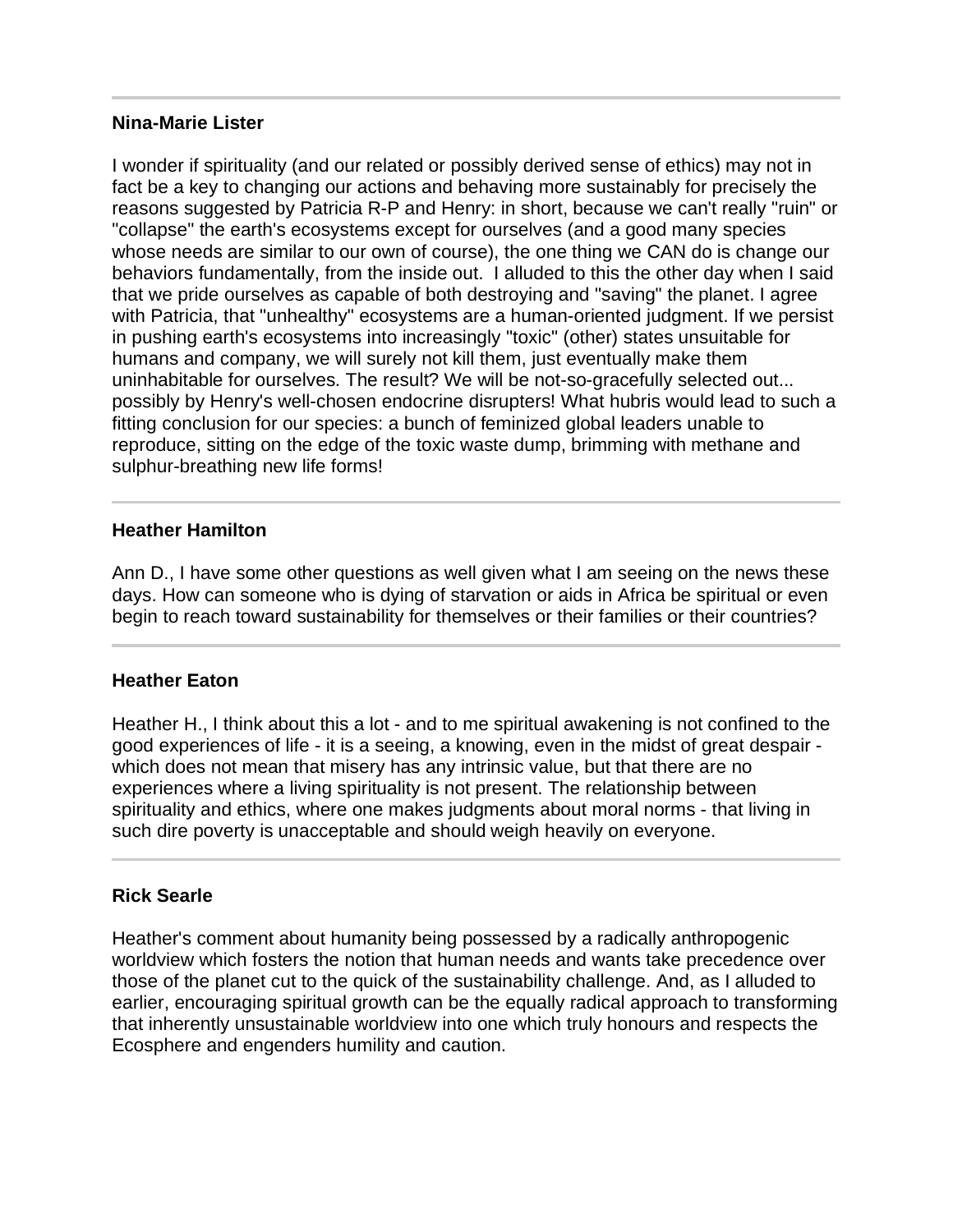---

**Nina-Marie Lister**

I wonder if spirituality (and our related or possibly derived sense of ethics) may not in fact be a key to changing our actions and behaving more sustainably for precisely the reasons suggested by Patricia R-P and Henry: in short, because we can't really "ruin" or "collapse" the earth's ecosystems except for ourselves (and a good many species whose needs are similar to our own of course), the one thing we CAN do is change our behaviors fundamentally, from the inside out. I alluded to this the other day when I said that we pride ourselves as capable of both destroying and "saving" the planet. I agree with Patricia, that "unhealthy" ecosystems are a human-oriented judgment. If we persist in pushing earth's ecosystems into increasingly "toxic" (other) states unsuitable for humans and company, we will surely not kill them, just eventually make them uninhabitable for ourselves. The result? We will be not-so-gracefully selected out... possibly by Henry's well-chosen endocrine disrupters! What hubris would lead to such a fitting conclusion for our species: a bunch of feminized global leaders unable to reproduce, sitting on the edge of the toxic waste dump, brimming with methane and sulphur-breathing new life forms!

---

**Heather Hamilton**

Ann D., I have some other questions as well given what I am seeing on the news these days. How can someone who is dying of starvation or aids in Africa be spiritual or even begin to reach toward sustainability for themselves or their families or their countries?

---

**Heather Eaton**

Heather H., I think about this a lot - and to me spiritual awakening is not confined to the good experiences of life - it is a seeing, a knowing, even in the midst of great despair - which does not mean that misery has any intrinsic value, but that there are no experiences where a living spirituality is not present. The relationship between spirituality and ethics, where one makes judgments about moral norms - that living in such dire poverty is unacceptable and should weigh heavily on everyone.

---

**Rick Searle**

Heather's comment about humanity being possessed by a radically anthropogenic worldview which fosters the notion that human needs and wants take precedence over those of the planet cut to the quick of the sustainability challenge. And, as I alluded to earlier, encouraging spiritual growth can be the equally radical approach to transforming that inherently unsustainable worldview into one which truly honours and respects the Ecosphere and engenders humility and caution.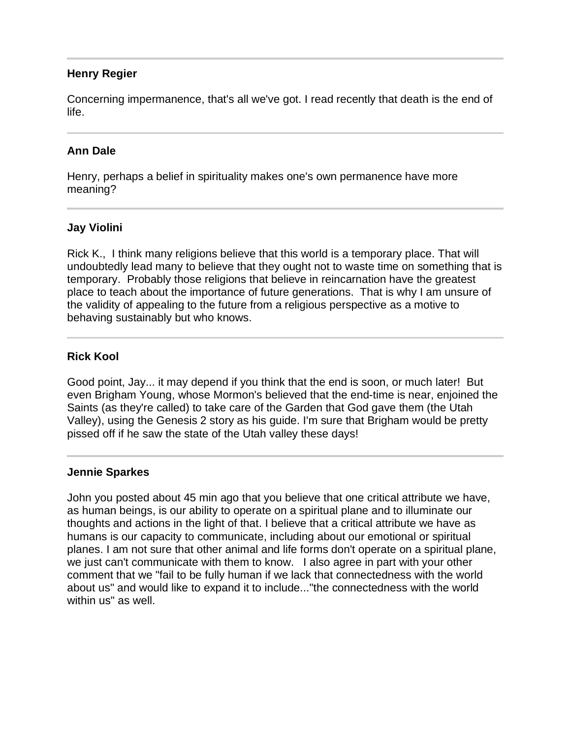---

**Henry Regier**

Concerning impermanence, that's all we've got. I read recently that death is the end of life.

---

**Ann Dale**

Henry, perhaps a belief in spirituality makes one's own permanence have more meaning?

---

**Jay Violini**

Rick K., I think many religions believe that this world is a temporary place. That will undoubtedly lead many to believe that they ought not to waste time on something that is temporary. Probably those religions that believe in reincarnation have the greatest place to teach about the importance of future generations. That is why I am unsure of the validity of appealing to the future from a religious perspective as a motive to behaving sustainably but who knows.

---

**Rick Kool**

Good point, Jay... it may depend if you think that the end is soon, or much later! But even Brigham Young, whose Mormon's believed that the end-time is near, enjoined the Saints (as they're called) to take care of the Garden that God gave them (the Utah Valley), using the Genesis 2 story as his guide. I'm sure that Brigham would be pretty pissed off if he saw the state of the Utah valley these days!

---

**Jennie Sparkes**

John you posted about 45 min ago that you believe that one critical attribute we have, as human beings, is our ability to operate on a spiritual plane and to illuminate our thoughts and actions in the light of that. I believe that a critical attribute we have as humans is our capacity to communicate, including about our emotional or spiritual planes. I am not sure that other animal and life forms don't operate on a spiritual plane, we just can't communicate with them to know. I also agree in part with your other comment that we "fail to be fully human if we lack that connectedness with the world about us" and would like to expand it to include..."the connectedness with the world within us" as well.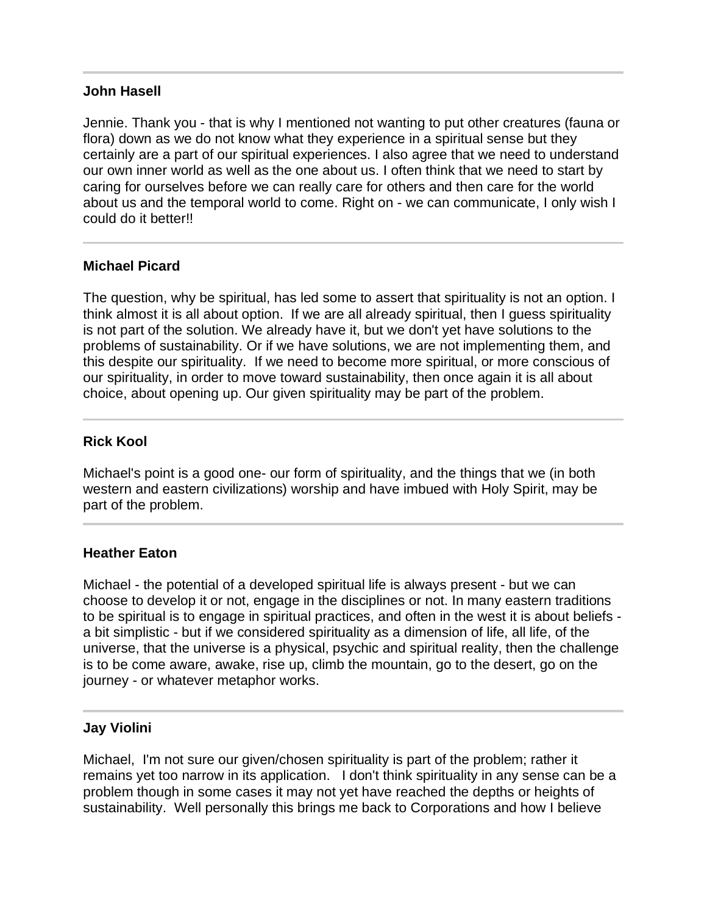---

**John Hasell**

Jennie. Thank you - that is why I mentioned not wanting to put other creatures (fauna or flora) down as we do not know what they experience in a spiritual sense but they certainly are a part of our spiritual experiences. I also agree that we need to understand our own inner world as well as the one about us. I often think that we need to start by caring for ourselves before we can really care for others and then care for the world about us and the temporal world to come. Right on - we can communicate, I only wish I could do it better!!

---

**Michael Picard**

The question, why be spiritual, has led some to assert that spirituality is not an option. I think almost it is all about option. If we are all already spiritual, then I guess spirituality is not part of the solution. We already have it, but we don't yet have solutions to the problems of sustainability. Or if we have solutions, we are not implementing them, and this despite our spirituality. If we need to become more spiritual, or more conscious of our spirituality, in order to move toward sustainability, then once again it is all about choice, about opening up. Our given spirituality may be part of the problem.

---

**Rick Kool**

Michael's point is a good one- our form of spirituality, and the things that we (in both western and eastern civilizations) worship and have imbued with Holy Spirit, may be part of the problem.

---

**Heather Eaton**

Michael - the potential of a developed spiritual life is always present - but we can choose to develop it or not, engage in the disciplines or not. In many eastern traditions to be spiritual is to engage in spiritual practices, and often in the west it is about beliefs - a bit simplistic - but if we considered spirituality as a dimension of life, all life, of the universe, that the universe is a physical, psychic and spiritual reality, then the challenge is to be come aware, awake, rise up, climb the mountain, go to the desert, go on the journey - or whatever metaphor works.

---

**Jay Violini**

Michael, I'm not sure our given/chosen spirituality is part of the problem; rather it remains yet too narrow in its application. I don't think spirituality in any sense can be a problem though in some cases it may not yet have reached the depths or heights of sustainability. Well personally this brings me back to Corporations and how I believe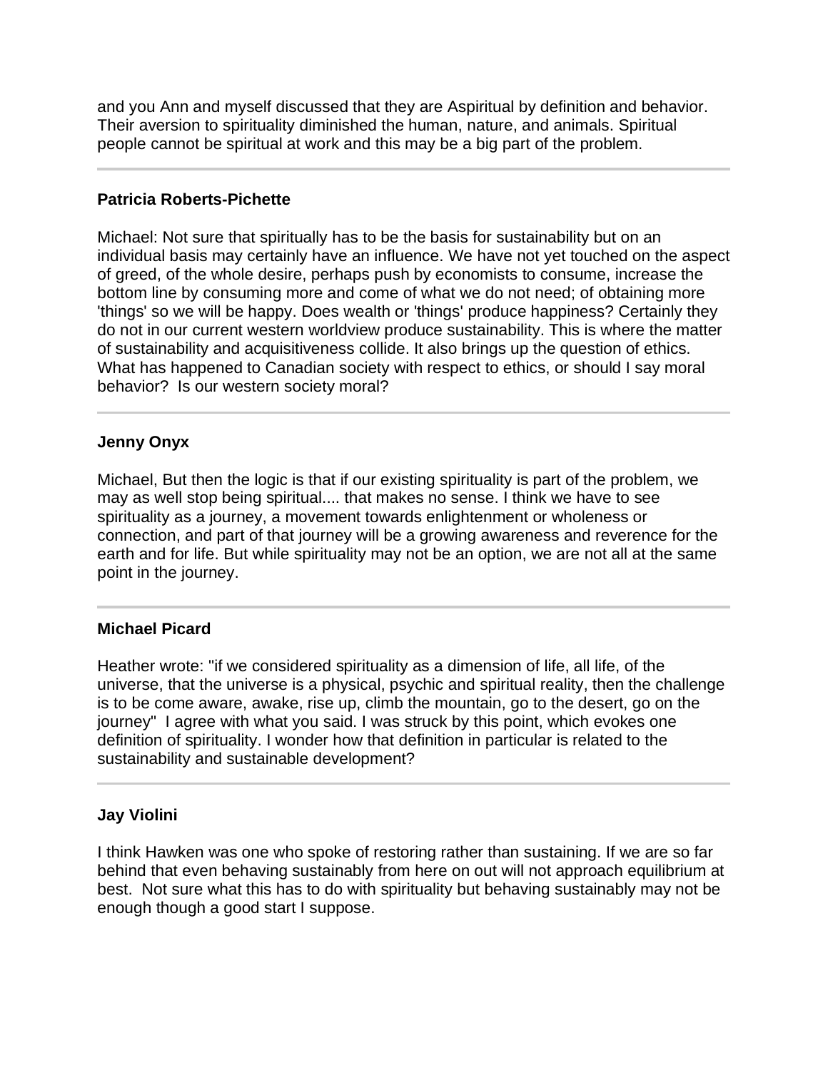and you Ann and myself discussed that they are Aspiritual by definition and behavior. Their aversion to spirituality diminished the human, nature, and animals. Spiritual people cannot be spiritual at work and this may be a big part of the problem.

---

**Patricia Roberts-Pichette**

Michael: Not sure that spiritually has to be the basis for sustainability but on an individual basis may certainly have an influence. We have not yet touched on the aspect of greed, of the whole desire, perhaps push by economists to consume, increase the bottom line by consuming more and come of what we do not need; of obtaining more 'things' so we will be happy. Does wealth or 'things' produce happiness? Certainly they do not in our current western worldview produce sustainability. This is where the matter of sustainability and acquisitiveness collide. It also brings up the question of ethics. What has happened to Canadian society with respect to ethics, or should I say moral behavior? Is our western society moral?

---

**Jenny Onyx**

Michael, But then the logic is that if our existing spirituality is part of the problem, we may as well stop being spiritual.... that makes no sense. I think we have to see spirituality as a journey, a movement towards enlightenment or wholeness or connection, and part of that journey will be a growing awareness and reverence for the earth and for life. But while spirituality may not be an option, we are not all at the same point in the journey.

---

**Michael Picard**

Heather wrote: "if we considered spirituality as a dimension of life, all life, of the universe, that the universe is a physical, psychic and spiritual reality, then the challenge is to be come aware, awake, rise up, climb the mountain, go to the desert, go on the journey" I agree with what you said. I was struck by this point, which evokes one definition of spirituality. I wonder how that definition in particular is related to the sustainability and sustainable development?

---

**Jay Violini**

I think Hawken was one who spoke of restoring rather than sustaining. If we are so far behind that even behaving sustainably from here on out will not approach equilibrium at best. Not sure what this has to do with spirituality but behaving sustainably may not be enough though a good start I suppose.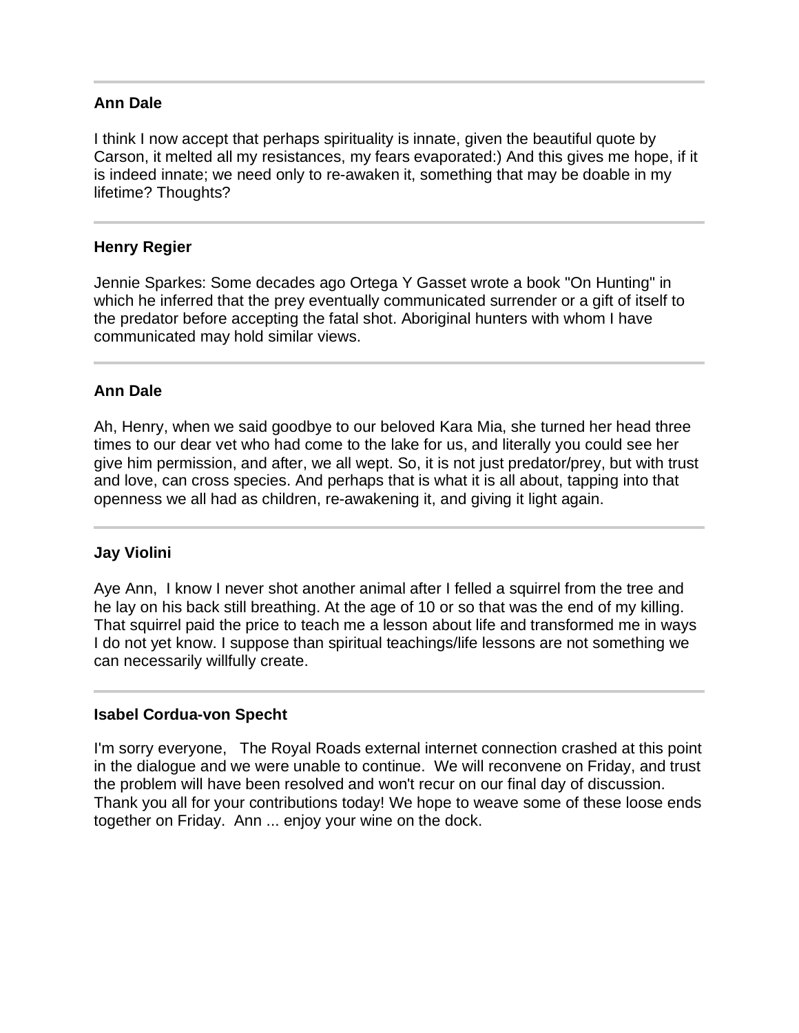---

**Ann Dale**

I think I now accept that perhaps spirituality is innate, given the beautiful quote by Carson, it melted all my resistances, my fears evaporated:) And this gives me hope, if it is indeed innate; we need only to re-awaken it, something that may be doable in my lifetime? Thoughts?

---

**Henry Regier**

Jennie Sparkes: Some decades ago Ortega Y Gasset wrote a book "On Hunting" in which he inferred that the prey eventually communicated surrender or a gift of itself to the predator before accepting the fatal shot. Aboriginal hunters with whom I have communicated may hold similar views.

---

**Ann Dale**

Ah, Henry, when we said goodbye to our beloved Kara Mia, she turned her head three times to our dear vet who had come to the lake for us, and literally you could see her give him permission, and after, we all wept. So, it is not just predator/prey, but with trust and love, can cross species. And perhaps that is what it is all about, tapping into that openness we all had as children, re-awakening it, and giving it light again.

---

**Jay Violini**

Aye Ann, I know I never shot another animal after I felled a squirrel from the tree and he lay on his back still breathing. At the age of 10 or so that was the end of my killing. That squirrel paid the price to teach me a lesson about life and transformed me in ways I do not yet know. I suppose than spiritual teachings/life lessons are not something we can necessarily willfully create.

---

**Isabel Cordua-von Specht**

I'm sorry everyone, The Royal Roads external internet connection crashed at this point in the dialogue and we were unable to continue. We will reconvene on Friday, and trust the problem will have been resolved and won't recur on our final day of discussion. Thank you all for your contributions today! We hope to weave some of these loose ends together on Friday. Ann ... enjoy your wine on the dock.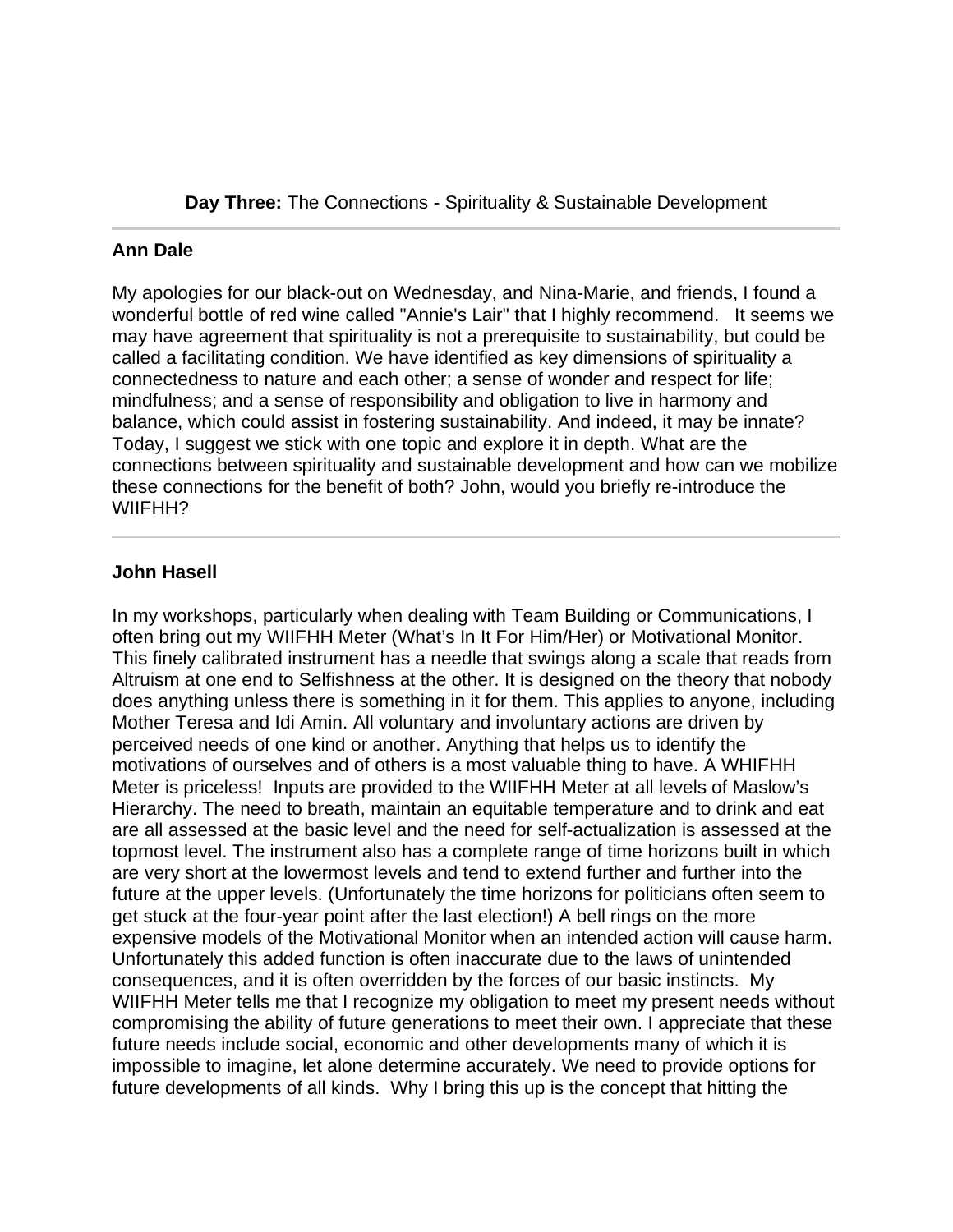**Day Three:** The Connections - Spirituality & Sustainable Development

---

**Ann Dale**

My apologies for our black-out on Wednesday, and Nina-Marie, and friends, I found a wonderful bottle of red wine called "Annie's Lair" that I highly recommend. It seems we may have agreement that spirituality is not a prerequisite to sustainability, but could be called a facilitating condition. We have identified as key dimensions of spirituality a connectedness to nature and each other; a sense of wonder and respect for life; mindfulness; and a sense of responsibility and obligation to live in harmony and balance, which could assist in fostering sustainability. And indeed, it may be innate? Today, I suggest we stick with one topic and explore it in depth. What are the connections between spirituality and sustainable development and how can we mobilize these connections for the benefit of both? John, would you briefly re-introduce the WIIFHH?

---

**John Hasell**

In my workshops, particularly when dealing with Team Building or Communications, I often bring out my WIIFHH Meter (What's In It For Him/Her) or Motivational Monitor. This finely calibrated instrument has a needle that swings along a scale that reads from Altruism at one end to Selfishness at the other. It is designed on the theory that nobody does anything unless there is something in it for them. This applies to anyone, including Mother Teresa and Idi Amin. All voluntary and involuntary actions are driven by perceived needs of one kind or another. Anything that helps us to identify the motivations of ourselves and of others is a most valuable thing to have. A WHIFHH Meter is priceless! Inputs are provided to the WIIFHH Meter at all levels of Maslow's Hierarchy. The need to breath, maintain an equitable temperature and to drink and eat are all assessed at the basic level and the need for self-actualization is assessed at the topmost level. The instrument also has a complete range of time horizons built in which are very short at the lowermost levels and tend to extend further and further into the future at the upper levels. (Unfortunately the time horizons for politicians often seem to get stuck at the four-year point after the last election!) A bell rings on the more expensive models of the Motivational Monitor when an intended action will cause harm. Unfortunately this added function is often inaccurate due to the laws of unintended consequences, and it is often overridden by the forces of our basic instincts. My WIIFHH Meter tells me that I recognize my obligation to meet my present needs without compromising the ability of future generations to meet their own. I appreciate that these future needs include social, economic and other developments many of which it is impossible to imagine, let alone determine accurately. We need to provide options for future developments of all kinds. Why I bring this up is the concept that hitting the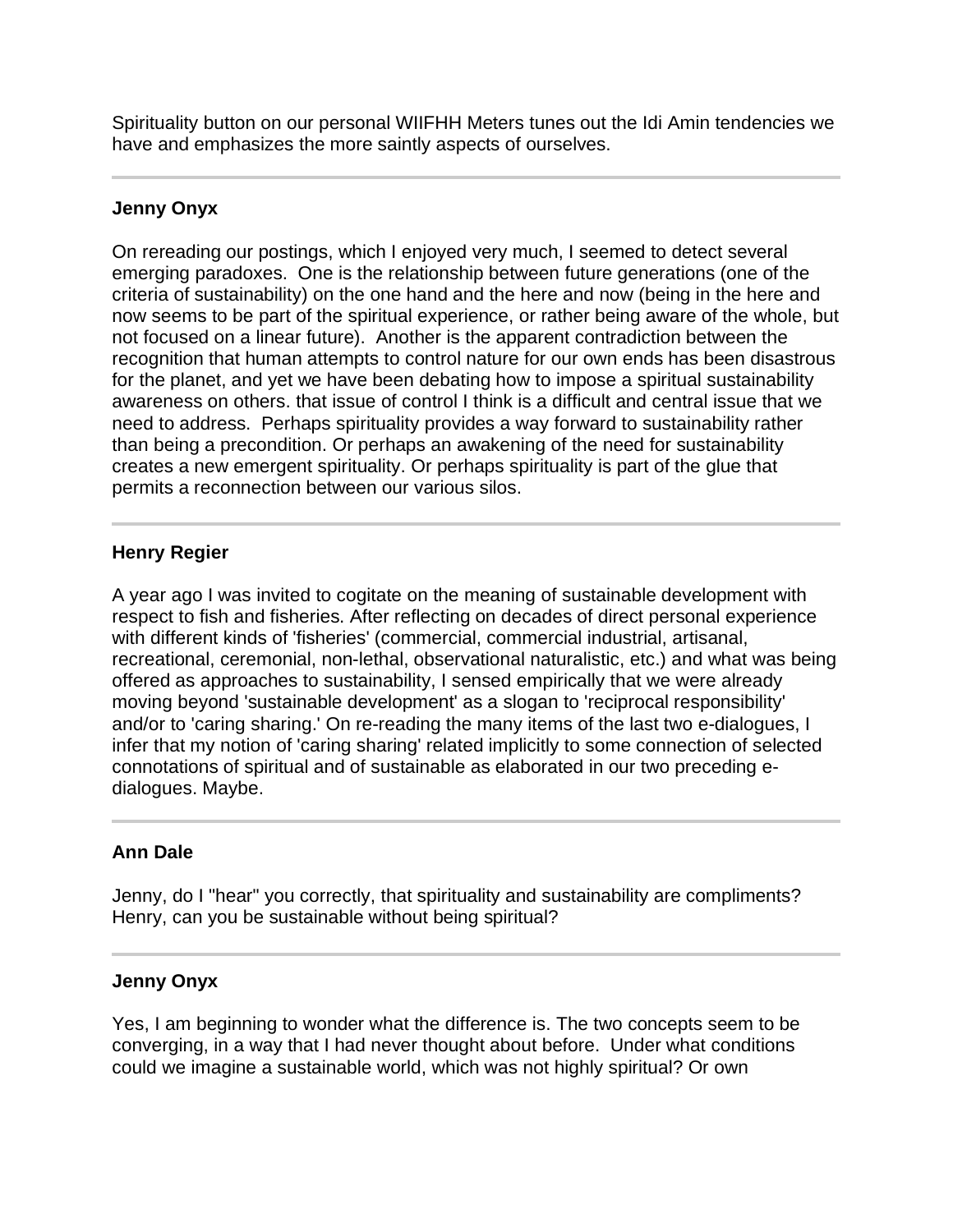Spirituality button on our personal WIIFHH Meters tunes out the Idi Amin tendencies we have and emphasizes the more saintly aspects of ourselves.

---

**Jenny Onyx**

On rereading our postings, which I enjoyed very much, I seemed to detect several emerging paradoxes. One is the relationship between future generations (one of the criteria of sustainability) on the one hand and the here and now (being in the here and now seems to be part of the spiritual experience, or rather being aware of the whole, but not focused on a linear future). Another is the apparent contradiction between the recognition that human attempts to control nature for our own ends has been disastrous for the planet, and yet we have been debating how to impose a spiritual sustainability awareness on others. that issue of control I think is a difficult and central issue that we need to address. Perhaps spirituality provides a way forward to sustainability rather than being a precondition. Or perhaps an awakening of the need for sustainability creates a new emergent spirituality. Or perhaps spirituality is part of the glue that permits a reconnection between our various silos.

---

**Henry Regier**

A year ago I was invited to cogitate on the meaning of sustainable development with respect to fish and fisheries. After reflecting on decades of direct personal experience with different kinds of 'fisheries' (commercial, commercial industrial, artisanal, recreational, ceremonial, non-lethal, observational naturalistic, etc.) and what was being offered as approaches to sustainability, I sensed empirically that we were already moving beyond 'sustainable development' as a slogan to 'reciprocal responsibility' and/or to 'caring sharing.' On re-reading the many items of the last two e-dialogues, I infer that my notion of 'caring sharing' related implicitly to some connection of selected connotations of spiritual and of sustainable as elaborated in our two preceding e-dialogues. Maybe.

---

**Ann Dale**

Jenny, do I "hear" you correctly, that spirituality and sustainability are compliments? Henry, can you be sustainable without being spiritual?

---

**Jenny Onyx**

Yes, I am beginning to wonder what the difference is. The two concepts seem to be converging, in a way that I had never thought about before. Under what conditions could we imagine a sustainable world, which was not highly spiritual? Or own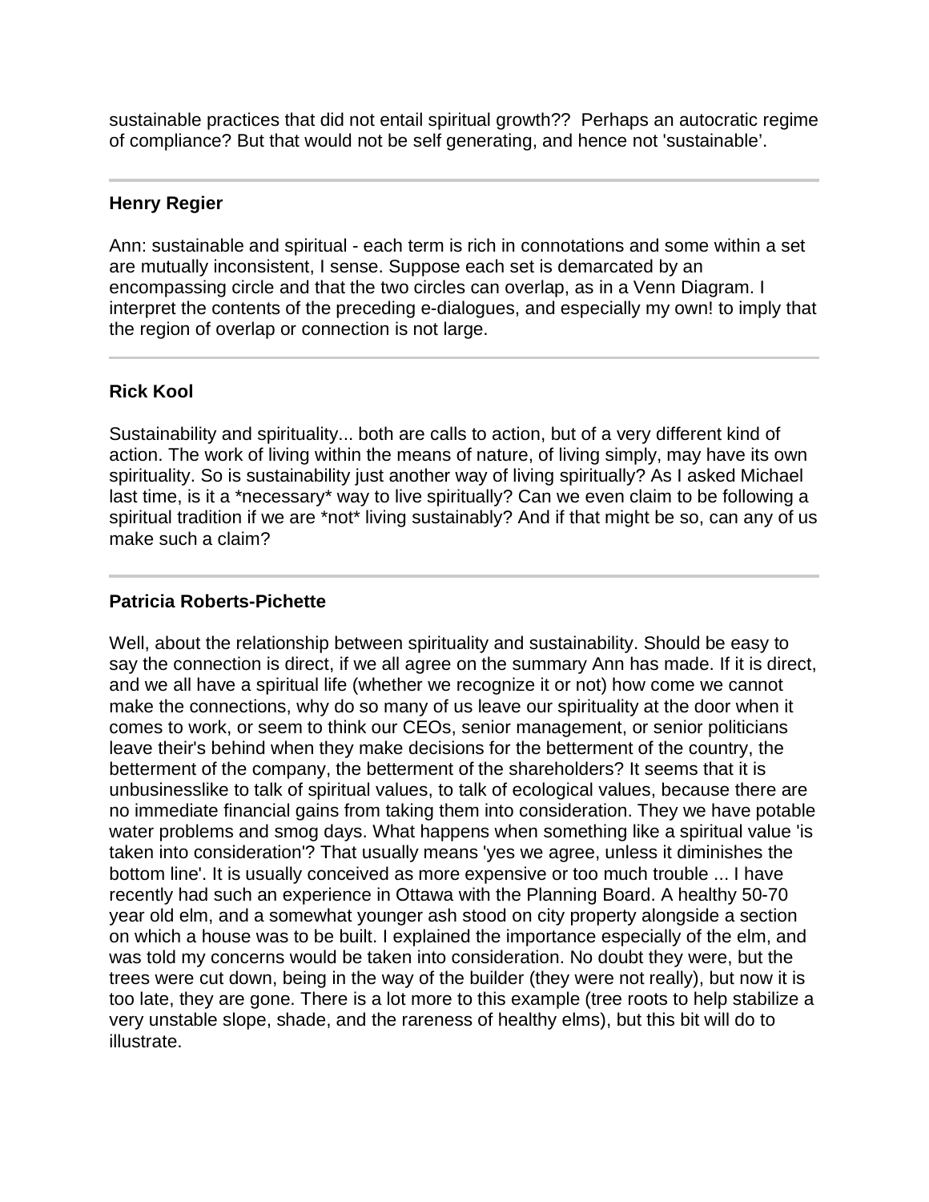sustainable practices that did not entail spiritual growth?? Perhaps an autocratic regime of compliance? But that would not be self generating, and hence not 'sustainable'.

---

**Henry Regier**

Ann: sustainable and spiritual - each term is rich in connotations and some within a set are mutually inconsistent, I sense. Suppose each set is demarcated by an encompassing circle and that the two circles can overlap, as in a Venn Diagram. I interpret the contents of the preceding e-dialogues, and especially my own! to imply that the region of overlap or connection is not large.

---

**Rick Kool**

Sustainability and spirituality... both are calls to action, but of a very different kind of action. The work of living within the means of nature, of living simply, may have its own spirituality. So is sustainability just another way of living spiritually? As I asked Michael last time, is it a *necessary* way to live spiritually? Can we even claim to be following a spiritual tradition if we are *not* living sustainably? And if that might be so, can any of us make such a claim?

---

**Patricia Roberts-Pichette**

Well, about the relationship between spirituality and sustainability. Should be easy to say the connection is direct, if we all agree on the summary Ann has made. If it is direct, and we all have a spiritual life (whether we recognize it or not) how come we cannot make the connections, why do so many of us leave our spirituality at the door when it comes to work, or seem to think our CEOs, senior management, or senior politicians leave their's behind when they make decisions for the betterment of the country, the betterment of the company, the betterment of the shareholders? It seems that it is unbusinesslike to talk of spiritual values, to talk of ecological values, because there are no immediate financial gains from taking them into consideration. They we have potable water problems and smog days. What happens when something like a spiritual value 'is taken into consideration'? That usually means 'yes we agree, unless it diminishes the bottom line'. It is usually conceived as more expensive or too much trouble ... I have recently had such an experience in Ottawa with the Planning Board. A healthy 50-70 year old elm, and a somewhat younger ash stood on city property alongside a section on which a house was to be built. I explained the importance especially of the elm, and was told my concerns would be taken into consideration. No doubt they were, but the trees were cut down, being in the way of the builder (they were not really), but now it is too late, they are gone. There is a lot more to this example (tree roots to help stabilize a very unstable slope, shade, and the rareness of healthy elms), but this bit will do to illustrate.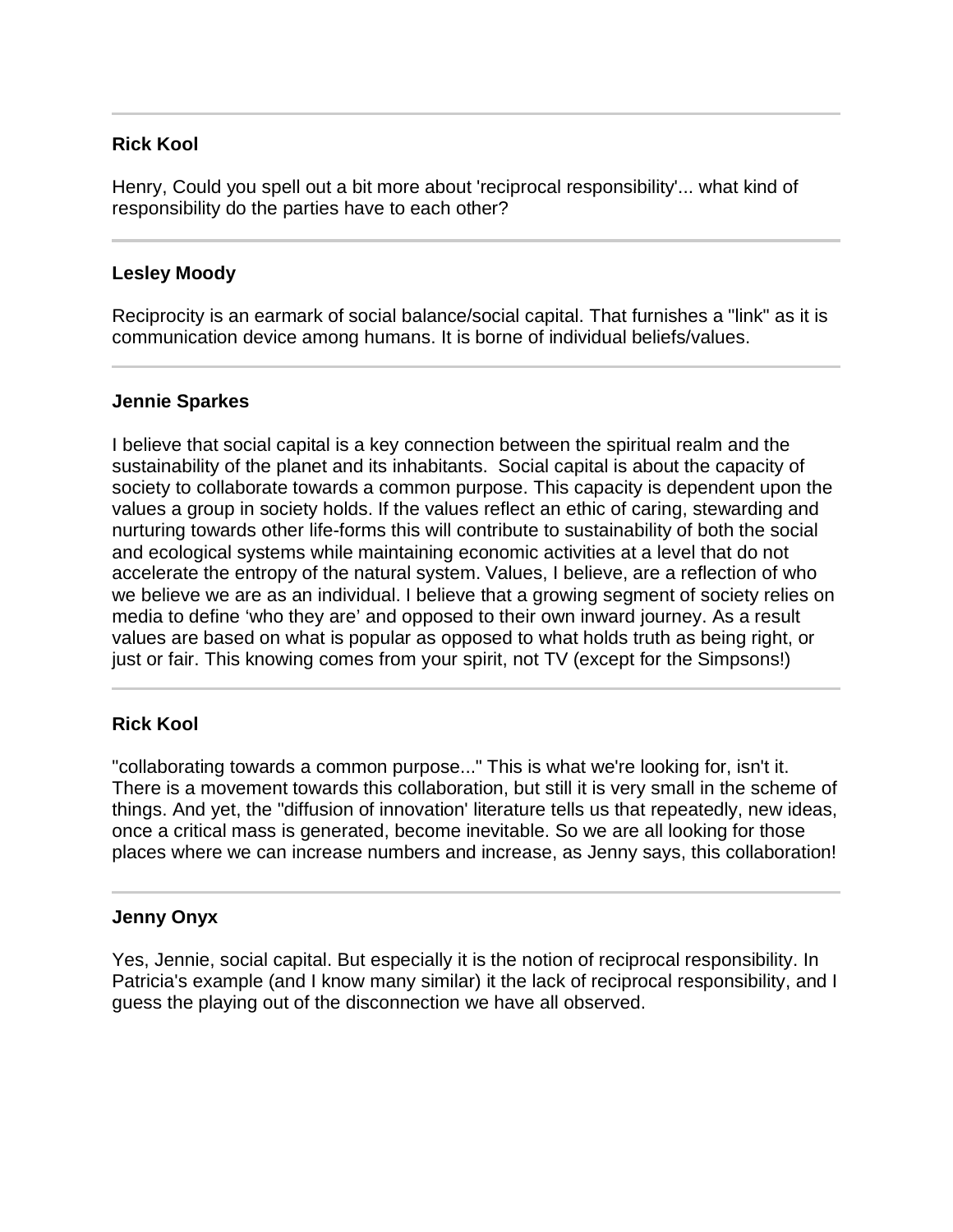---

**Rick Kool**

Henry, Could you spell out a bit more about 'reciprocal responsibility'... what kind of responsibility do the parties have to each other?

---

**Lesley Moody**

Reciprocity is an earmark of social balance/social capital. That furnishes a "link" as it is communication device among humans. It is borne of individual beliefs/values.

---

**Jennie Sparkes**

I believe that social capital is a key connection between the spiritual realm and the sustainability of the planet and its inhabitants. Social capital is about the capacity of society to collaborate towards a common purpose. This capacity is dependent upon the values a group in society holds. If the values reflect an ethic of caring, stewarding and nurturing towards other life-forms this will contribute to sustainability of both the social and ecological systems while maintaining economic activities at a level that do not accelerate the entropy of the natural system. Values, I believe, are a reflection of who we believe we are as an individual. I believe that a growing segment of society relies on media to define 'who they are' and opposed to their own inward journey. As a result values are based on what is popular as opposed to what holds truth as being right, or just or fair. This knowing comes from your spirit, not TV (except for the Simpsons!)

---

**Rick Kool**

"collaborating towards a common purpose..." This is what we're looking for, isn't it. There is a movement towards this collaboration, but still it is very small in the scheme of things. And yet, the "diffusion of innovation' literature tells us that repeatedly, new ideas, once a critical mass is generated, become inevitable. So we are all looking for those places where we can increase numbers and increase, as Jenny says, this collaboration!

---

**Jenny Onyx**

Yes, Jennie, social capital. But especially it is the notion of reciprocal responsibility. In Patricia's example (and I know many similar) it the lack of reciprocal responsibility, and I guess the playing out of the disconnection we have all observed.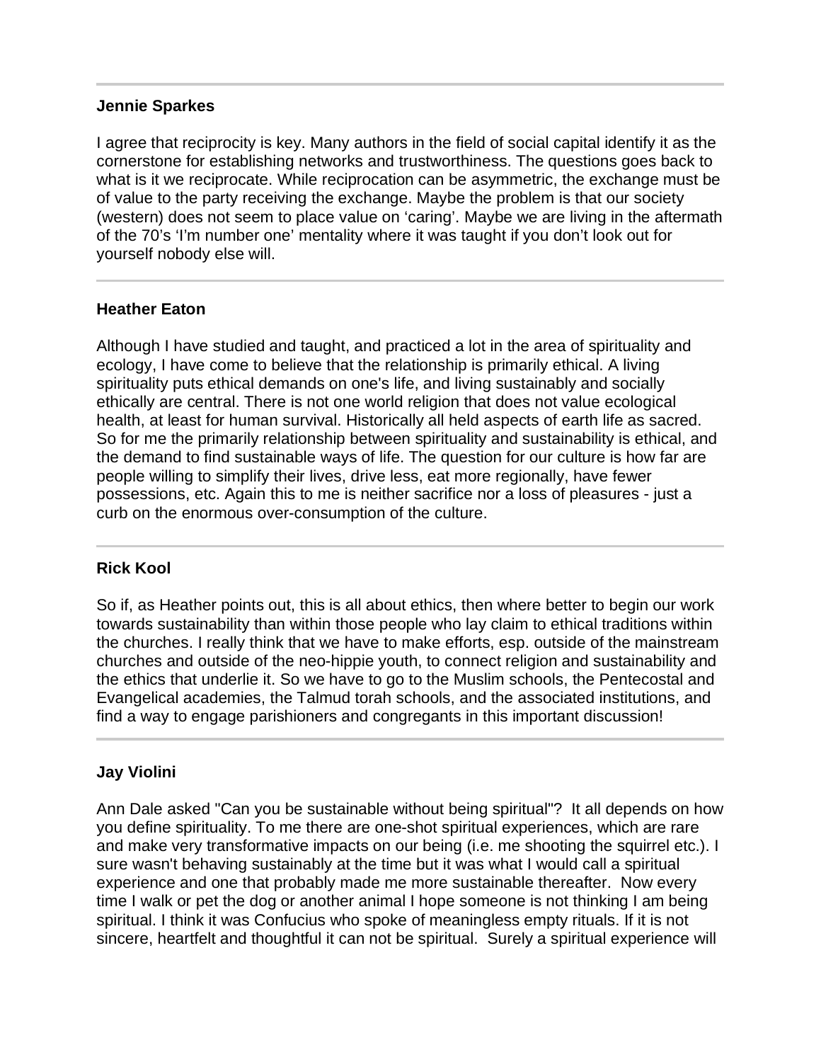---

**Jennie Sparkes**

I agree that reciprocity is key. Many authors in the field of social capital identify it as the cornerstone for establishing networks and trustworthiness. The questions goes back to what is it we reciprocate. While reciprocation can be asymmetric, the exchange must be of value to the party receiving the exchange. Maybe the problem is that our society (western) does not seem to place value on 'caring'. Maybe we are living in the aftermath of the 70's 'I'm number one' mentality where it was taught if you don't look out for yourself nobody else will.

---

**Heather Eaton**

Although I have studied and taught, and practiced a lot in the area of spirituality and ecology, I have come to believe that the relationship is primarily ethical. A living spirituality puts ethical demands on one's life, and living sustainably and socially ethically are central. There is not one world religion that does not value ecological health, at least for human survival. Historically all held aspects of earth life as sacred. So for me the primarily relationship between spirituality and sustainability is ethical, and the demand to find sustainable ways of life. The question for our culture is how far are people willing to simplify their lives, drive less, eat more regionally, have fewer possessions, etc. Again this to me is neither sacrifice nor a loss of pleasures - just a curb on the enormous over-consumption of the culture.

---

**Rick Kool**

So if, as Heather points out, this is all about ethics, then where better to begin our work towards sustainability than within those people who lay claim to ethical traditions within the churches. I really think that we have to make efforts, esp. outside of the mainstream churches and outside of the neo-hippie youth, to connect religion and sustainability and the ethics that underlie it. So we have to go to the Muslim schools, the Pentecostal and Evangelical academies, the Talmud torah schools, and the associated institutions, and find a way to engage parishioners and congregants in this important discussion!

---

**Jay Violini**

Ann Dale asked "Can you be sustainable without being spiritual"? It all depends on how you define spirituality. To me there are one-shot spiritual experiences, which are rare and make very transformative impacts on our being (i.e. me shooting the squirrel etc.). I sure wasn't behaving sustainably at the time but it was what I would call a spiritual experience and one that probably made me more sustainable thereafter. Now every time I walk or pet the dog or another animal I hope someone is not thinking I am being spiritual. I think it was Confucius who spoke of meaningless empty rituals. If it is not sincere, heartfelt and thoughtful it can not be spiritual. Surely a spiritual experience will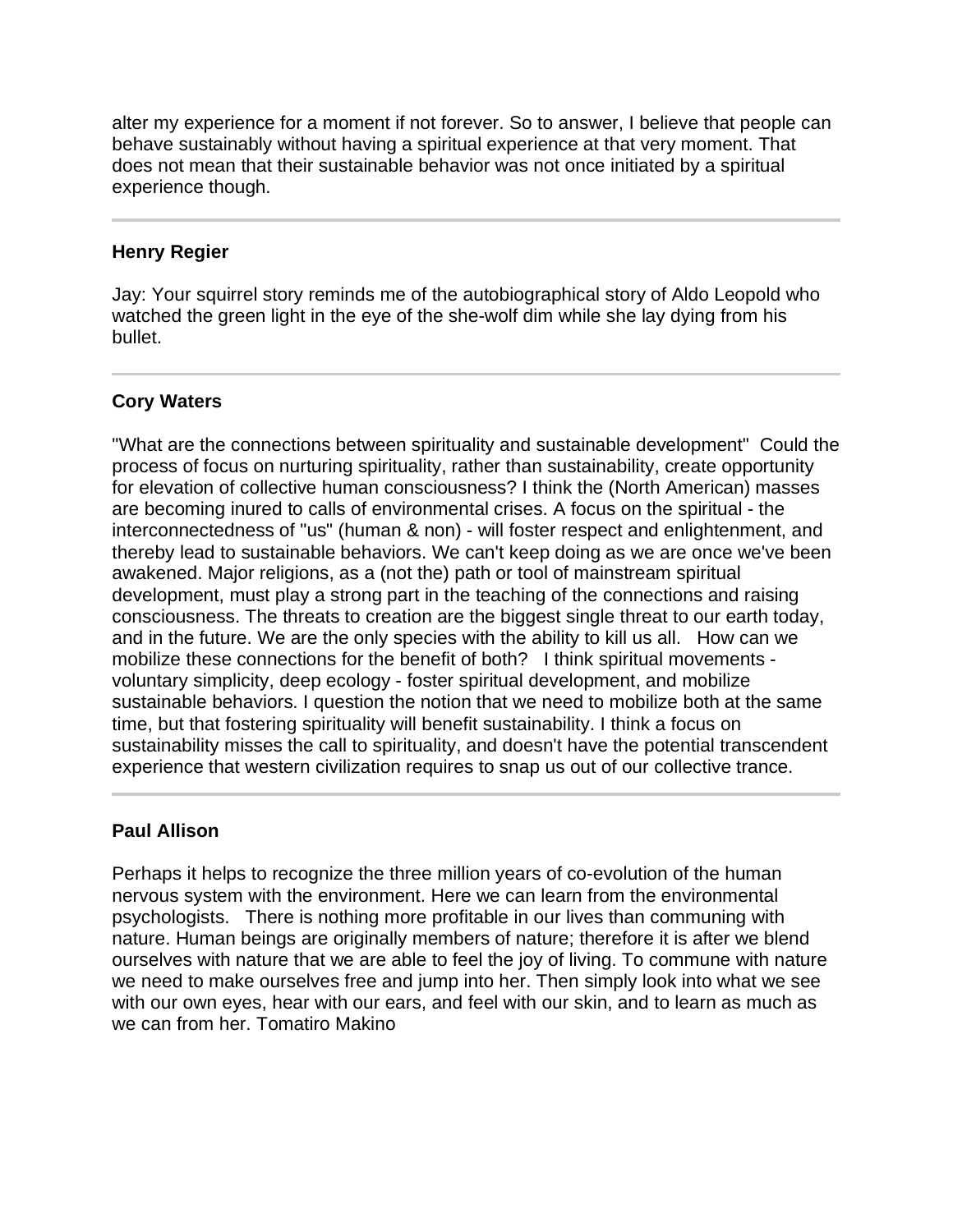alter my experience for a moment if not forever. So to answer, I believe that people can behave sustainably without having a spiritual experience at that very moment. That does not mean that their sustainable behavior was not once initiated by a spiritual experience though.

---

**Henry Regier**

Jay: Your squirrel story reminds me of the autobiographical story of Aldo Leopold who watched the green light in the eye of the she-wolf dim while she lay dying from his bullet.

---

**Cory Waters**

"What are the connections between spirituality and sustainable development" Could the process of focus on nurturing spirituality, rather than sustainability, create opportunity for elevation of collective human consciousness? I think the (North American) masses are becoming inured to calls of environmental crises. A focus on the spiritual - the interconnectedness of "us" (human & non) - will foster respect and enlightenment, and thereby lead to sustainable behaviors. We can't keep doing as we are once we've been awakened. Major religions, as a (not the) path or tool of mainstream spiritual development, must play a strong part in the teaching of the connections and raising consciousness. The threats to creation are the biggest single threat to our earth today, and in the future. We are the only species with the ability to kill us all. How can we mobilize these connections for the benefit of both? I think spiritual movements - voluntary simplicity, deep ecology - foster spiritual development, and mobilize sustainable behaviors. I question the notion that we need to mobilize both at the same time, but that fostering spirituality will benefit sustainability. I think a focus on sustainability misses the call to spirituality, and doesn't have the potential transcendent experience that western civilization requires to snap us out of our collective trance.

---

**Paul Allison**

Perhaps it helps to recognize the three million years of co-evolution of the human nervous system with the environment. Here we can learn from the environmental psychologists. There is nothing more profitable in our lives than communing with nature. Human beings are originally members of nature; therefore it is after we blend ourselves with nature that we are able to feel the joy of living. To commune with nature we need to make ourselves free and jump into her. Then simply look into what we see with our own eyes, hear with our ears, and feel with our skin, and to learn as much as we can from her. Tomatiro Makino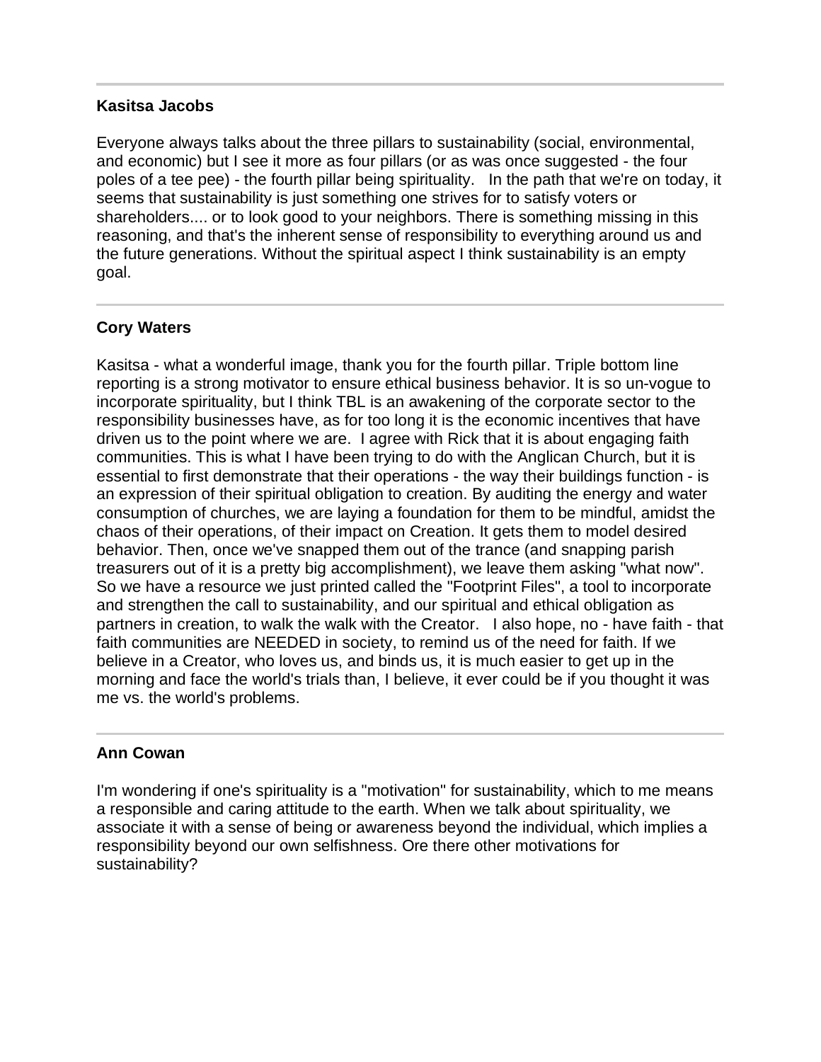---

**Kasitsa Jacobs**

Everyone always talks about the three pillars to sustainability (social, environmental, and economic) but I see it more as four pillars (or as was once suggested - the four poles of a tee pee) - the fourth pillar being spirituality.  In the path that we're on today, it seems that sustainability is just something one strives for to satisfy voters or shareholders.... or to look good to your neighbors. There is something missing in this reasoning, and that's the inherent sense of responsibility to everything around us and the future generations. Without the spiritual aspect I think sustainability is an empty goal.

---

**Cory Waters**

Kasitsa - what a wonderful image, thank you for the fourth pillar. Triple bottom line reporting is a strong motivator to ensure ethical business behavior. It is so un-vogue to incorporate spirituality, but I think TBL is an awakening of the corporate sector to the responsibility businesses have, as for too long it is the economic incentives that have driven us to the point where we are.  I agree with Rick that it is about engaging faith communities. This is what I have been trying to do with the Anglican Church, but it is essential to first demonstrate that their operations - the way their buildings function - is an expression of their spiritual obligation to creation. By auditing the energy and water consumption of churches, we are laying a foundation for them to be mindful, amidst the chaos of their operations, of their impact on Creation. It gets them to model desired behavior. Then, once we've snapped them out of the trance (and snapping parish treasurers out of it is a pretty big accomplishment), we leave them asking "what now". So we have a resource we just printed called the "Footprint Files", a tool to incorporate and strengthen the call to sustainability, and our spiritual and ethical obligation as partners in creation, to walk the walk with the Creator.  I also hope, no - have faith - that faith communities are NEEDED in society, to remind us of the need for faith. If we believe in a Creator, who loves us, and binds us, it is much easier to get up in the morning and face the world's trials than, I believe, it ever could be if you thought it was me vs. the world's problems.

---

**Ann Cowan**

I'm wondering if one's spirituality is a "motivation" for sustainability, which to me means a responsible and caring attitude to the earth. When we talk about spirituality, we associate it with a sense of being or awareness beyond the individual, which implies a responsibility beyond our own selfishness. Ore there other motivations for sustainability?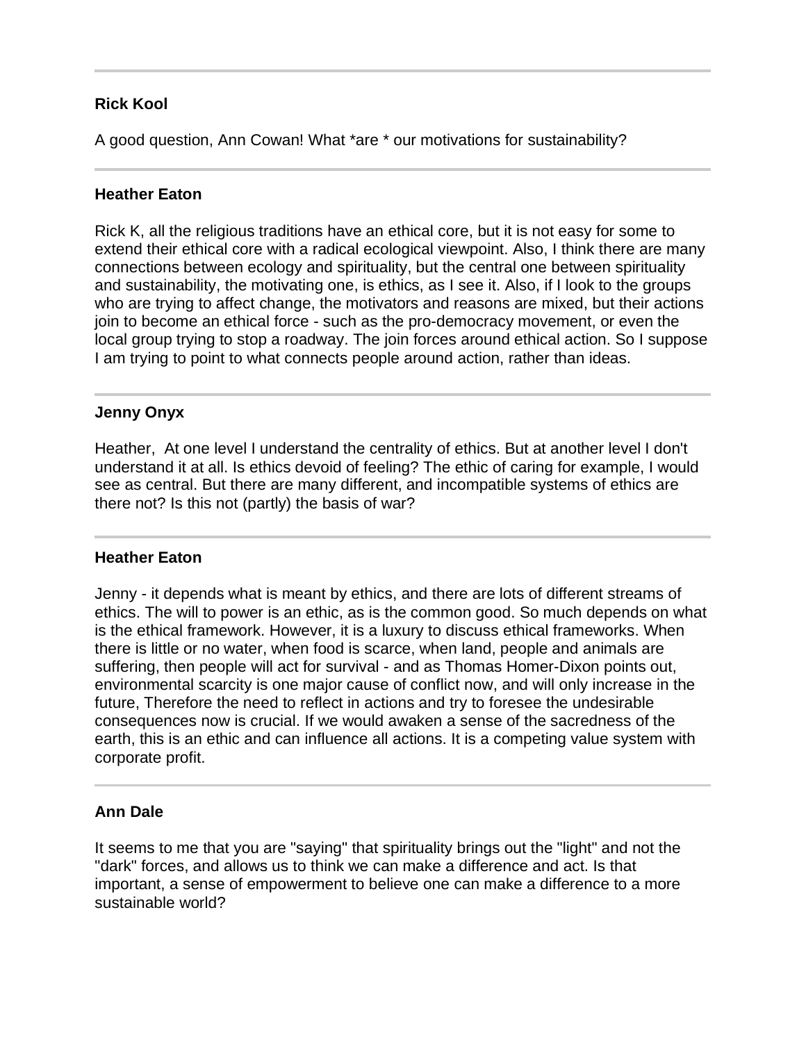---

**Rick Kool**

A good question, Ann Cowan! What *are * our motivations for sustainability?

---

**Heather Eaton**

Rick K, all the religious traditions have an ethical core, but it is not easy for some to extend their ethical core with a radical ecological viewpoint. Also, I think there are many connections between ecology and spirituality, but the central one between spirituality and sustainability, the motivating one, is ethics, as I see it. Also, if I look to the groups who are trying to affect change, the motivators and reasons are mixed, but their actions join to become an ethical force - such as the pro-democracy movement, or even the local group trying to stop a roadway. The join forces around ethical action. So I suppose I am trying to point to what connects people around action, rather than ideas.

---

**Jenny Onyx**

Heather, At one level I understand the centrality of ethics. But at another level I don't understand it at all. Is ethics devoid of feeling? The ethic of caring for example, I would see as central. But there are many different, and incompatible systems of ethics are there not? Is this not (partly) the basis of war?

---

**Heather Eaton**

Jenny - it depends what is meant by ethics, and there are lots of different streams of ethics. The will to power is an ethic, as is the common good. So much depends on what is the ethical framework. However, it is a luxury to discuss ethical frameworks. When there is little or no water, when food is scarce, when land, people and animals are suffering, then people will act for survival - and as Thomas Homer-Dixon points out, environmental scarcity is one major cause of conflict now, and will only increase in the future, Therefore the need to reflect in actions and try to foresee the undesirable consequences now is crucial. If we would awaken a sense of the sacredness of the earth, this is an ethic and can influence all actions. It is a competing value system with corporate profit.

---

**Ann Dale**

It seems to me that you are "saying" that spirituality brings out the "light" and not the "dark" forces, and allows us to think we can make a difference and act. Is that important, a sense of empowerment to believe one can make a difference to a more sustainable world?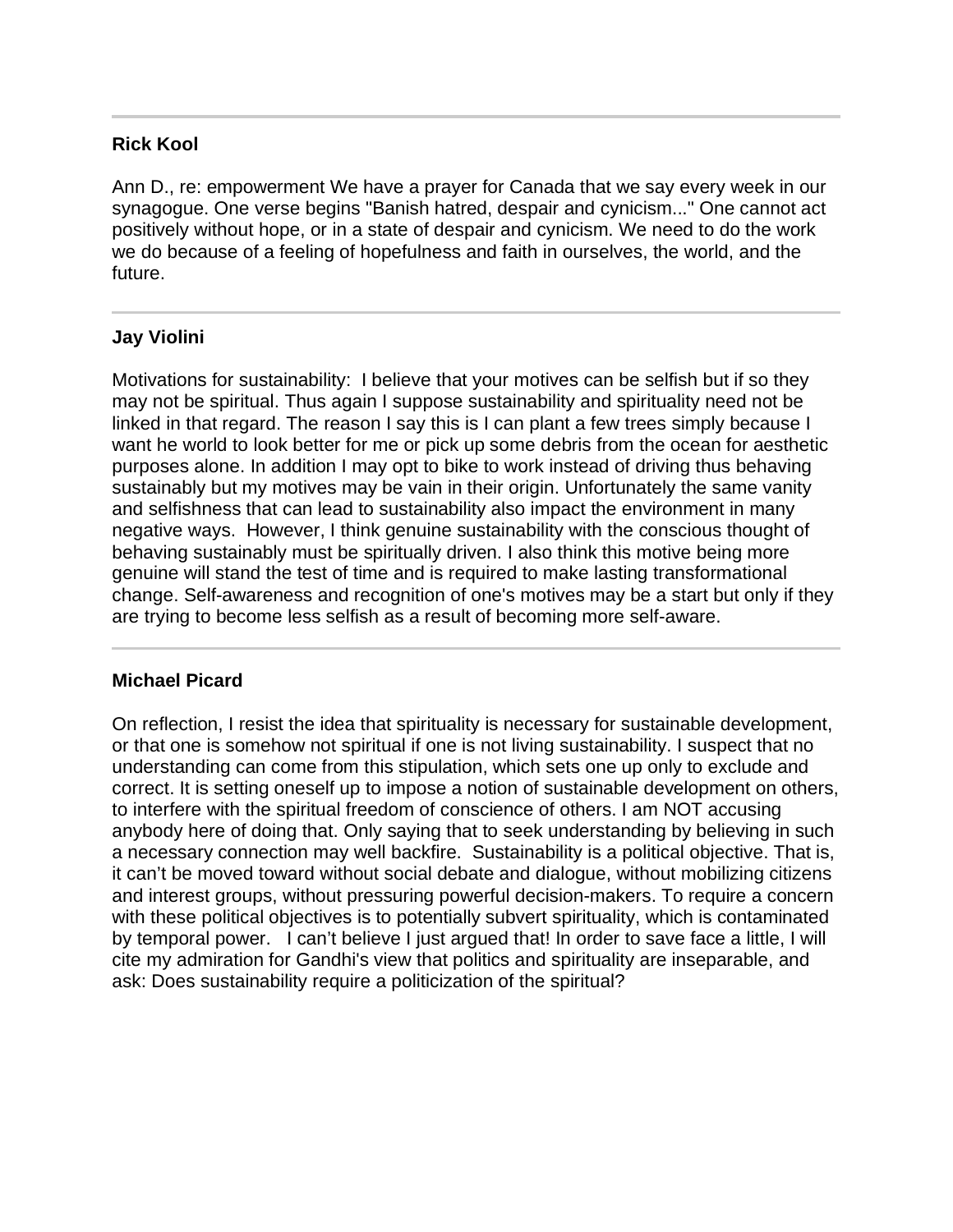---

**Rick Kool**

Ann D., re: empowerment We have a prayer for Canada that we say every week in our synagogue. One verse begins "Banish hatred, despair and cynicism..." One cannot act positively without hope, or in a state of despair and cynicism. We need to do the work we do because of a feeling of hopefulness and faith in ourselves, the world, and the future.

---

**Jay Violini**

Motivations for sustainability: I believe that your motives can be selfish but if so they may not be spiritual. Thus again I suppose sustainability and spirituality need not be linked in that regard. The reason I say this is I can plant a few trees simply because I want he world to look better for me or pick up some debris from the ocean for aesthetic purposes alone. In addition I may opt to bike to work instead of driving thus behaving sustainably but my motives may be vain in their origin. Unfortunately the same vanity and selfishness that can lead to sustainability also impact the environment in many negative ways. However, I think genuine sustainability with the conscious thought of behaving sustainably must be spiritually driven. I also think this motive being more genuine will stand the test of time and is required to make lasting transformational change. Self-awareness and recognition of one's motives may be a start but only if they are trying to become less selfish as a result of becoming more self-aware.

---

**Michael Picard**

On reflection, I resist the idea that spirituality is necessary for sustainable development, or that one is somehow not spiritual if one is not living sustainability. I suspect that no understanding can come from this stipulation, which sets one up only to exclude and correct. It is setting oneself up to impose a notion of sustainable development on others, to interfere with the spiritual freedom of conscience of others. I am NOT accusing anybody here of doing that. Only saying that to seek understanding by believing in such a necessary connection may well backfire. Sustainability is a political objective. That is, it can't be moved toward without social debate and dialogue, without mobilizing citizens and interest groups, without pressuring powerful decision-makers. To require a concern with these political objectives is to potentially subvert spirituality, which is contaminated by temporal power. I can't believe I just argued that! In order to save face a little, I will cite my admiration for Gandhi's view that politics and spirituality are inseparable, and ask: Does sustainability require a politicization of the spiritual?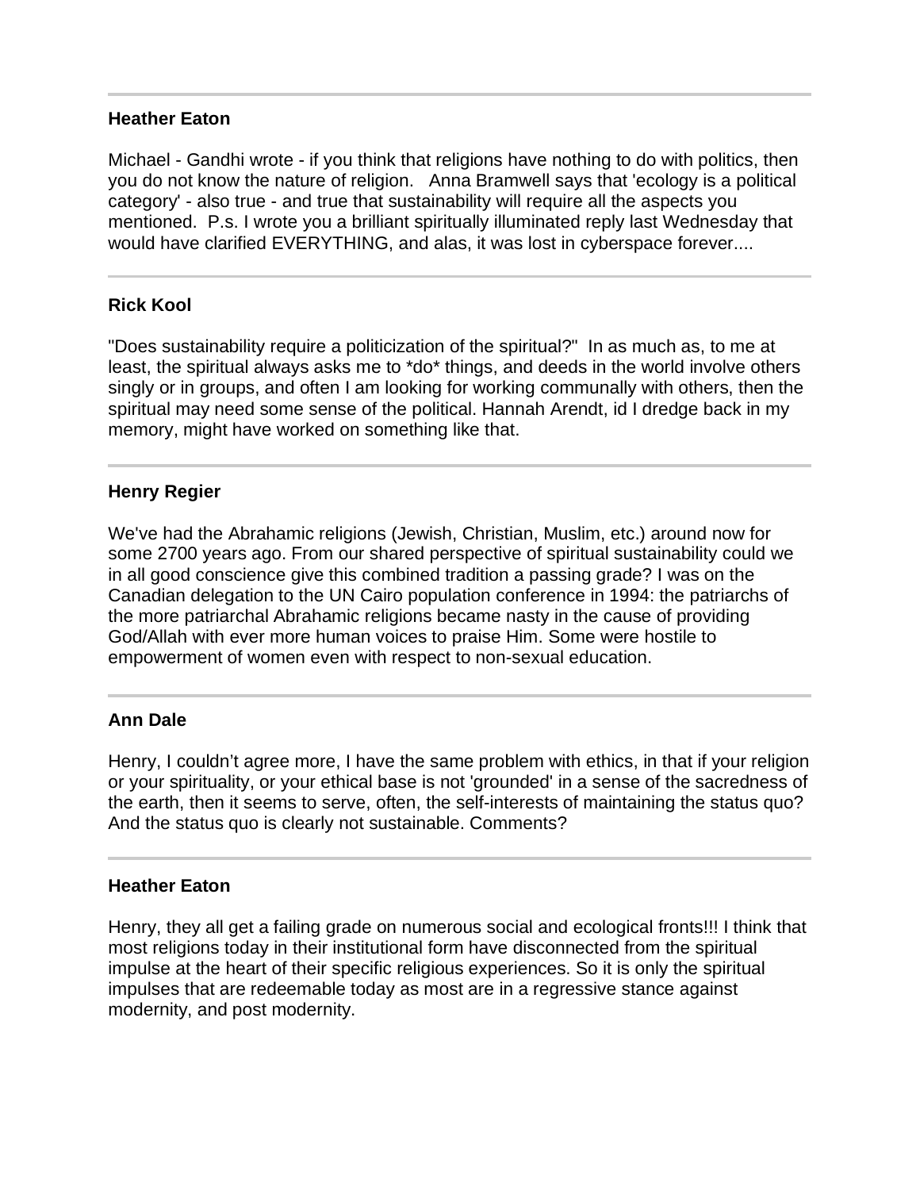---

**Heather Eaton**

Michael - Gandhi wrote - if you think that religions have nothing to do with politics, then you do not know the nature of religion.   Anna Bramwell says that 'ecology is a political category' - also true - and true that sustainability will require all the aspects you mentioned.  P.s. I wrote you a brilliant spiritually illuminated reply last Wednesday that would have clarified EVERYTHING, and alas, it was lost in cyberspace forever....

---

**Rick Kool**

"Does sustainability require a politicization of the spiritual?"  In as much as, to me at least, the spiritual always asks me to *do* things, and deeds in the world involve others singly or in groups, and often I am looking for working communally with others, then the spiritual may need some sense of the political. Hannah Arendt, id I dredge back in my memory, might have worked on something like that.

---

**Henry Regier**

We've had the Abrahamic religions (Jewish, Christian, Muslim, etc.) around now for some 2700 years ago. From our shared perspective of spiritual sustainability could we in all good conscience give this combined tradition a passing grade? I was on the Canadian delegation to the UN Cairo population conference in 1994: the patriarchs of the more patriarchal Abrahamic religions became nasty in the cause of providing God/Allah with ever more human voices to praise Him. Some were hostile to empowerment of women even with respect to non-sexual education.

---

**Ann Dale**

Henry, I couldn't agree more, I have the same problem with ethics, in that if your religion or your spirituality, or your ethical base is not 'grounded' in a sense of the sacredness of the earth, then it seems to serve, often, the self-interests of maintaining the status quo? And the status quo is clearly not sustainable. Comments?

---

**Heather Eaton**

Henry, they all get a failing grade on numerous social and ecological fronts!!! I think that most religions today in their institutional form have disconnected from the spiritual impulse at the heart of their specific religious experiences. So it is only the spiritual impulses that are redeemable today as most are in a regressive stance against modernity, and post modernity.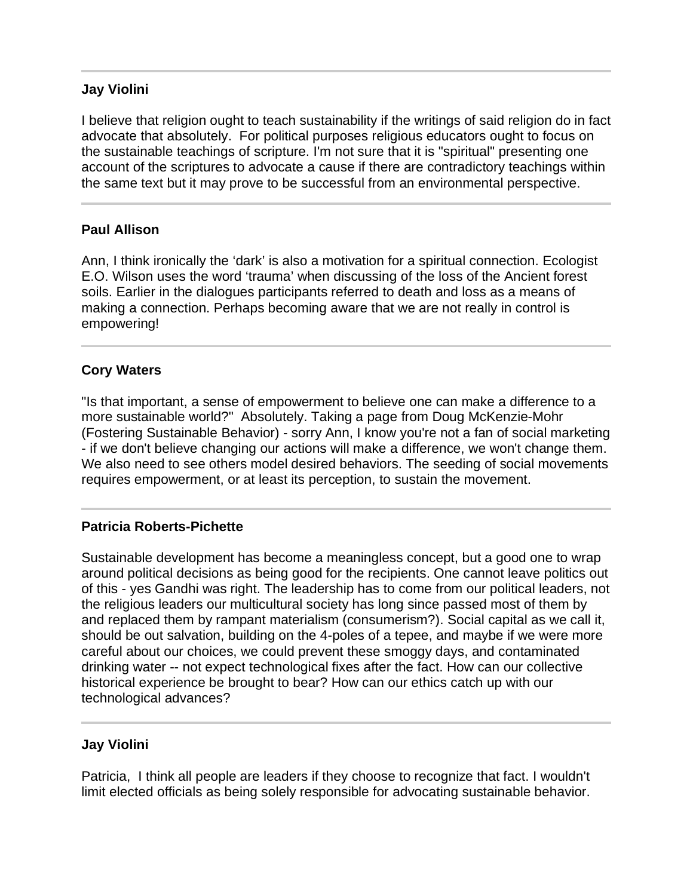---

**Jay Violini**

I believe that religion ought to teach sustainability if the writings of said religion do in fact advocate that absolutely. For political purposes religious educators ought to focus on the sustainable teachings of scripture. I'm not sure that it is "spiritual" presenting one account of the scriptures to advocate a cause if there are contradictory teachings within the same text but it may prove to be successful from an environmental perspective.

---

**Paul Allison**

Ann, I think ironically the 'dark' is also a motivation for a spiritual connection. Ecologist E.O. Wilson uses the word 'trauma' when discussing of the loss of the Ancient forest soils. Earlier in the dialogues participants referred to death and loss as a means of making a connection. Perhaps becoming aware that we are not really in control is empowering!

---

**Cory Waters**

"Is that important, a sense of empowerment to believe one can make a difference to a more sustainable world?" Absolutely. Taking a page from Doug McKenzie-Mohr (Fostering Sustainable Behavior) - sorry Ann, I know you're not a fan of social marketing - if we don't believe changing our actions will make a difference, we won't change them. We also need to see others model desired behaviors. The seeding of social movements requires empowerment, or at least its perception, to sustain the movement.

---

**Patricia Roberts-Pichette**

Sustainable development has become a meaningless concept, but a good one to wrap around political decisions as being good for the recipients. One cannot leave politics out of this - yes Gandhi was right. The leadership has to come from our political leaders, not the religious leaders our multicultural society has long since passed most of them by and replaced them by rampant materialism (consumerism?). Social capital as we call it, should be out salvation, building on the 4-poles of a tepee, and maybe if we were more careful about our choices, we could prevent these smoggy days, and contaminated drinking water -- not expect technological fixes after the fact. How can our collective historical experience be brought to bear? How can our ethics catch up with our technological advances?

---

**Jay Violini**

Patricia, I think all people are leaders if they choose to recognize that fact. I wouldn't limit elected officials as being solely responsible for advocating sustainable behavior.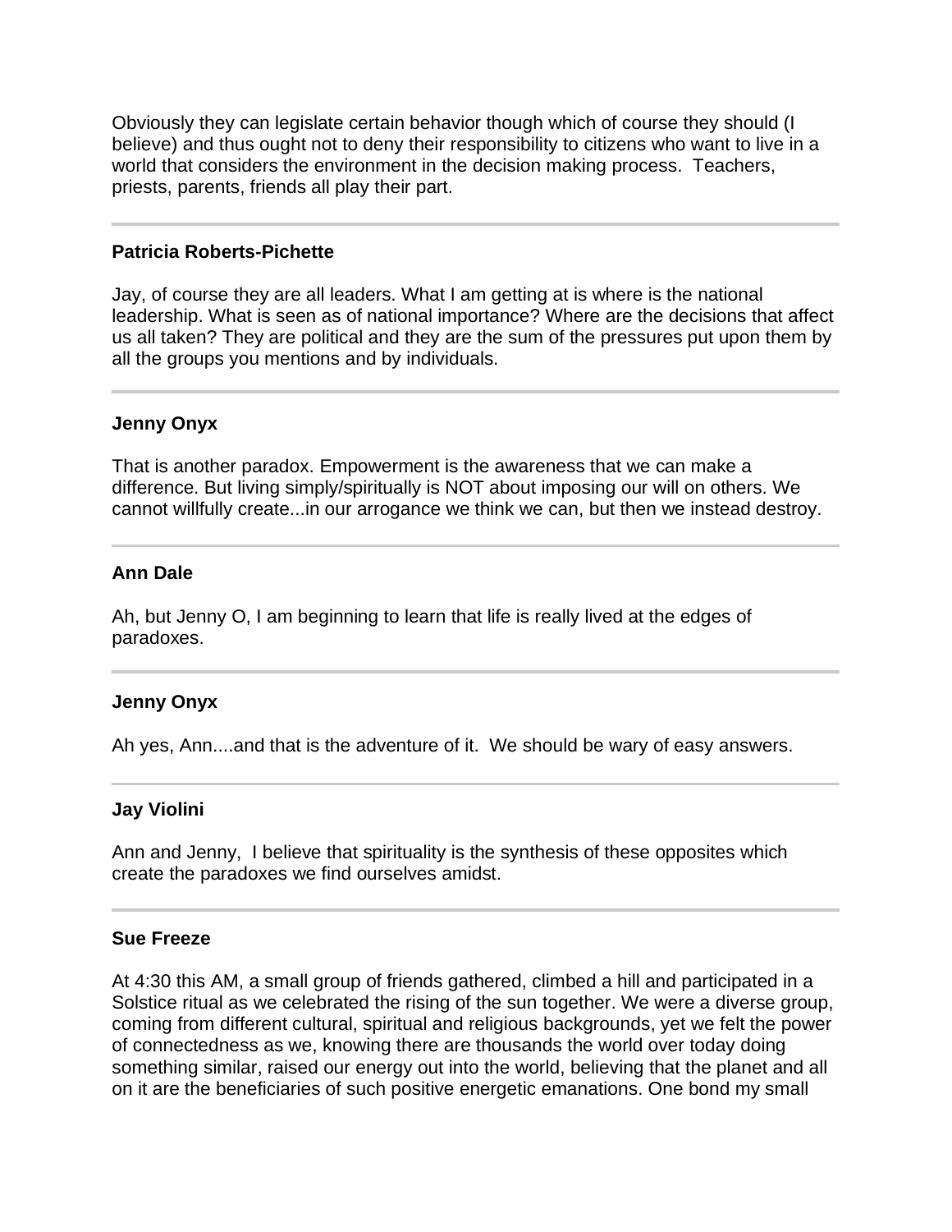Obviously they can legislate certain behavior though which of course they should (I believe) and thus ought not to deny their responsibility to citizens who want to live in a world that considers the environment in the decision making process. Teachers, priests, parents, friends all play their part.

---

**Patricia Roberts-Pichette**

Jay, of course they are all leaders. What I am getting at is where is the national leadership. What is seen as of national importance? Where are the decisions that affect us all taken? They are political and they are the sum of the pressures put upon them by all the groups you mentions and by individuals.

---

**Jenny Onyx**

That is another paradox. Empowerment is the awareness that we can make a difference. But living simply/spiritually is NOT about imposing our will on others. We cannot willfully create...in our arrogance we think we can, but then we instead destroy.

---

**Ann Dale**

Ah, but Jenny O, I am beginning to learn that life is really lived at the edges of paradoxes.

---

**Jenny Onyx**

Ah yes, Ann....and that is the adventure of it. We should be wary of easy answers.

---

**Jay Violini**

Ann and Jenny, I believe that spirituality is the synthesis of these opposites which create the paradoxes we find ourselves amidst.

---

**Sue Freeze**

At 4:30 this AM, a small group of friends gathered, climbed a hill and participated in a Solstice ritual as we celebrated the rising of the sun together. We were a diverse group, coming from different cultural, spiritual and religious backgrounds, yet we felt the power of connectedness as we, knowing there are thousands the world over today doing something similar, raised our energy out into the world, believing that the planet and all on it are the beneficiaries of such positive energetic emanations. One bond my small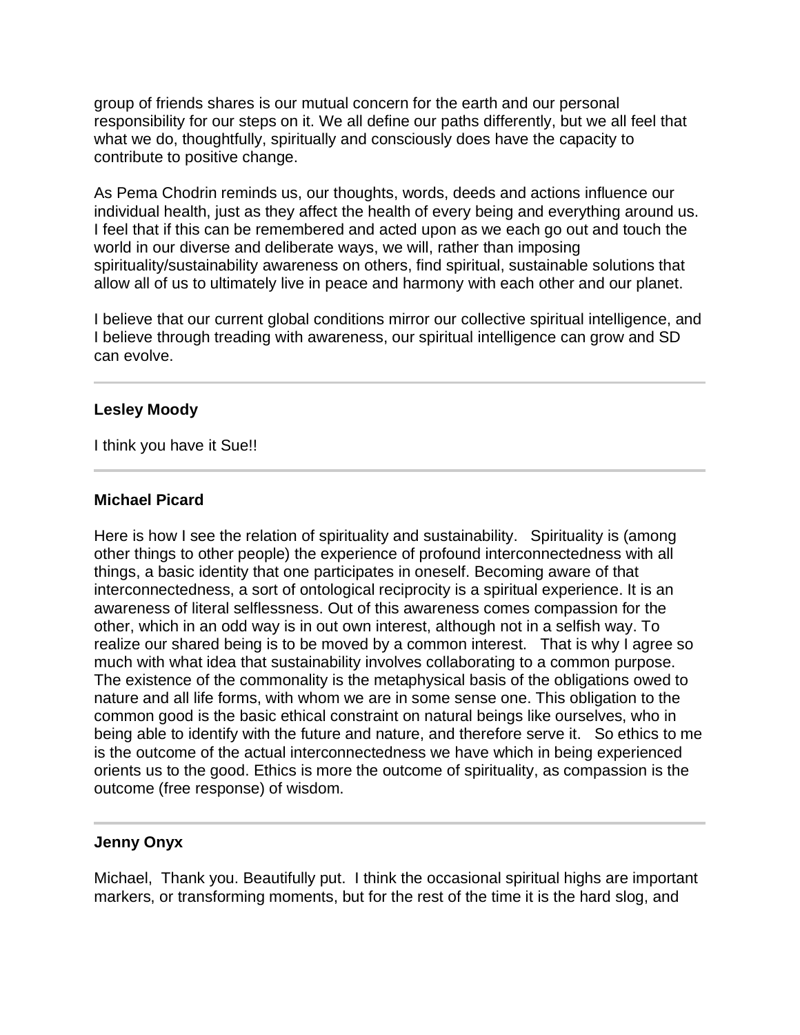group of friends shares is our mutual concern for the earth and our personal responsibility for our steps on it. We all define our paths differently, but we all feel that what we do, thoughtfully, spiritually and consciously does have the capacity to contribute to positive change.

As Pema Chodrin reminds us, our thoughts, words, deeds and actions influence our individual health, just as they affect the health of every being and everything around us. I feel that if this can be remembered and acted upon as we each go out and touch the world in our diverse and deliberate ways, we will, rather than imposing spirituality/sustainability awareness on others, find spiritual, sustainable solutions that allow all of us to ultimately live in peace and harmony with each other and our planet.

I believe that our current global conditions mirror our collective spiritual intelligence, and I believe through treading with awareness, our spiritual intelligence can grow and SD can evolve.

---

**Lesley Moody**

I think you have it Sue!!

---

**Michael Picard**

Here is how I see the relation of spirituality and sustainability. Spirituality is (among other things to other people) the experience of profound interconnectedness with all things, a basic identity that one participates in oneself. Becoming aware of that interconnectedness, a sort of ontological reciprocity is a spiritual experience. It is an awareness of literal selflessness. Out of this awareness comes compassion for the other, which in an odd way is in out own interest, although not in a selfish way. To realize our shared being is to be moved by a common interest. That is why I agree so much with what idea that sustainability involves collaborating to a common purpose. The existence of the commonality is the metaphysical basis of the obligations owed to nature and all life forms, with whom we are in some sense one. This obligation to the common good is the basic ethical constraint on natural beings like ourselves, who in being able to identify with the future and nature, and therefore serve it. So ethics to me is the outcome of the actual interconnectedness we have which in being experienced orients us to the good. Ethics is more the outcome of spirituality, as compassion is the outcome (free response) of wisdom.

---

**Jenny Onyx**

Michael, Thank you. Beautifully put. I think the occasional spiritual highs are important markers, or transforming moments, but for the rest of the time it is the hard slog, and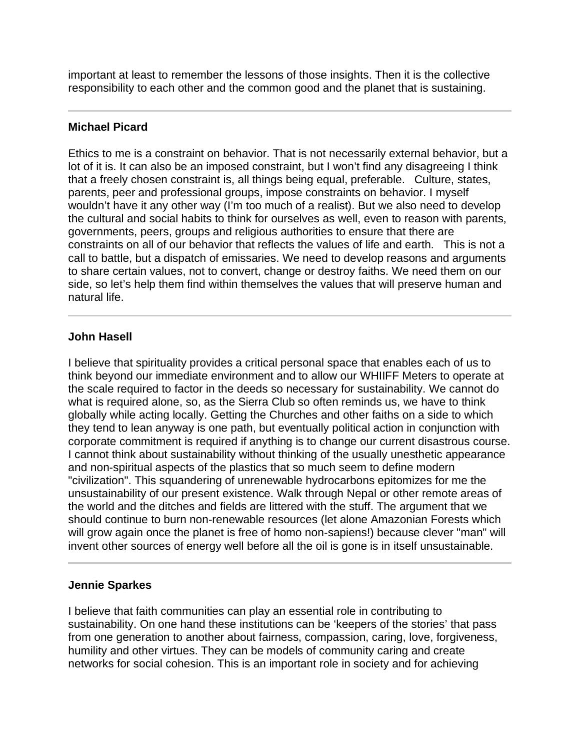important at least to remember the lessons of those insights. Then it is the collective responsibility to each other and the common good and the planet that is sustaining.

---

**Michael Picard**

Ethics to me is a constraint on behavior. That is not necessarily external behavior, but a lot of it is. It can also be an imposed constraint, but I won't find any disagreeing I think that a freely chosen constraint is, all things being equal, preferable. Culture, states, parents, peer and professional groups, impose constraints on behavior. I myself wouldn't have it any other way (I'm too much of a realist). But we also need to develop the cultural and social habits to think for ourselves as well, even to reason with parents, governments, peers, groups and religious authorities to ensure that there are constraints on all of our behavior that reflects the values of life and earth. This is not a call to battle, but a dispatch of emissaries. We need to develop reasons and arguments to share certain values, not to convert, change or destroy faiths. We need them on our side, so let's help them find within themselves the values that will preserve human and natural life.

---

**John Hasell**

I believe that spirituality provides a critical personal space that enables each of us to think beyond our immediate environment and to allow our WHIIFF Meters to operate at the scale required to factor in the deeds so necessary for sustainability. We cannot do what is required alone, so, as the Sierra Club so often reminds us, we have to think globally while acting locally. Getting the Churches and other faiths on a side to which they tend to lean anyway is one path, but eventually political action in conjunction with corporate commitment is required if anything is to change our current disastrous course. I cannot think about sustainability without thinking of the usually unesthetic appearance and non-spiritual aspects of the plastics that so much seem to define modern "civilization". This squandering of unrenewable hydrocarbons epitomizes for me the unsustainability of our present existence. Walk through Nepal or other remote areas of the world and the ditches and fields are littered with the stuff. The argument that we should continue to burn non-renewable resources (let alone Amazonian Forests which will grow again once the planet is free of homo non-sapiens!) because clever "man" will invent other sources of energy well before all the oil is gone is in itself unsustainable.

---

**Jennie Sparkes**

I believe that faith communities can play an essential role in contributing to sustainability. On one hand these institutions can be 'keepers of the stories' that pass from one generation to another about fairness, compassion, caring, love, forgiveness, humility and other virtues. They can be models of community caring and create networks for social cohesion. This is an important role in society and for achieving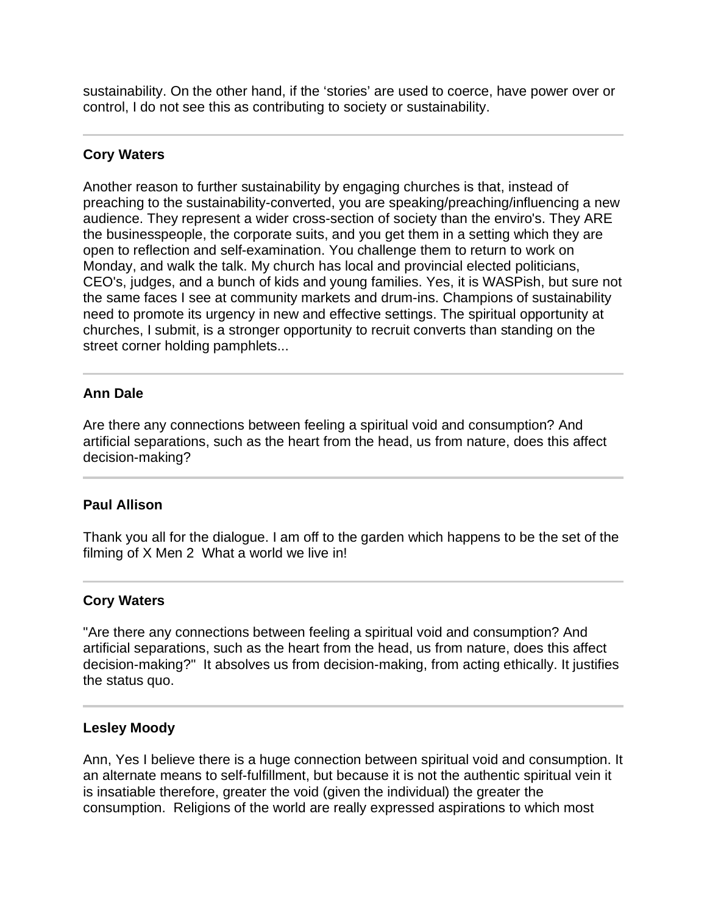sustainability. On the other hand, if the 'stories' are used to coerce, have power over or control, I do not see this as contributing to society or sustainability.

---

**Cory Waters**

Another reason to further sustainability by engaging churches is that, instead of preaching to the sustainability-converted, you are speaking/preaching/influencing a new audience. They represent a wider cross-section of society than the enviro's. They ARE the businesspeople, the corporate suits, and you get them in a setting which they are open to reflection and self-examination. You challenge them to return to work on Monday, and walk the talk. My church has local and provincial elected politicians, CEO's, judges, and a bunch of kids and young families. Yes, it is WASPish, but sure not the same faces I see at community markets and drum-ins. Champions of sustainability need to promote its urgency in new and effective settings. The spiritual opportunity at churches, I submit, is a stronger opportunity to recruit converts than standing on the street corner holding pamphlets...

---

**Ann Dale**

Are there any connections between feeling a spiritual void and consumption? And artificial separations, such as the heart from the head, us from nature, does this affect decision-making?

---

**Paul Allison**

Thank you all for the dialogue. I am off to the garden which happens to be the set of the filming of X Men 2 What a world we live in!

---

**Cory Waters**

"Are there any connections between feeling a spiritual void and consumption? And artificial separations, such as the heart from the head, us from nature, does this affect decision-making?" It absolves us from decision-making, from acting ethically. It justifies the status quo.

---

**Lesley Moody**

Ann, Yes I believe there is a huge connection between spiritual void and consumption. It an alternate means to self-fulfillment, but because it is not the authentic spiritual vein it is insatiable therefore, greater the void (given the individual) the greater the consumption. Religions of the world are really expressed aspirations to which most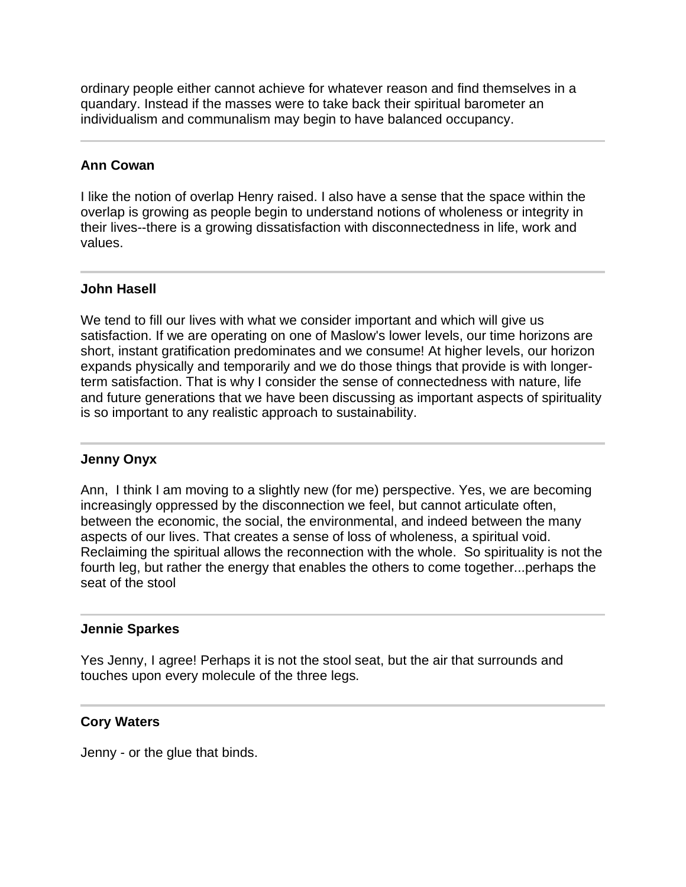ordinary people either cannot achieve for whatever reason and find themselves in a quandary. Instead if the masses were to take back their spiritual barometer an individualism and communalism may begin to have balanced occupancy.

---

**Ann Cowan**

I like the notion of overlap Henry raised. I also have a sense that the space within the overlap is growing as people begin to understand notions of wholeness or integrity in their lives--there is a growing dissatisfaction with disconnectedness in life, work and values.

---

**John Hasell**

We tend to fill our lives with what we consider important and which will give us satisfaction. If we are operating on one of Maslow's lower levels, our time horizons are short, instant gratification predominates and we consume! At higher levels, our horizon expands physically and temporarily and we do those things that provide is with longer-term satisfaction. That is why I consider the sense of connectedness with nature, life and future generations that we have been discussing as important aspects of spirituality is so important to any realistic approach to sustainability.

---

**Jenny Onyx**

Ann, I think I am moving to a slightly new (for me) perspective. Yes, we are becoming increasingly oppressed by the disconnection we feel, but cannot articulate often, between the economic, the social, the environmental, and indeed between the many aspects of our lives. That creates a sense of loss of wholeness, a spiritual void. Reclaiming the spiritual allows the reconnection with the whole. So spirituality is not the fourth leg, but rather the energy that enables the others to come together...perhaps the seat of the stool

---

**Jennie Sparkes**

Yes Jenny, I agree! Perhaps it is not the stool seat, but the air that surrounds and touches upon every molecule of the three legs.

---

**Cory Waters**

Jenny - or the glue that binds.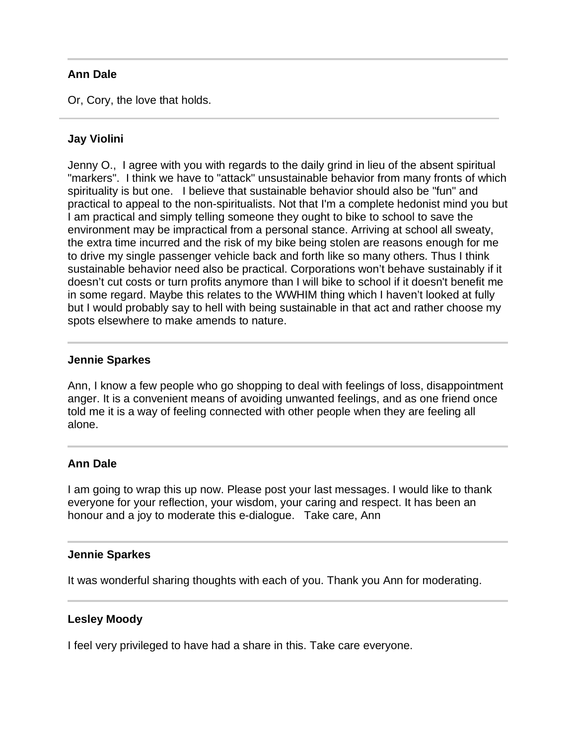---

**Ann Dale**

Or, Cory, the love that holds.

---

**Jay Violini**

Jenny O., I agree with you with regards to the daily grind in lieu of the absent spiritual "markers". I think we have to "attack" unsustainable behavior from many fronts of which spirituality is but one. I believe that sustainable behavior should also be "fun" and practical to appeal to the non-spiritualists. Not that I'm a complete hedonist mind you but I am practical and simply telling someone they ought to bike to school to save the environment may be impractical from a personal stance. Arriving at school all sweaty, the extra time incurred and the risk of my bike being stolen are reasons enough for me to drive my single passenger vehicle back and forth like so many others. Thus I think sustainable behavior need also be practical. Corporations won't behave sustainably if it doesn't cut costs or turn profits anymore than I will bike to school if it doesn't benefit me in some regard. Maybe this relates to the WWHIM thing which I haven't looked at fully but I would probably say to hell with being sustainable in that act and rather choose my spots elsewhere to make amends to nature.

---

**Jennie Sparkes**

Ann, I know a few people who go shopping to deal with feelings of loss, disappointment anger. It is a convenient means of avoiding unwanted feelings, and as one friend once told me it is a way of feeling connected with other people when they are feeling all alone.

---

**Ann Dale**

I am going to wrap this up now. Please post your last messages. I would like to thank everyone for your reflection, your wisdom, your caring and respect. It has been an honour and a joy to moderate this e-dialogue. Take care, Ann

---

**Jennie Sparkes**

It was wonderful sharing thoughts with each of you. Thank you Ann for moderating.

---

**Lesley Moody**

I feel very privileged to have had a share in this. Take care everyone.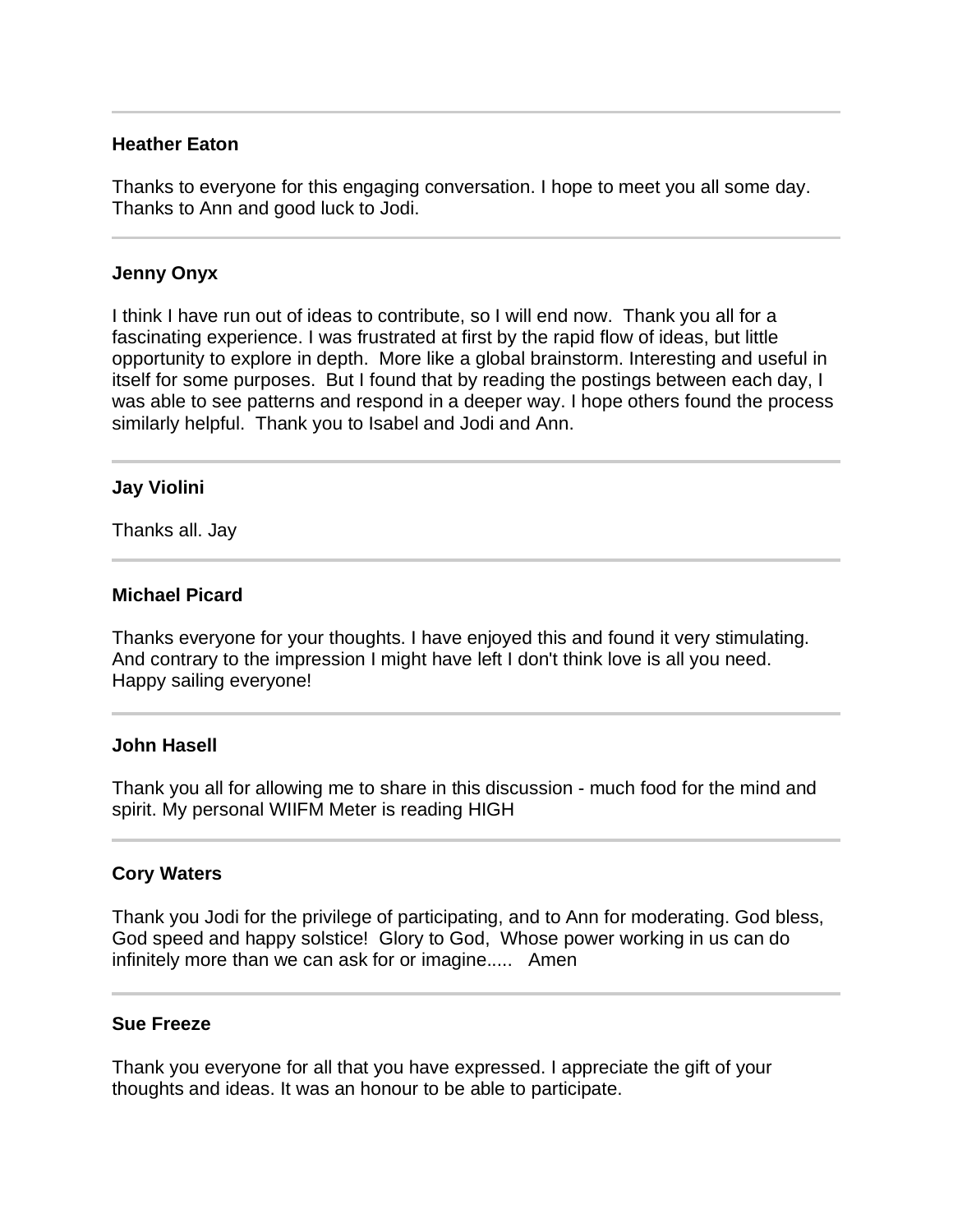---

**Heather Eaton**

Thanks to everyone for this engaging conversation. I hope to meet you all some day. Thanks to Ann and good luck to Jodi.

---

**Jenny Onyx**

I think I have run out of ideas to contribute, so I will end now. Thank you all for a fascinating experience. I was frustrated at first by the rapid flow of ideas, but little opportunity to explore in depth. More like a global brainstorm. Interesting and useful in itself for some purposes. But I found that by reading the postings between each day, I was able to see patterns and respond in a deeper way. I hope others found the process similarly helpful. Thank you to Isabel and Jodi and Ann.

---

**Jay Violini**

Thanks all. Jay

---

**Michael Picard**

Thanks everyone for your thoughts. I have enjoyed this and found it very stimulating. And contrary to the impression I might have left I don't think love is all you need. Happy sailing everyone!

---

**John Hasell**

Thank you all for allowing me to share in this discussion - much food for the mind and spirit. My personal WIIFM Meter is reading HIGH

---

**Cory Waters**

Thank you Jodi for the privilege of participating, and to Ann for moderating. God bless, God speed and happy solstice! Glory to God, Whose power working in us can do infinitely more than we can ask for or imagine..... Amen

---

**Sue Freeze**

Thank you everyone for all that you have expressed. I appreciate the gift of your thoughts and ideas. It was an honour to be able to participate.